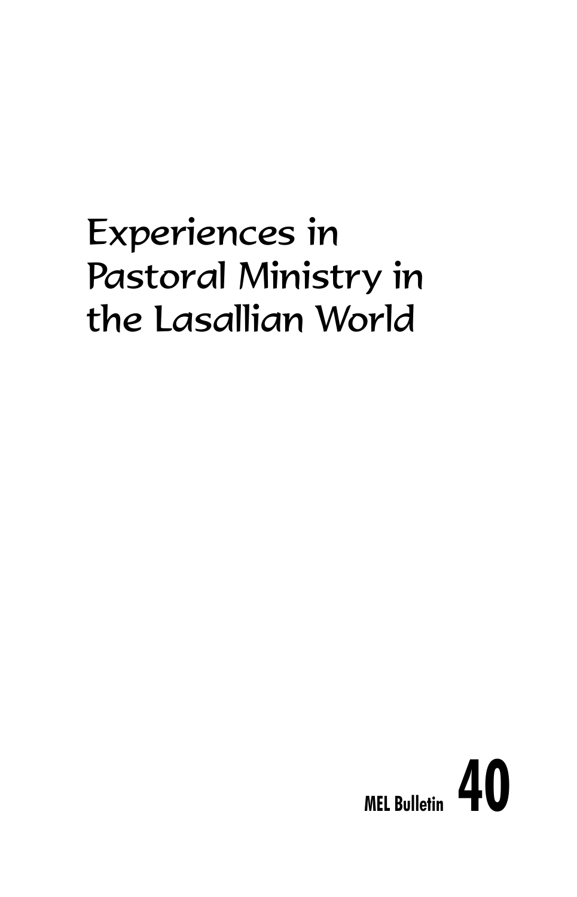# Experiences in Pastoral Ministry in the Lasallian World

MEL Bulletin **40**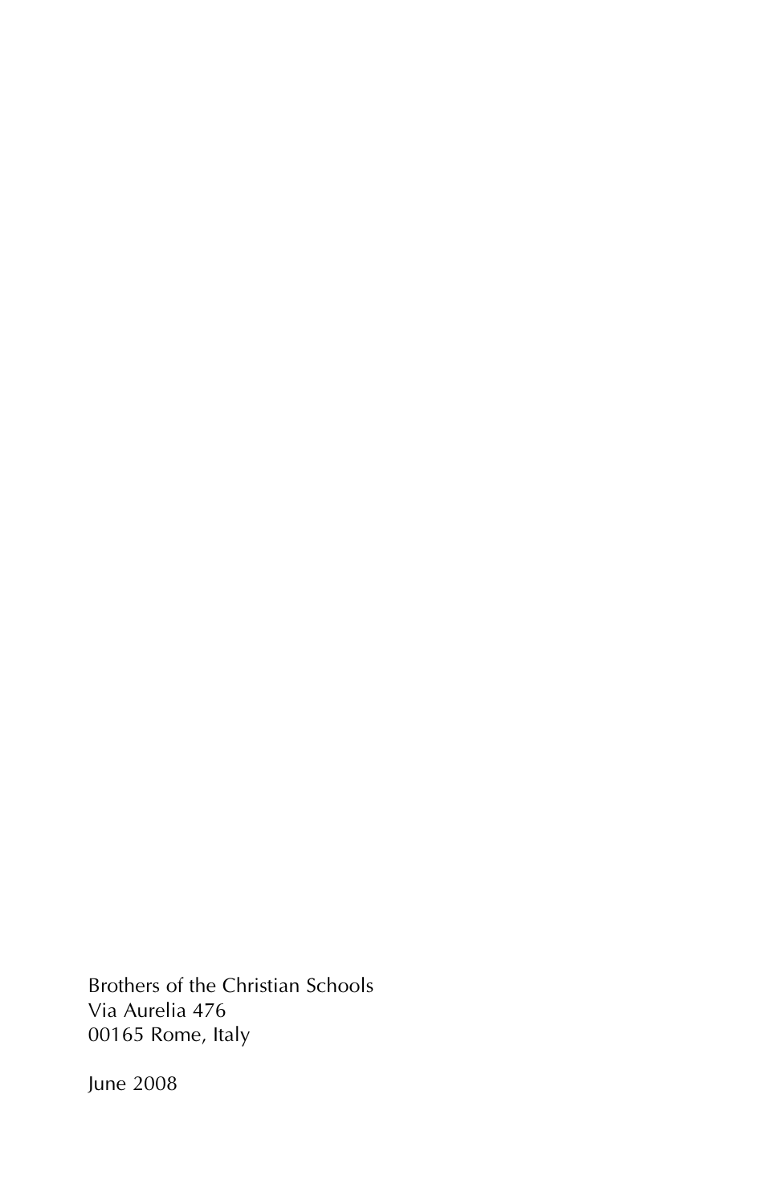Brothers of the Christian Schools
Via Aurelia 476
00165 Rome, Italy

June 2008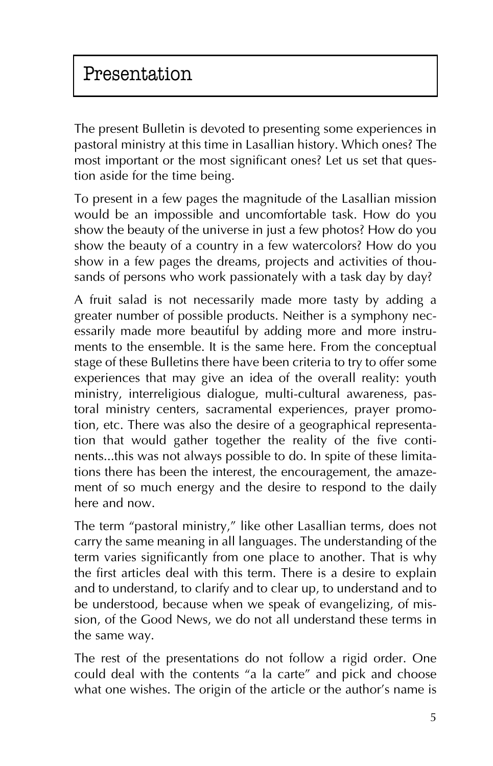# Presentation

The present Bulletin is devoted to presenting some experiences in pastoral ministry at this time in Lasallian history. Which ones? The most important or the most significant ones? Let us set that question aside for the time being.

To present in a few pages the magnitude of the Lasallian mission would be an impossible and uncomfortable task. How do you show the beauty of the universe in just a few photos? How do you show the beauty of a country in a few watercolors? How do you show in a few pages the dreams, projects and activities of thousands of persons who work passionately with a task day by day?

A fruit salad is not necessarily made more tasty by adding a greater number of possible products. Neither is a symphony necessarily made more beautiful by adding more and more instruments to the ensemble. It is the same here. From the conceptual stage of these Bulletins there have been criteria to try to offer some experiences that may give an idea of the overall reality: youth ministry, interreligious dialogue, multi-cultural awareness, pastoral ministry centers, sacramental experiences, prayer promotion, etc. There was also the desire of a geographical representation that would gather together the reality of the five continents...this was not always possible to do. In spite of these limitations there has been the interest, the encouragement, the amazement of so much energy and the desire to respond to the daily here and now.

The term "pastoral ministry," like other Lasallian terms, does not carry the same meaning in all languages. The understanding of the term varies significantly from one place to another. That is why the first articles deal with this term. There is a desire to explain and to understand, to clarify and to clear up, to understand and to be understood, because when we speak of evangelizing, of mission, of the Good News, we do not all understand these terms in the same way.

The rest of the presentations do not follow a rigid order. One could deal with the contents "a la carte" and pick and choose what one wishes. The origin of the article or the author's name is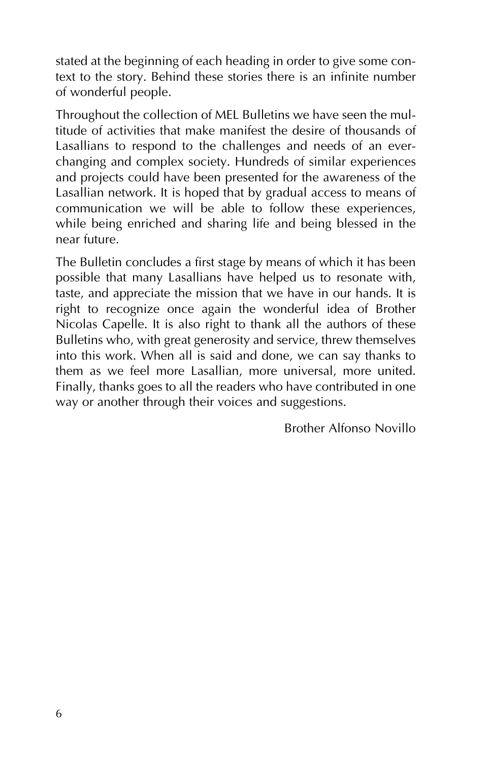stated at the beginning of each heading in order to give some context to the story. Behind these stories there is an infinite number of wonderful people.

Throughout the collection of MEL Bulletins we have seen the multitude of activities that make manifest the desire of thousands of Lasallians to respond to the challenges and needs of an ever-changing and complex society. Hundreds of similar experiences and projects could have been presented for the awareness of the Lasallian network. It is hoped that by gradual access to means of communication we will be able to follow these experiences, while being enriched and sharing life and being blessed in the near future.

The Bulletin concludes a first stage by means of which it has been possible that many Lasallians have helped us to resonate with, taste, and appreciate the mission that we have in our hands. It is right to recognize once again the wonderful idea of Brother Nicolas Capelle. It is also right to thank all the authors of these Bulletins who, with great generosity and service, threw themselves into this work. When all is said and done, we can say thanks to them as we feel more Lasallian, more universal, more united. Finally, thanks goes to all the readers who have contributed in one way or another through their voices and suggestions.

Brother Alfonso Novillo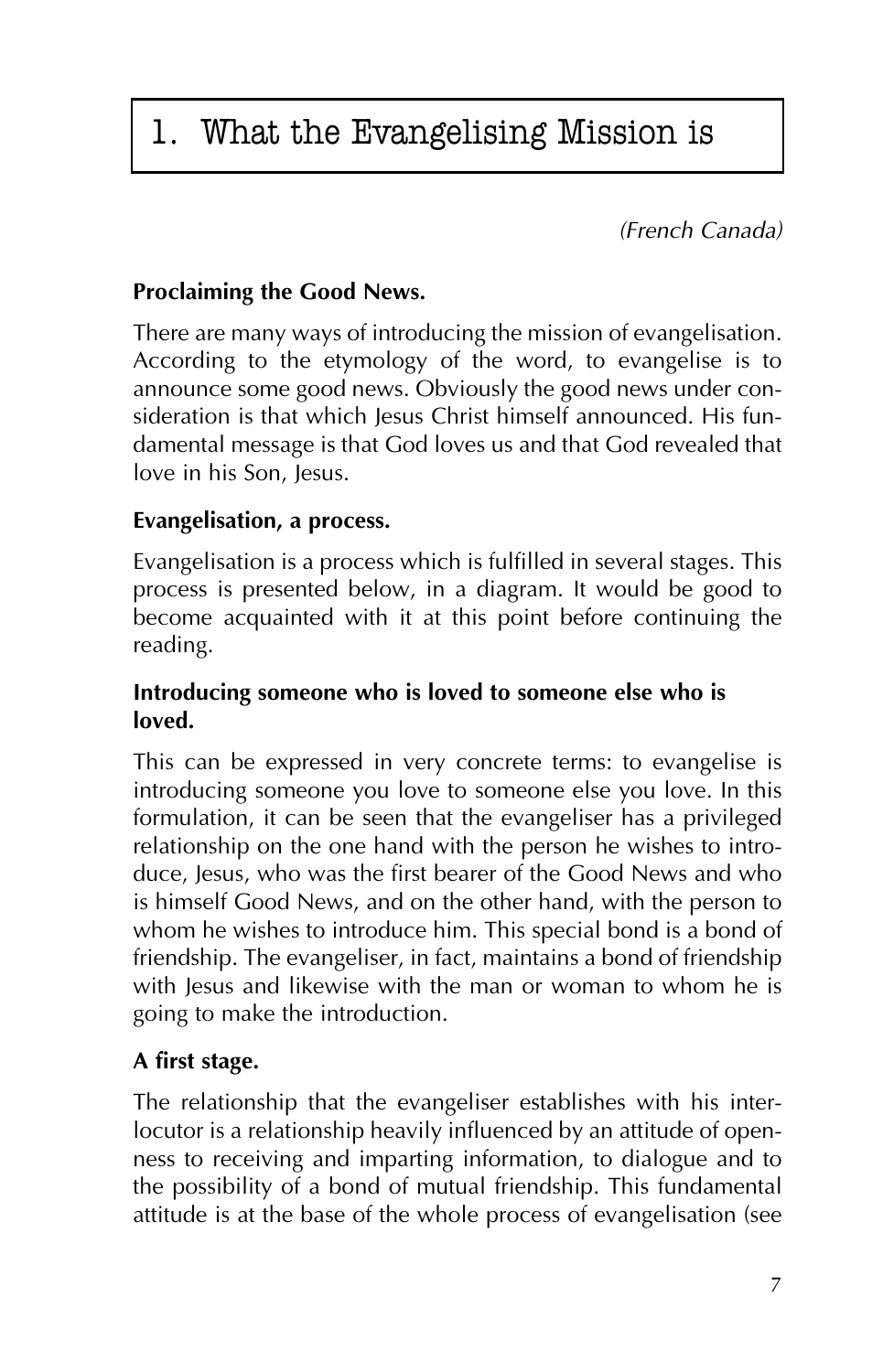# 1. What the Evangelising Mission is

*(French Canada)*

**Proclaiming the Good News.**

There are many ways of introducing the mission of evangelisation. According to the etymology of the word, to evangelise is to announce some good news. Obviously the good news under consideration is that which Jesus Christ himself announced. His fundamental message is that God loves us and that God revealed that love in his Son, Jesus.

**Evangelisation, a process.**

Evangelisation is a process which is fulfilled in several stages. This process is presented below, in a diagram. It would be good to become acquainted with it at this point before continuing the reading.

**Introducing someone who is loved to someone else who is loved.**

This can be expressed in very concrete terms: to evangelise is introducing someone you love to someone else you love. In this formulation, it can be seen that the evangeliser has a privileged relationship on the one hand with the person he wishes to introduce, Jesus, who was the first bearer of the Good News and who is himself Good News, and on the other hand, with the person to whom he wishes to introduce him. This special bond is a bond of friendship. The evangeliser, in fact, maintains a bond of friendship with Jesus and likewise with the man or woman to whom he is going to make the introduction.

**A first stage.**

The relationship that the evangeliser establishes with his interlocutor is a relationship heavily influenced by an attitude of openness to receiving and imparting information, to dialogue and to the possibility of a bond of mutual friendship. This fundamental attitude is at the base of the whole process of evangelisation (see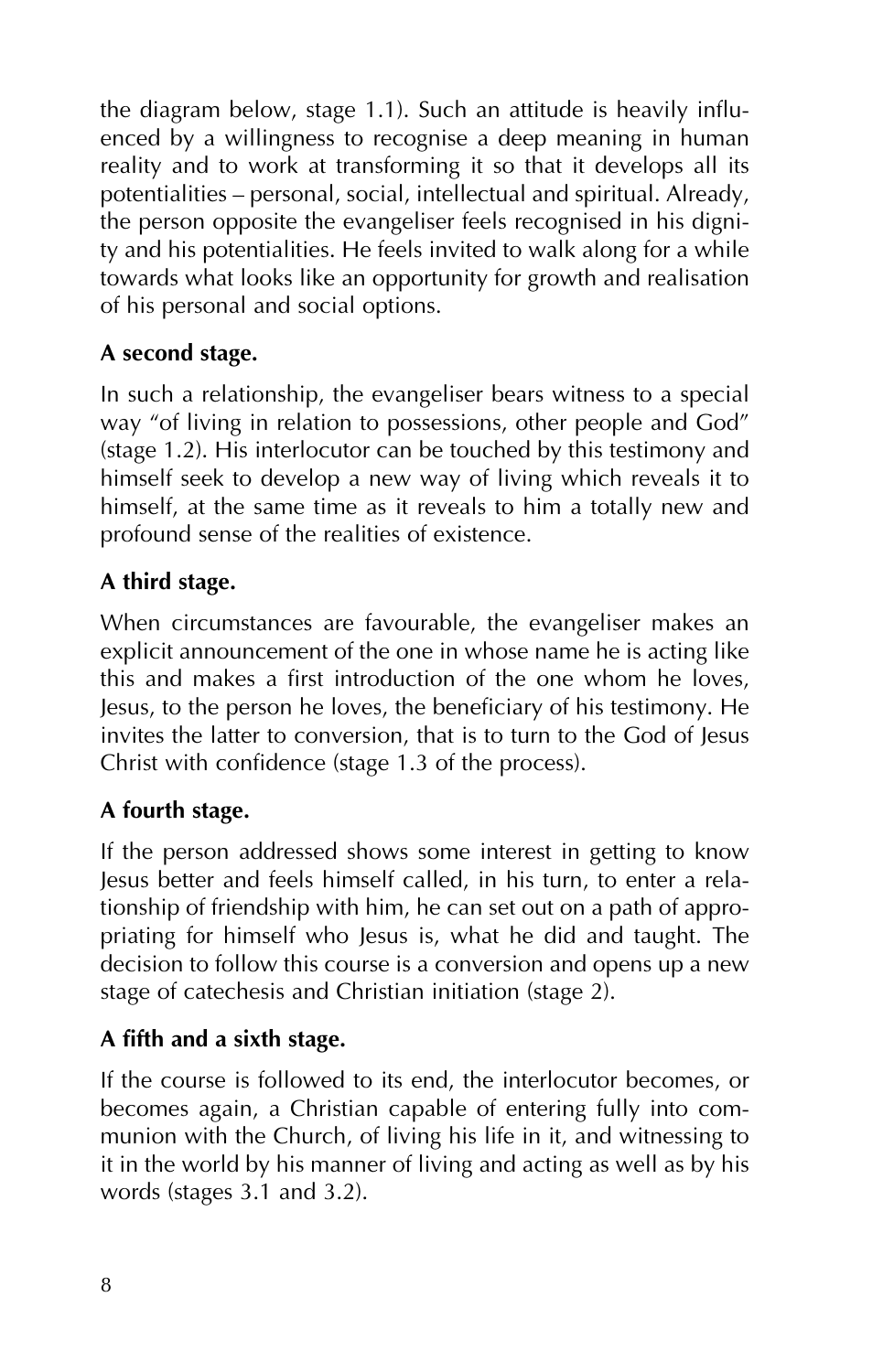the diagram below, stage 1.1). Such an attitude is heavily influenced by a willingness to recognise a deep meaning in human reality and to work at transforming it so that it develops all its potentialities – personal, social, intellectual and spiritual. Already, the person opposite the evangeliser feels recognised in his dignity and his potentialities. He feels invited to walk along for a while towards what looks like an opportunity for growth and realisation of his personal and social options.

**A second stage.**

In such a relationship, the evangeliser bears witness to a special way "of living in relation to possessions, other people and God" (stage 1.2). His interlocutor can be touched by this testimony and himself seek to develop a new way of living which reveals it to himself, at the same time as it reveals to him a totally new and profound sense of the realities of existence.

**A third stage.**

When circumstances are favourable, the evangeliser makes an explicit announcement of the one in whose name he is acting like this and makes a first introduction of the one whom he loves, Jesus, to the person he loves, the beneficiary of his testimony. He invites the latter to conversion, that is to turn to the God of Jesus Christ with confidence (stage 1.3 of the process).

**A fourth stage.**

If the person addressed shows some interest in getting to know Jesus better and feels himself called, in his turn, to enter a relationship of friendship with him, he can set out on a path of appropriating for himself who Jesus is, what he did and taught. The decision to follow this course is a conversion and opens up a new stage of catechesis and Christian initiation (stage 2).

**A fifth and a sixth stage.**

If the course is followed to its end, the interlocutor becomes, or becomes again, a Christian capable of entering fully into communion with the Church, of living his life in it, and witnessing to it in the world by his manner of living and acting as well as by his words (stages 3.1 and 3.2).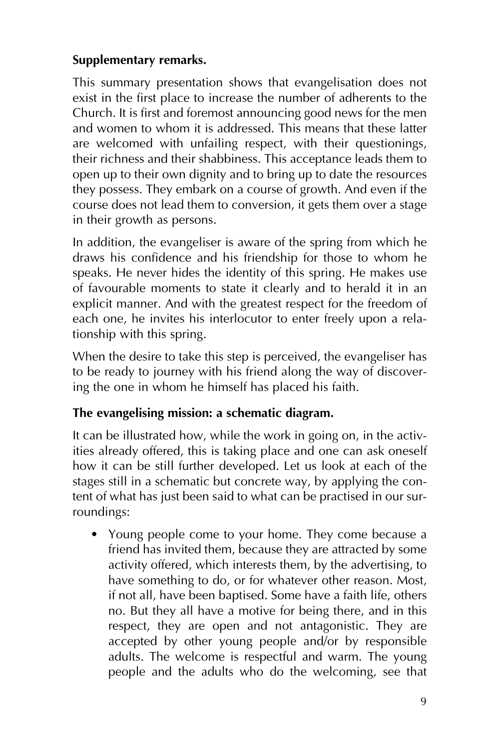**Supplementary remarks.**

This summary presentation shows that evangelisation does not exist in the first place to increase the number of adherents to the Church. It is first and foremost announcing good news for the men and women to whom it is addressed. This means that these latter are welcomed with unfailing respect, with their questionings, their richness and their shabbiness. This acceptance leads them to open up to their own dignity and to bring up to date the resources they possess. They embark on a course of growth. And even if the course does not lead them to conversion, it gets them over a stage in their growth as persons.

In addition, the evangeliser is aware of the spring from which he draws his confidence and his friendship for those to whom he speaks. He never hides the identity of this spring. He makes use of favourable moments to state it clearly and to herald it in an explicit manner. And with the greatest respect for the freedom of each one, he invites his interlocutor to enter freely upon a relationship with this spring.

When the desire to take this step is perceived, the evangeliser has to be ready to journey with his friend along the way of discovering the one in whom he himself has placed his faith.

**The evangelising mission: a schematic diagram.**

It can be illustrated how, while the work in going on, in the activities already offered, this is taking place and one can ask oneself how it can be still further developed. Let us look at each of the stages still in a schematic but concrete way, by applying the content of what has just been said to what can be practised in our surroundings:

- Young people come to your home. They come because a friend has invited them, because they are attracted by some activity offered, which interests them, by the advertising, to have something to do, or for whatever other reason. Most, if not all, have been baptised. Some have a faith life, others no. But they all have a motive for being there, and in this respect, they are open and not antagonistic. They are accepted by other young people and/or by responsible adults. The welcome is respectful and warm. The young people and the adults who do the welcoming, see that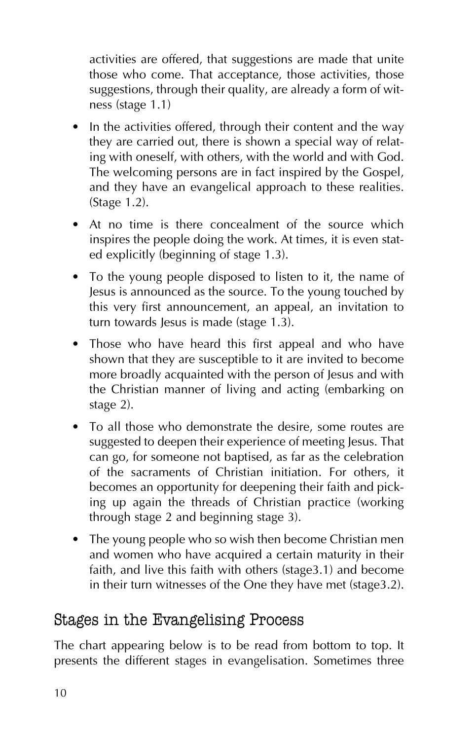activities are offered, that suggestions are made that unite those who come. That acceptance, those activities, those suggestions, through their quality, are already a form of witness (stage 1.1)

- In the activities offered, through their content and the way they are carried out, there is shown a special way of relating with oneself, with others, with the world and with God. The welcoming persons are in fact inspired by the Gospel, and they have an evangelical approach to these realities. (Stage 1.2).
- At no time is there concealment of the source which inspires the people doing the work. At times, it is even stated explicitly (beginning of stage 1.3).
- To the young people disposed to listen to it, the name of Jesus is announced as the source. To the young touched by this very first announcement, an appeal, an invitation to turn towards Jesus is made (stage 1.3).
- Those who have heard this first appeal and who have shown that they are susceptible to it are invited to become more broadly acquainted with the person of Jesus and with the Christian manner of living and acting (embarking on stage 2).
- To all those who demonstrate the desire, some routes are suggested to deepen their experience of meeting Jesus. That can go, for someone not baptised, as far as the celebration of the sacraments of Christian initiation. For others, it becomes an opportunity for deepening their faith and picking up again the threads of Christian practice (working through stage 2 and beginning stage 3).
- The young people who so wish then become Christian men and women who have acquired a certain maturity in their faith, and live this faith with others (stage3.1) and become in their turn witnesses of the One they have met (stage3.2).

## Stages in the Evangelising Process

The chart appearing below is to be read from bottom to top. It presents the different stages in evangelisation. Sometimes three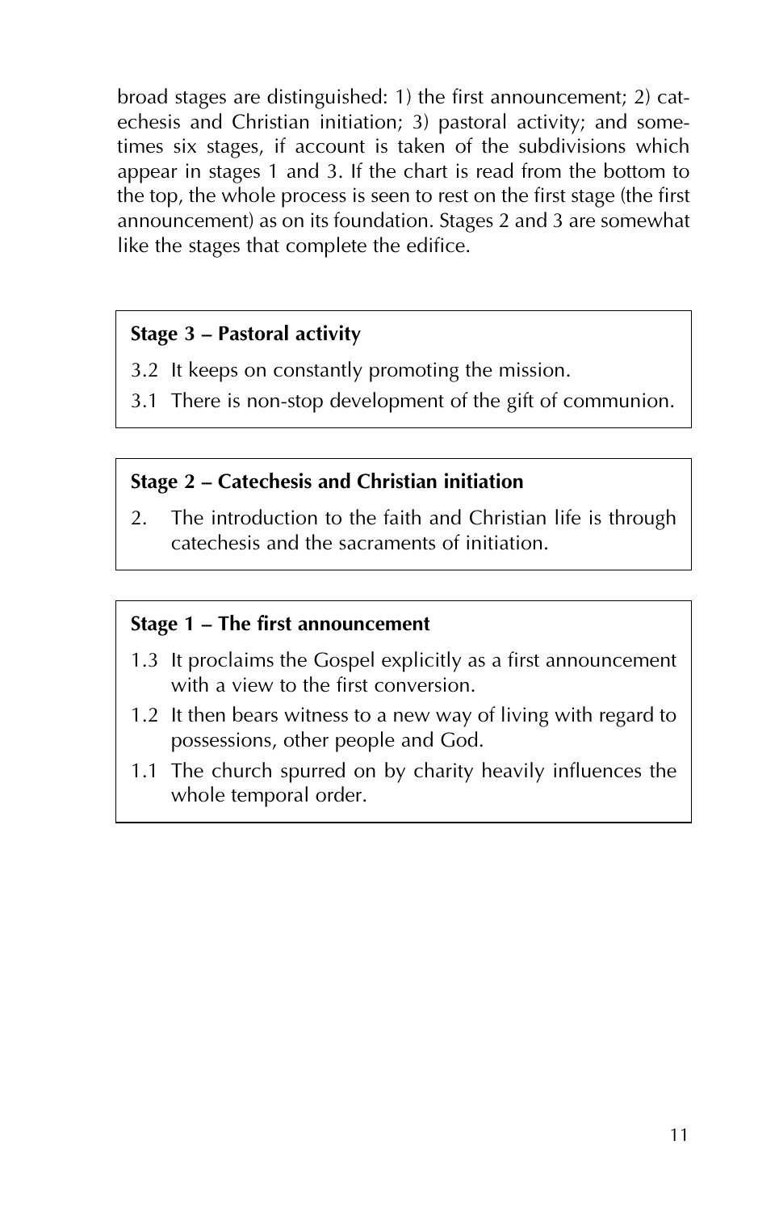broad stages are distinguished: 1) the first announcement; 2) catechesis and Christian initiation; 3) pastoral activity; and sometimes six stages, if account is taken of the subdivisions which appear in stages 1 and 3. If the chart is read from the bottom to the top, the whole process is seen to rest on the first stage (the first announcement) as on its foundation. Stages 2 and 3 are somewhat like the stages that complete the edifice.

**Stage 3 – Pastoral activity**

3.2 It keeps on constantly promoting the mission.

3.1 There is non-stop development of the gift of communion.

**Stage 2 – Catechesis and Christian initiation**

2. The introduction to the faith and Christian life is through catechesis and the sacraments of initiation.

**Stage 1 – The first announcement**

1.3 It proclaims the Gospel explicitly as a first announcement with a view to the first conversion.

1.2 It then bears witness to a new way of living with regard to possessions, other people and God.

1.1 The church spurred on by charity heavily influences the whole temporal order.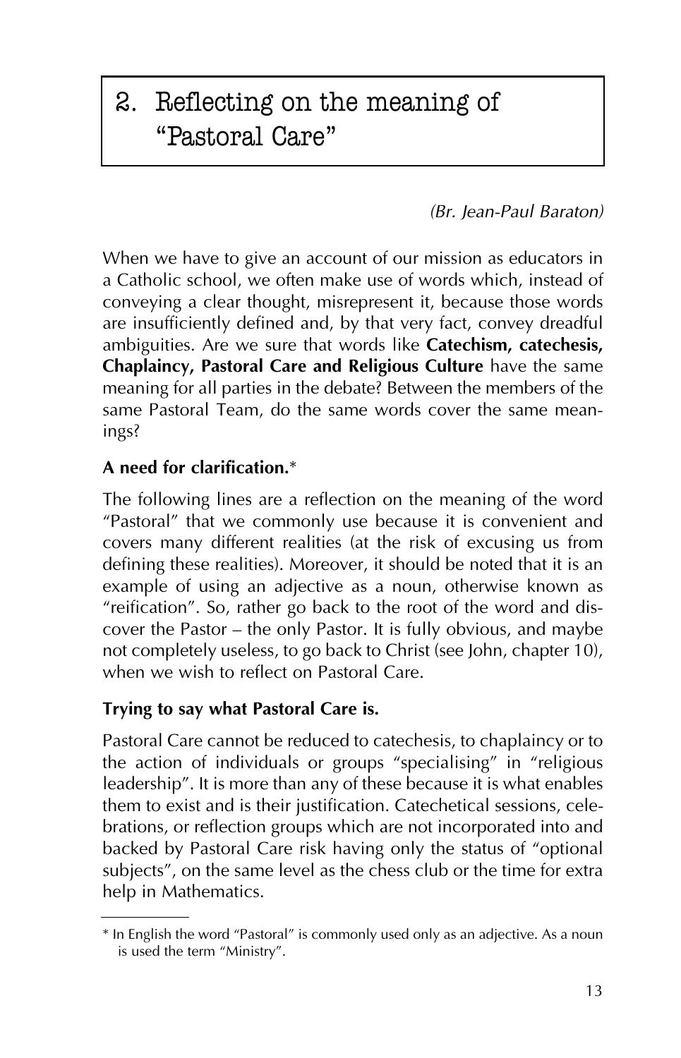# 2. Reflecting on the meaning of "Pastoral Care"

*(Br. Jean-Paul Baraton)*

When we have to give an account of our mission as educators in a Catholic school, we often make use of words which, instead of conveying a clear thought, misrepresent it, because those words are insufficiently defined and, by that very fact, convey dreadful ambiguities. Are we sure that words like **Catechism, catechesis, Chaplaincy, Pastoral Care and Religious Culture** have the same meaning for all parties in the debate? Between the members of the same Pastoral Team, do the same words cover the same meanings?

### A need for clarification.*

The following lines are a reflection on the meaning of the word "Pastoral" that we commonly use because it is convenient and covers many different realities (at the risk of excusing us from defining these realities). Moreover, it should be noted that it is an example of using an adjective as a noun, otherwise known as "reification". So, rather go back to the root of the word and discover the Pastor – the only Pastor. It is fully obvious, and maybe not completely useless, to go back to Christ (see John, chapter 10), when we wish to reflect on Pastoral Care.

### Trying to say what Pastoral Care is.

Pastoral Care cannot be reduced to catechesis, to chaplaincy or to the action of individuals or groups "specialising" in "religious leadership". It is more than any of these because it is what enables them to exist and is their justification. Catechetical sessions, celebrations, or reflection groups which are not incorporated into and backed by Pastoral Care risk having only the status of "optional subjects", on the same level as the chess club or the time for extra help in Mathematics.

---

* In English the word "Pastoral" is commonly used only as an adjective. As a noun is used the term "Ministry".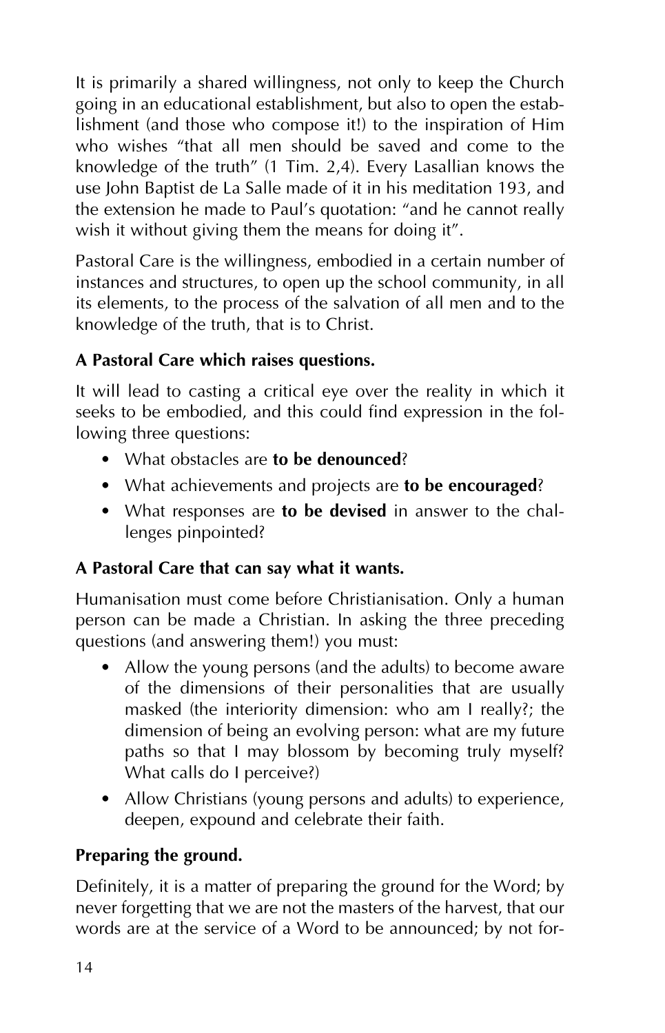It is primarily a shared willingness, not only to keep the Church going in an educational establishment, but also to open the establishment (and those who compose it!) to the inspiration of Him who wishes "that all men should be saved and come to the knowledge of the truth" (1 Tim. 2,4). Every Lasallian knows the use John Baptist de La Salle made of it in his meditation 193, and the extension he made to Paul's quotation: "and he cannot really wish it without giving them the means for doing it".

Pastoral Care is the willingness, embodied in a certain number of instances and structures, to open up the school community, in all its elements, to the process of the salvation of all men and to the knowledge of the truth, that is to Christ.

**A Pastoral Care which raises questions.**

It will lead to casting a critical eye over the reality in which it seeks to be embodied, and this could find expression in the following three questions:

- What obstacles are **to be denounced**?
- What achievements and projects are **to be encouraged**?
- What responses are **to be devised** in answer to the challenges pinpointed?

**A Pastoral Care that can say what it wants.**

Humanisation must come before Christianisation. Only a human person can be made a Christian. In asking the three preceding questions (and answering them!) you must:

- Allow the young persons (and the adults) to become aware of the dimensions of their personalities that are usually masked (the interiority dimension: who am I really?; the dimension of being an evolving person: what are my future paths so that I may blossom by becoming truly myself? What calls do I perceive?)
- Allow Christians (young persons and adults) to experience, deepen, expound and celebrate their faith.

**Preparing the ground.**

Definitely, it is a matter of preparing the ground for the Word; by never forgetting that we are not the masters of the harvest, that our words are at the service of a Word to be announced; by not for-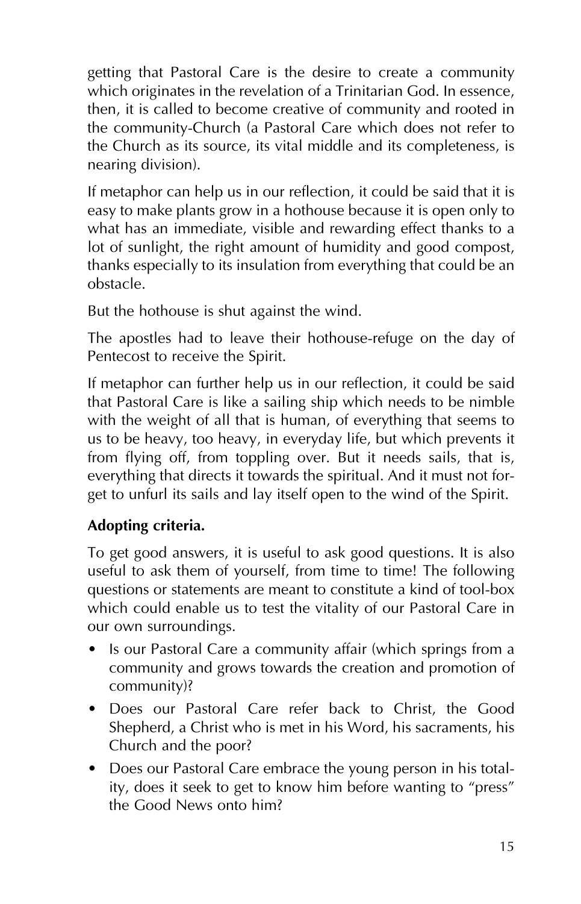getting that Pastoral Care is the desire to create a community which originates in the revelation of a Trinitarian God. In essence, then, it is called to become creative of community and rooted in the community-Church (a Pastoral Care which does not refer to the Church as its source, its vital middle and its completeness, is nearing division).

If metaphor can help us in our reflection, it could be said that it is easy to make plants grow in a hothouse because it is open only to what has an immediate, visible and rewarding effect thanks to a lot of sunlight, the right amount of humidity and good compost, thanks especially to its insulation from everything that could be an obstacle.

But the hothouse is shut against the wind.

The apostles had to leave their hothouse-refuge on the day of Pentecost to receive the Spirit.

If metaphor can further help us in our reflection, it could be said that Pastoral Care is like a sailing ship which needs to be nimble with the weight of all that is human, of everything that seems to us to be heavy, too heavy, in everyday life, but which prevents it from flying off, from toppling over. But it needs sails, that is, everything that directs it towards the spiritual. And it must not forget to unfurl its sails and lay itself open to the wind of the Spirit.

**Adopting criteria.**

To get good answers, it is useful to ask good questions. It is also useful to ask them of yourself, from time to time! The following questions or statements are meant to constitute a kind of tool-box which could enable us to test the vitality of our Pastoral Care in our own surroundings.

- Is our Pastoral Care a community affair (which springs from a community and grows towards the creation and promotion of community)?
- Does our Pastoral Care refer back to Christ, the Good Shepherd, a Christ who is met in his Word, his sacraments, his Church and the poor?
- Does our Pastoral Care embrace the young person in his totality, does it seek to get to know him before wanting to "press" the Good News onto him?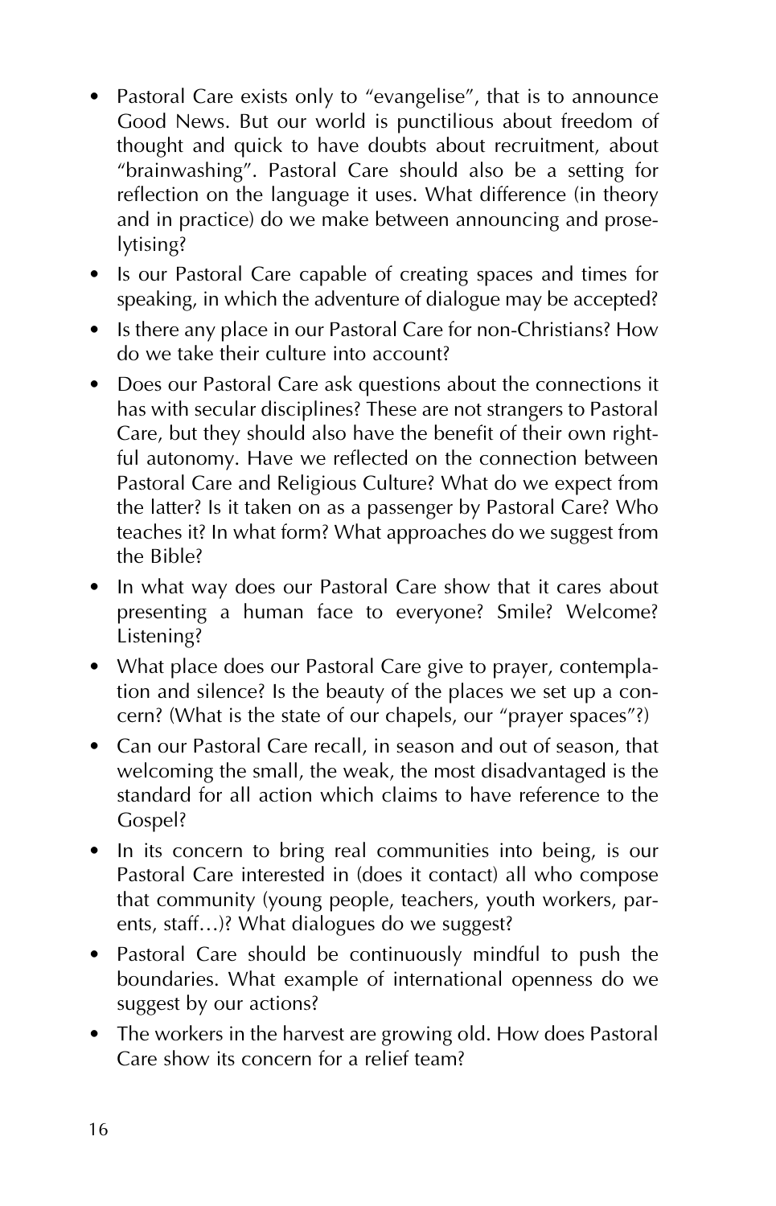- Pastoral Care exists only to "evangelise", that is to announce Good News. But our world is punctilious about freedom of thought and quick to have doubts about recruitment, about "brainwashing". Pastoral Care should also be a setting for reflection on the language it uses. What difference (in theory and in practice) do we make between announcing and proselytising?
- Is our Pastoral Care capable of creating spaces and times for speaking, in which the adventure of dialogue may be accepted?
- Is there any place in our Pastoral Care for non-Christians? How do we take their culture into account?
- Does our Pastoral Care ask questions about the connections it has with secular disciplines? These are not strangers to Pastoral Care, but they should also have the benefit of their own rightful autonomy. Have we reflected on the connection between Pastoral Care and Religious Culture? What do we expect from the latter? Is it taken on as a passenger by Pastoral Care? Who teaches it? In what form? What approaches do we suggest from the Bible?
- In what way does our Pastoral Care show that it cares about presenting a human face to everyone? Smile? Welcome? Listening?
- What place does our Pastoral Care give to prayer, contemplation and silence? Is the beauty of the places we set up a concern? (What is the state of our chapels, our "prayer spaces"?)
- Can our Pastoral Care recall, in season and out of season, that welcoming the small, the weak, the most disadvantaged is the standard for all action which claims to have reference to the Gospel?
- In its concern to bring real communities into being, is our Pastoral Care interested in (does it contact) all who compose that community (young people, teachers, youth workers, parents, staff…)? What dialogues do we suggest?
- Pastoral Care should be continuously mindful to push the boundaries. What example of international openness do we suggest by our actions?
- The workers in the harvest are growing old. How does Pastoral Care show its concern for a relief team?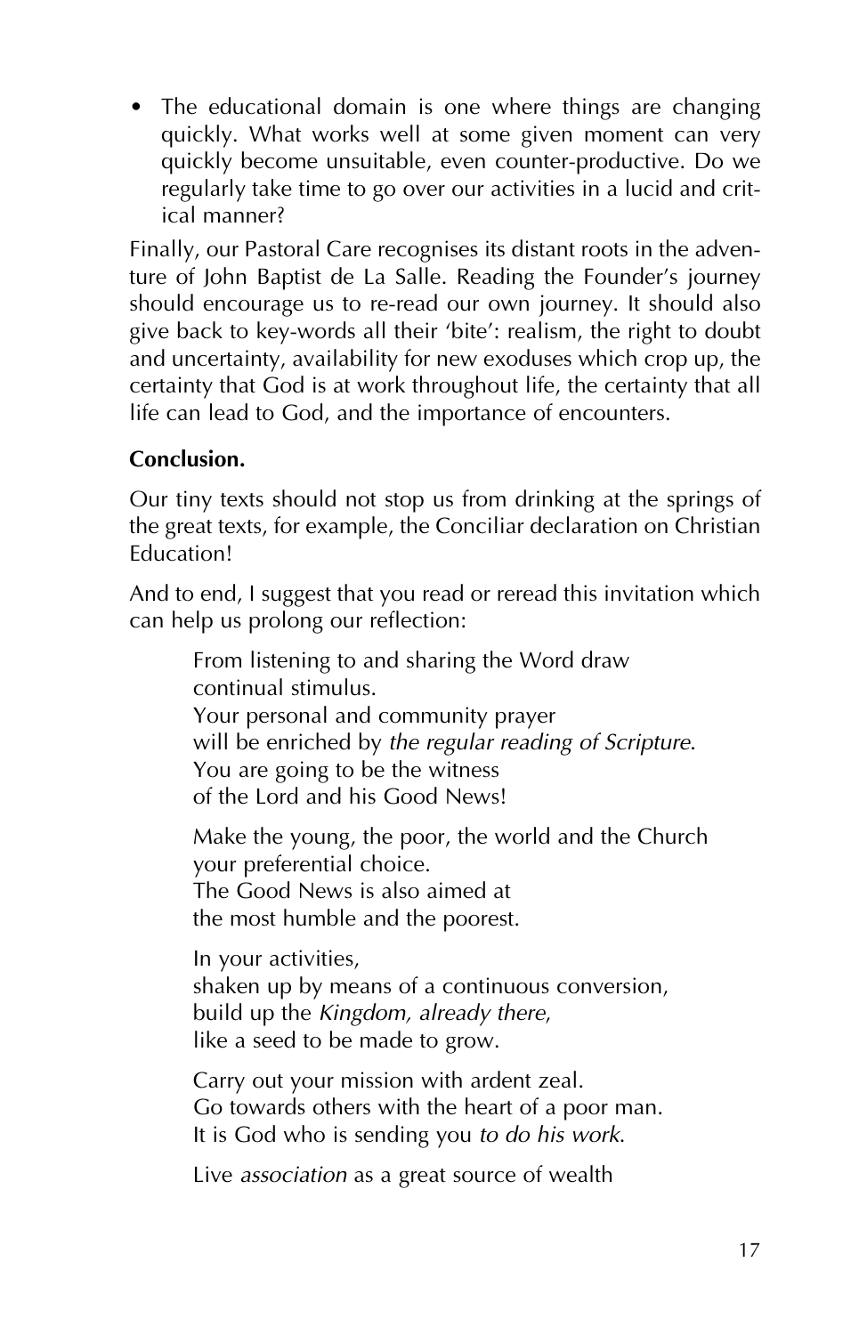- The educational domain is one where things are changing quickly. What works well at some given moment can very quickly become unsuitable, even counter-productive. Do we regularly take time to go over our activities in a lucid and critical manner?

Finally, our Pastoral Care recognises its distant roots in the adventure of John Baptist de La Salle. Reading the Founder's journey should encourage us to re-read our own journey. It should also give back to key-words all their 'bite': realism, the right to doubt and uncertainty, availability for new exoduses which crop up, the certainty that God is at work throughout life, the certainty that all life can lead to God, and the importance of encounters.

**Conclusion.**

Our tiny texts should not stop us from drinking at the springs of the great texts, for example, the Conciliar declaration on Christian Education!

And to end, I suggest that you read or reread this invitation which can help us prolong our reflection:

> From listening to and sharing the Word draw
> continual stimulus.
> Your personal and community prayer
> will be enriched by *the regular reading of Scripture*.
> You are going to be the witness
> of the Lord and his Good News!
>
> Make the young, the poor, the world and the Church
> your preferential choice.
> The Good News is also aimed at
> the most humble and the poorest.
>
> In your activities,
> shaken up by means of a continuous conversion,
> build up the *Kingdom, already there*,
> like a seed to be made to grow.
>
> Carry out your mission with ardent zeal.
> Go towards others with the heart of a poor man.
> It is God who is sending you *to do his work*.
>
> Live *association* as a great source of wealth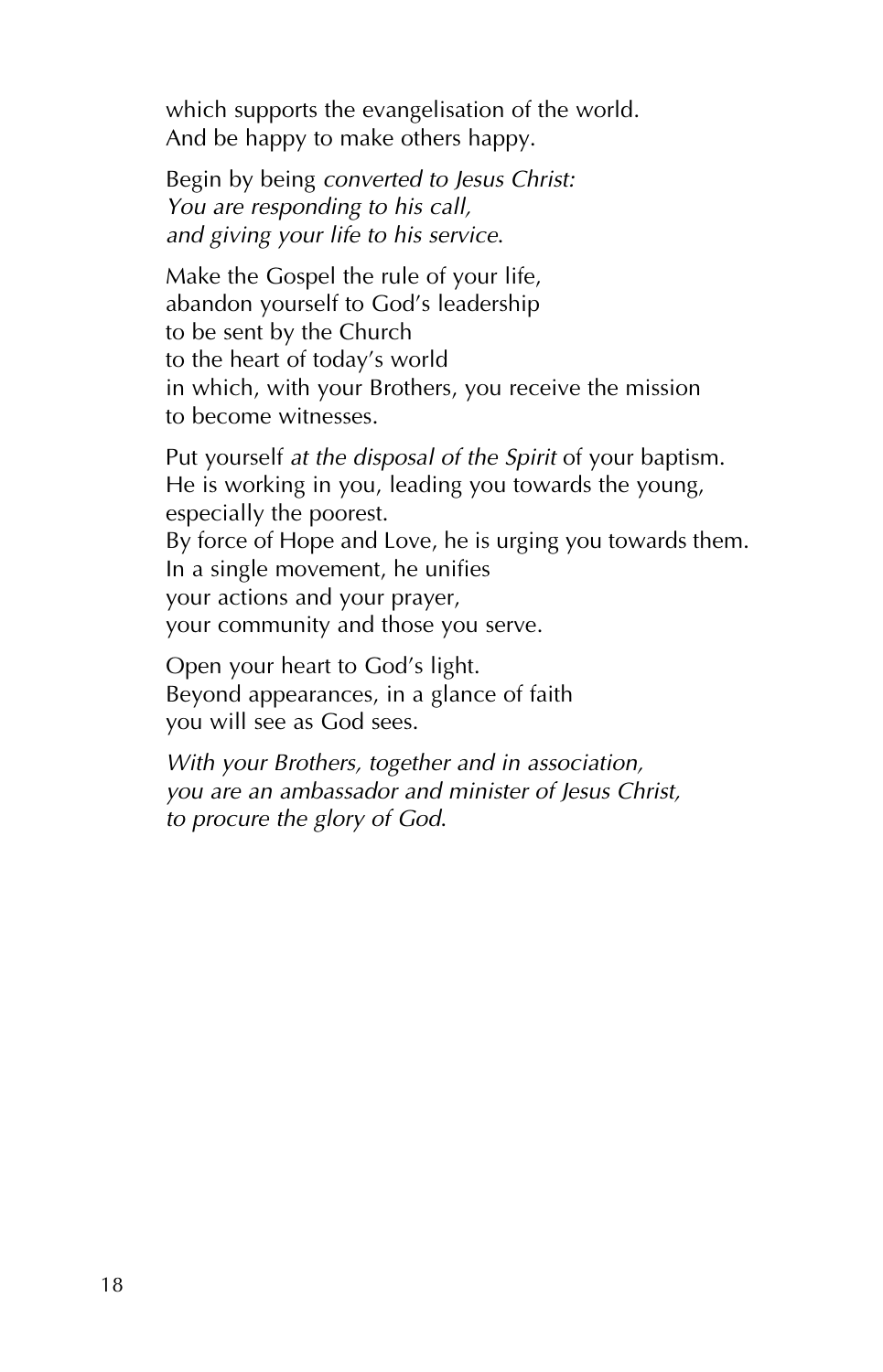which supports the evangelisation of the world.
And be happy to make others happy.

Begin by being *converted to Jesus Christ:*
*You are responding to his call,*
*and giving your life to his service.*

Make the Gospel the rule of your life,
abandon yourself to God's leadership
to be sent by the Church
to the heart of today's world
in which, with your Brothers, you receive the mission
to become witnesses.

Put yourself *at the disposal of the Spirit* of your baptism.
He is working in you, leading you towards the young,
especially the poorest.
By force of Hope and Love, he is urging you towards them.
In a single movement, he unifies
your actions and your prayer,
your community and those you serve.

Open your heart to God's light.
Beyond appearances, in a glance of faith
you will see as God sees.

*With your Brothers, together and in association,*
*you are an ambassador and minister of Jesus Christ,*
*to procure the glory of God.*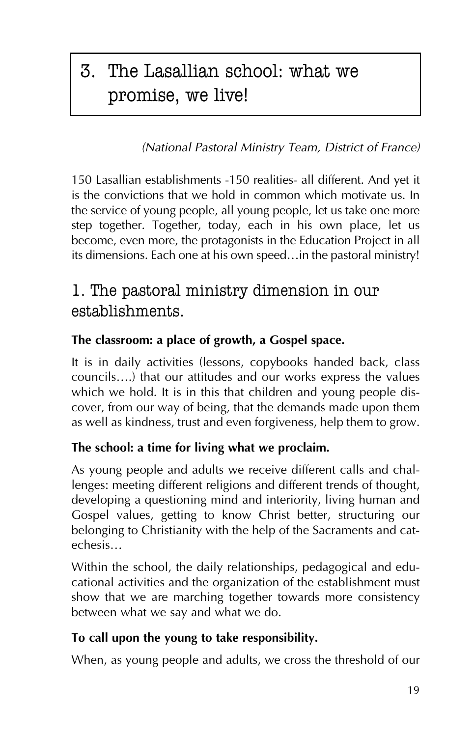# 3. The Lasallian school: what we promise, we live!

*(National Pastoral Ministry Team, District of France)*

150 Lasallian establishments -150 realities- all different. And yet it is the convictions that we hold in common which motivate us. In the service of young people, all young people, let us take one more step together. Together, today, each in his own place, let us become, even more, the protagonists in the Education Project in all its dimensions. Each one at his own speed…in the pastoral ministry!

## 1. The pastoral ministry dimension in our establishments.

### The classroom: a place of growth, a Gospel space.

It is in daily activities (lessons, copybooks handed back, class councils….) that our attitudes and our works express the values which we hold. It is in this that children and young people discover, from our way of being, that the demands made upon them as well as kindness, trust and even forgiveness, help them to grow.

### The school: a time for living what we proclaim.

As young people and adults we receive different calls and challenges: meeting different religions and different trends of thought, developing a questioning mind and interiority, living human and Gospel values, getting to know Christ better, structuring our belonging to Christianity with the help of the Sacraments and catechesis…

Within the school, the daily relationships, pedagogical and educational activities and the organization of the establishment must show that we are marching together towards more consistency between what we say and what we do.

### To call upon the young to take responsibility.

When, as young people and adults, we cross the threshold of our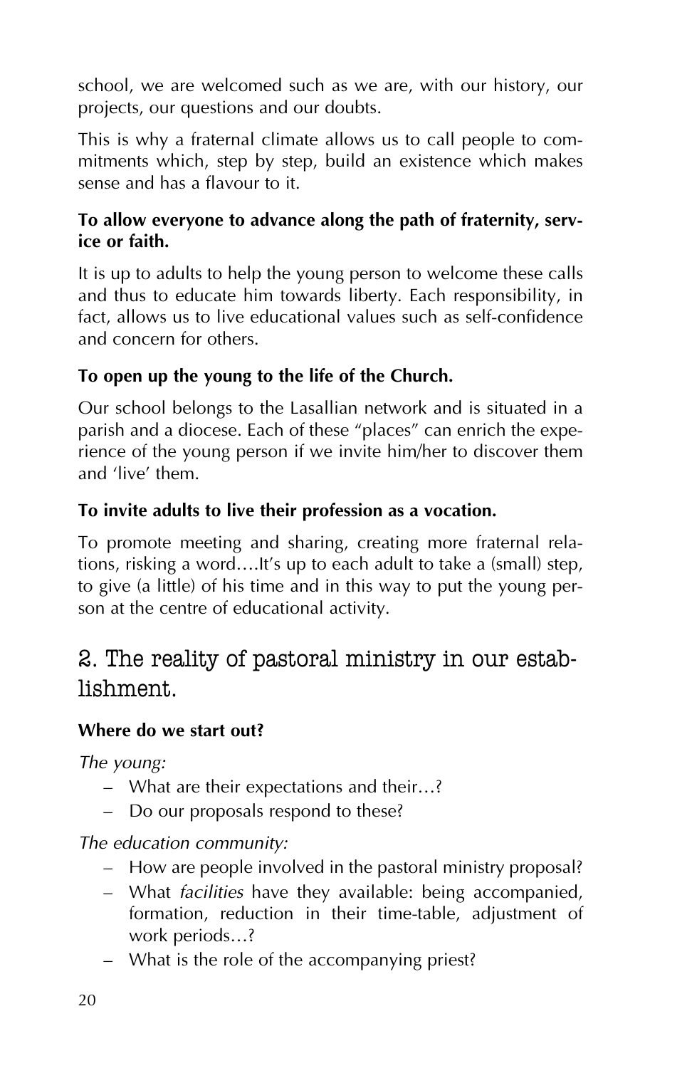school, we are welcomed such as we are, with our history, our projects, our questions and our doubts.

This is why a fraternal climate allows us to call people to commitments which, step by step, build an existence which makes sense and has a flavour to it.

**To allow everyone to advance along the path of fraternity, service or faith.**

It is up to adults to help the young person to welcome these calls and thus to educate him towards liberty. Each responsibility, in fact, allows us to live educational values such as self-confidence and concern for others.

**To open up the young to the life of the Church.**

Our school belongs to the Lasallian network and is situated in a parish and a diocese. Each of these "places" can enrich the experience of the young person if we invite him/her to discover them and 'live' them.

**To invite adults to live their profession as a vocation.**

To promote meeting and sharing, creating more fraternal relations, risking a word….It's up to each adult to take a (small) step, to give (a little) of his time and in this way to put the young person at the centre of educational activity.

## 2. The reality of pastoral ministry in our establishment.

**Where do we start out?**

*The young:*

- What are their expectations and their…?
- Do our proposals respond to these?

*The education community:*

- How are people involved in the pastoral ministry proposal?
- What *facilities* have they available: being accompanied, formation, reduction in their time-table, adjustment of work periods…?
- What is the role of the accompanying priest?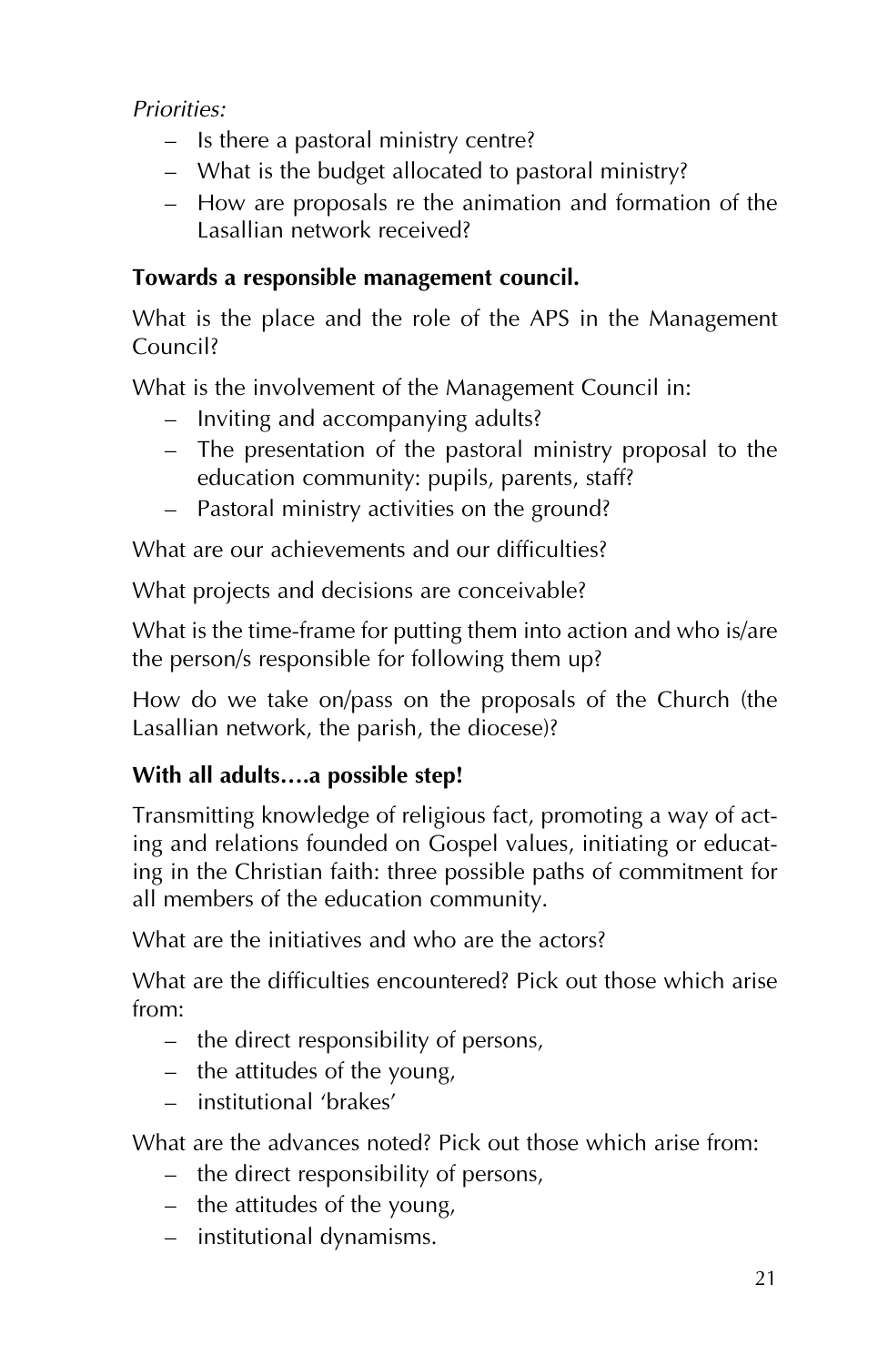*Priorities:*

- Is there a pastoral ministry centre?
- What is the budget allocated to pastoral ministry?
- How are proposals re the animation and formation of the Lasallian network received?

**Towards a responsible management council.**

What is the place and the role of the APS in the Management Council?

What is the involvement of the Management Council in:

- Inviting and accompanying adults?
- The presentation of the pastoral ministry proposal to the education community: pupils, parents, staff?
- Pastoral ministry activities on the ground?

What are our achievements and our difficulties?

What projects and decisions are conceivable?

What is the time-frame for putting them into action and who is/are the person/s responsible for following them up?

How do we take on/pass on the proposals of the Church (the Lasallian network, the parish, the diocese)?

**With all adults….a possible step!**

Transmitting knowledge of religious fact, promoting a way of acting and relations founded on Gospel values, initiating or educating in the Christian faith: three possible paths of commitment for all members of the education community.

What are the initiatives and who are the actors?

What are the difficulties encountered? Pick out those which arise from:

- the direct responsibility of persons,
- the attitudes of the young,
- institutional 'brakes'

What are the advances noted? Pick out those which arise from:

- the direct responsibility of persons,
- the attitudes of the young,
- institutional dynamisms.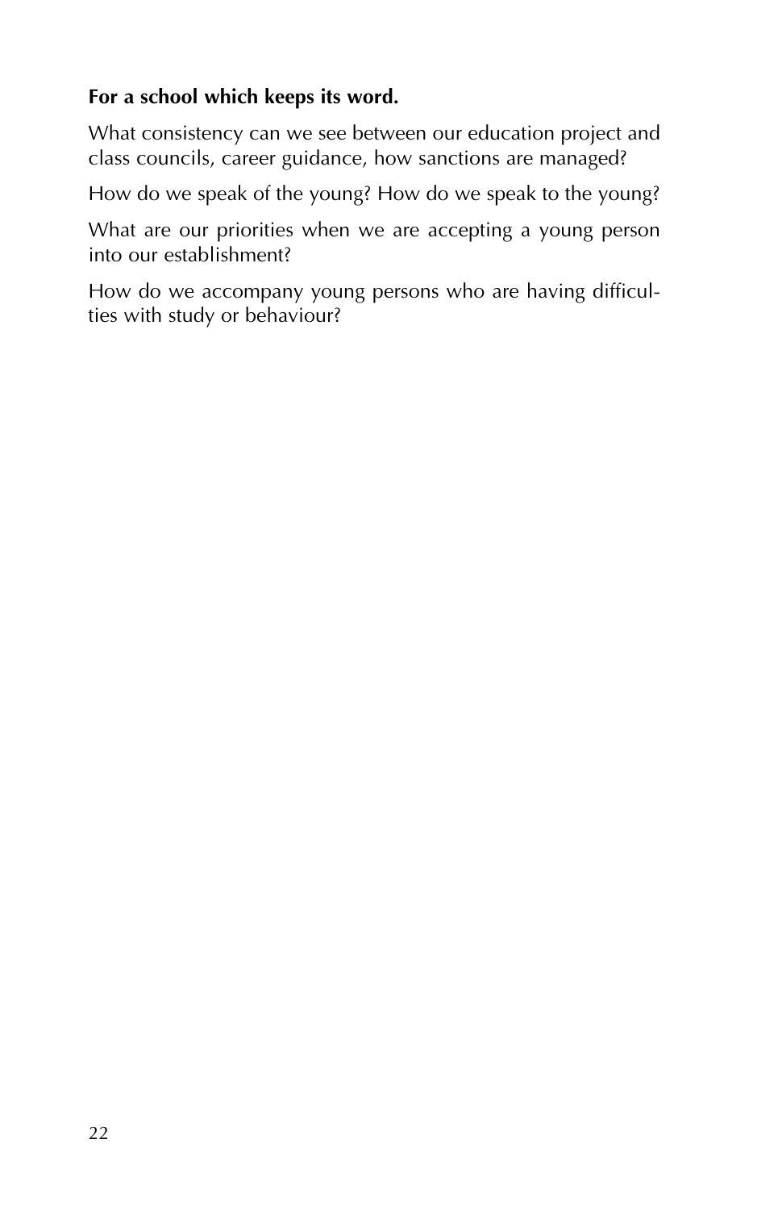**For a school which keeps its word.**

What consistency can we see between our education project and class councils, career guidance, how sanctions are managed?

How do we speak of the young? How do we speak to the young?

What are our priorities when we are accepting a young person into our establishment?

How do we accompany young persons who are having difficulties with study or behaviour?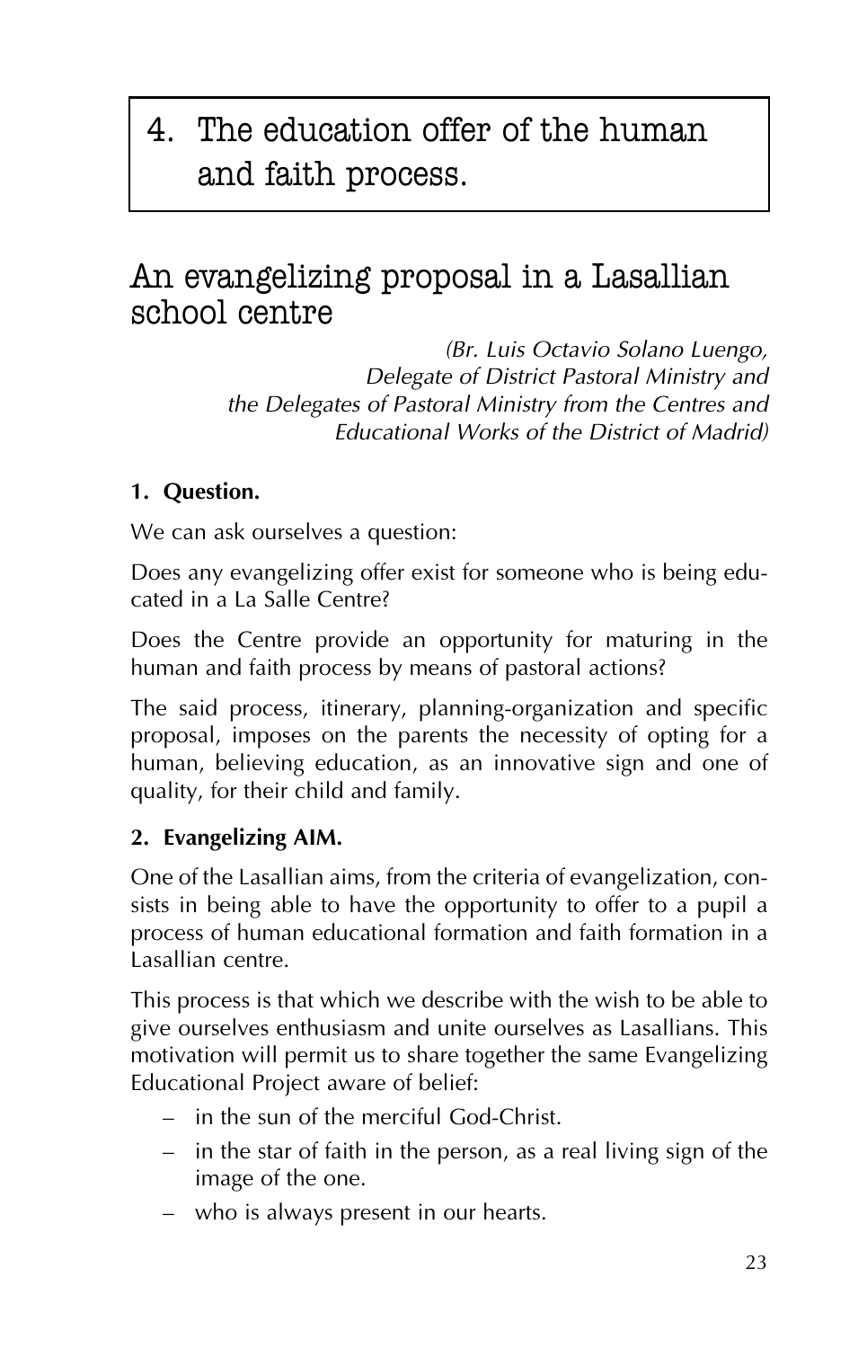# 4. The education offer of the human and faith process.

## An evangelizing proposal in a Lasallian school centre

*(Br. Luis Octavio Solano Luengo,*
*Delegate of District Pastoral Ministry and*
*the Delegates of Pastoral Ministry from the Centres and*
*Educational Works of the District of Madrid)*

### 1. Question.

We can ask ourselves a question:

Does any evangelizing offer exist for someone who is being educated in a La Salle Centre?

Does the Centre provide an opportunity for maturing in the human and faith process by means of pastoral actions?

The said process, itinerary, planning-organization and specific proposal, imposes on the parents the necessity of opting for a human, believing education, as an innovative sign and one of quality, for their child and family.

### 2. Evangelizing AIM.

One of the Lasallian aims, from the criteria of evangelization, consists in being able to have the opportunity to offer to a pupil a process of human educational formation and faith formation in a Lasallian centre.

This process is that which we describe with the wish to be able to give ourselves enthusiasm and unite ourselves as Lasallians. This motivation will permit us to share together the same Evangelizing Educational Project aware of belief:

- in the sun of the merciful God-Christ.
- in the star of faith in the person, as a real living sign of the image of the one.
- who is always present in our hearts.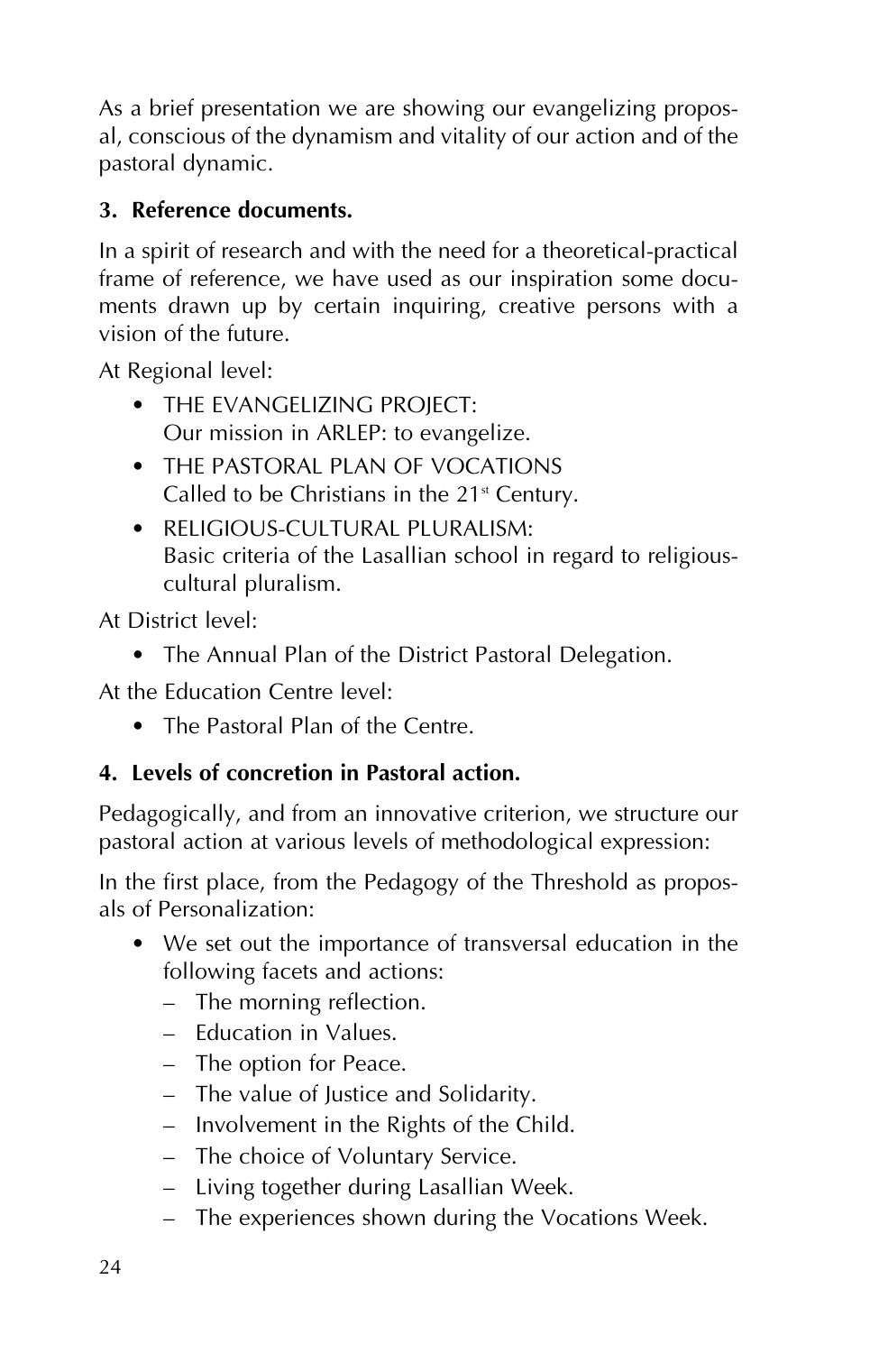As a brief presentation we are showing our evangelizing proposal, conscious of the dynamism and vitality of our action and of the pastoral dynamic.

### 3. Reference documents.

In a spirit of research and with the need for a theoretical-practical frame of reference, we have used as our inspiration some documents drawn up by certain inquiring, creative persons with a vision of the future.

At Regional level:

- THE EVANGELIZING PROJECT:
  Our mission in ARLEP: to evangelize.
- THE PASTORAL PLAN OF VOCATIONS
  Called to be Christians in the 21st Century.
- RELIGIOUS-CULTURAL PLURALISM:
  Basic criteria of the Lasallian school in regard to religious-cultural pluralism.

At District level:

- The Annual Plan of the District Pastoral Delegation.

At the Education Centre level:

- The Pastoral Plan of the Centre.

### 4. Levels of concretion in Pastoral action.

Pedagogically, and from an innovative criterion, we structure our pastoral action at various levels of methodological expression:

In the first place, from the Pedagogy of the Threshold as proposals of Personalization:

- We set out the importance of transversal education in the following facets and actions:
  - The morning reflection.
  - Education in Values.
  - The option for Peace.
  - The value of Justice and Solidarity.
  - Involvement in the Rights of the Child.
  - The choice of Voluntary Service.
  - Living together during Lasallian Week.
  - The experiences shown during the Vocations Week.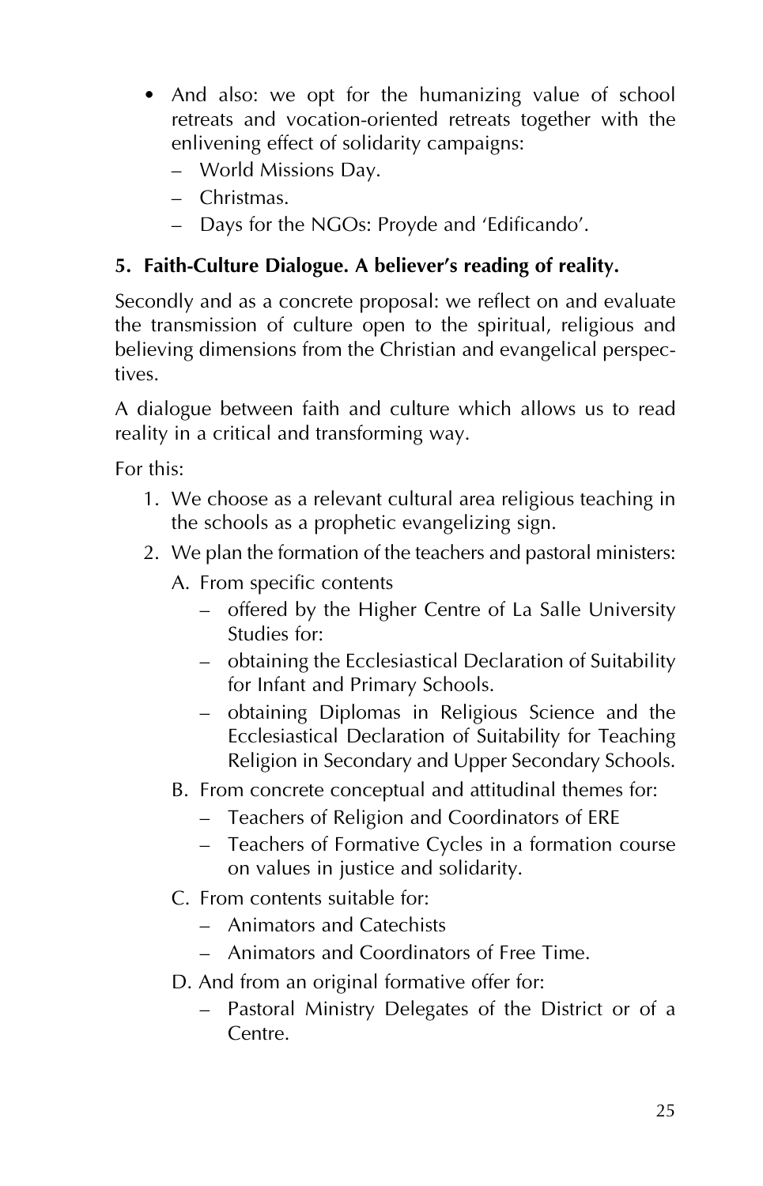- And also: we opt for the humanizing value of school retreats and vocation-oriented retreats together with the enlivening effect of solidarity campaigns:
  - World Missions Day.
  - Christmas.
  - Days for the NGOs: Proyde and 'Edificando'.

### 5. Faith-Culture Dialogue. A believer's reading of reality.

Secondly and as a concrete proposal: we reflect on and evaluate the transmission of culture open to the spiritual, religious and believing dimensions from the Christian and evangelical perspectives.

A dialogue between faith and culture which allows us to read reality in a critical and transforming way.

For this:

1. We choose as a relevant cultural area religious teaching in the schools as a prophetic evangelizing sign.
2. We plan the formation of the teachers and pastoral ministers:
   A. From specific contents
      - offered by the Higher Centre of La Salle University Studies for:
      - obtaining the Ecclesiastical Declaration of Suitability for Infant and Primary Schools.
      - obtaining Diplomas in Religious Science and the Ecclesiastical Declaration of Suitability for Teaching Religion in Secondary and Upper Secondary Schools.

   B. From concrete conceptual and attitudinal themes for:
      - Teachers of Religion and Coordinators of ERE
      - Teachers of Formative Cycles in a formation course on values in justice and solidarity.

   C. From contents suitable for:
      - Animators and Catechists
      - Animators and Coordinators of Free Time.

   D. And from an original formative offer for:
      - Pastoral Ministry Delegates of the District or of a Centre.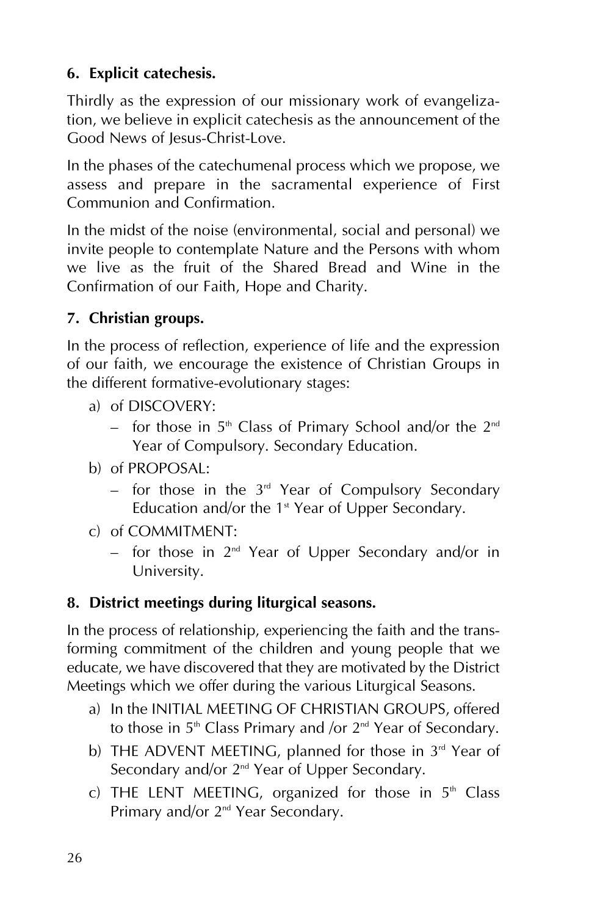### 6. Explicit catechesis.

Thirdly as the expression of our missionary work of evangelization, we believe in explicit catechesis as the announcement of the Good News of Jesus-Christ-Love.

In the phases of the catechumenal process which we propose, we assess and prepare in the sacramental experience of First Communion and Confirmation.

In the midst of the noise (environmental, social and personal) we invite people to contemplate Nature and the Persons with whom we live as the fruit of the Shared Bread and Wine in the Confirmation of our Faith, Hope and Charity.

### 7. Christian groups.

In the process of reflection, experience of life and the expression of our faith, we encourage the existence of Christian Groups in the different formative-evolutionary stages:

a) of DISCOVERY:
   – for those in 5th Class of Primary School and/or the 2nd Year of Compulsory. Secondary Education.

b) of PROPOSAL:
   – for those in the 3rd Year of Compulsory Secondary Education and/or the 1st Year of Upper Secondary.

c) of COMMITMENT:
   – for those in 2nd Year of Upper Secondary and/or in University.

### 8. District meetings during liturgical seasons.

In the process of relationship, experiencing the faith and the transforming commitment of the children and young people that we educate, we have discovered that they are motivated by the District Meetings which we offer during the various Liturgical Seasons.

a) In the INITIAL MEETING OF CHRISTIAN GROUPS, offered to those in 5th Class Primary and /or 2nd Year of Secondary.

b) THE ADVENT MEETING, planned for those in 3rd Year of Secondary and/or 2nd Year of Upper Secondary.

c) THE LENT MEETING, organized for those in 5th Class Primary and/or 2nd Year Secondary.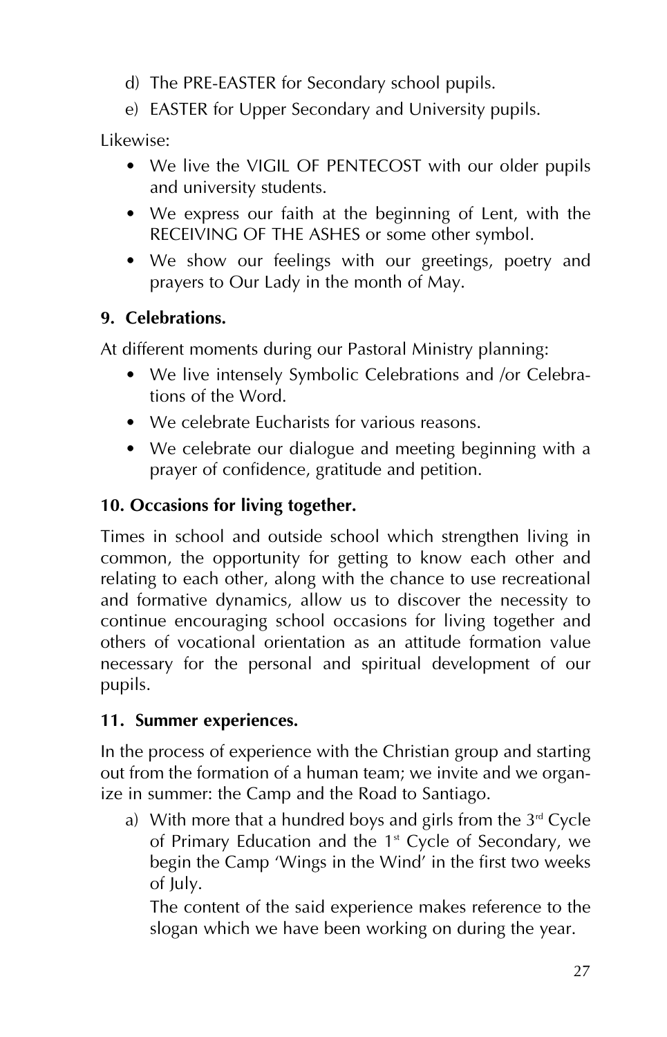d) The PRE-EASTER for Secondary school pupils.

e) EASTER for Upper Secondary and University pupils.

Likewise:

- We live the VIGIL OF PENTECOST with our older pupils and university students.
- We express our faith at the beginning of Lent, with the RECEIVING OF THE ASHES or some other symbol.
- We show our feelings with our greetings, poetry and prayers to Our Lady in the month of May.

**9. Celebrations.**

At different moments during our Pastoral Ministry planning:

- We live intensely Symbolic Celebrations and /or Celebrations of the Word.
- We celebrate Eucharists for various reasons.
- We celebrate our dialogue and meeting beginning with a prayer of confidence, gratitude and petition.

**10. Occasions for living together.**

Times in school and outside school which strengthen living in common, the opportunity for getting to know each other and relating to each other, along with the chance to use recreational and formative dynamics, allow us to discover the necessity to continue encouraging school occasions for living together and others of vocational orientation as an attitude formation value necessary for the personal and spiritual development of our pupils.

**11. Summer experiences.**

In the process of experience with the Christian group and starting out from the formation of a human team; we invite and we organize in summer: the Camp and the Road to Santiago.

a) With more that a hundred boys and girls from the 3rd Cycle of Primary Education and the 1st Cycle of Secondary, we begin the Camp 'Wings in the Wind' in the first two weeks of July.

The content of the said experience makes reference to the slogan which we have been working on during the year.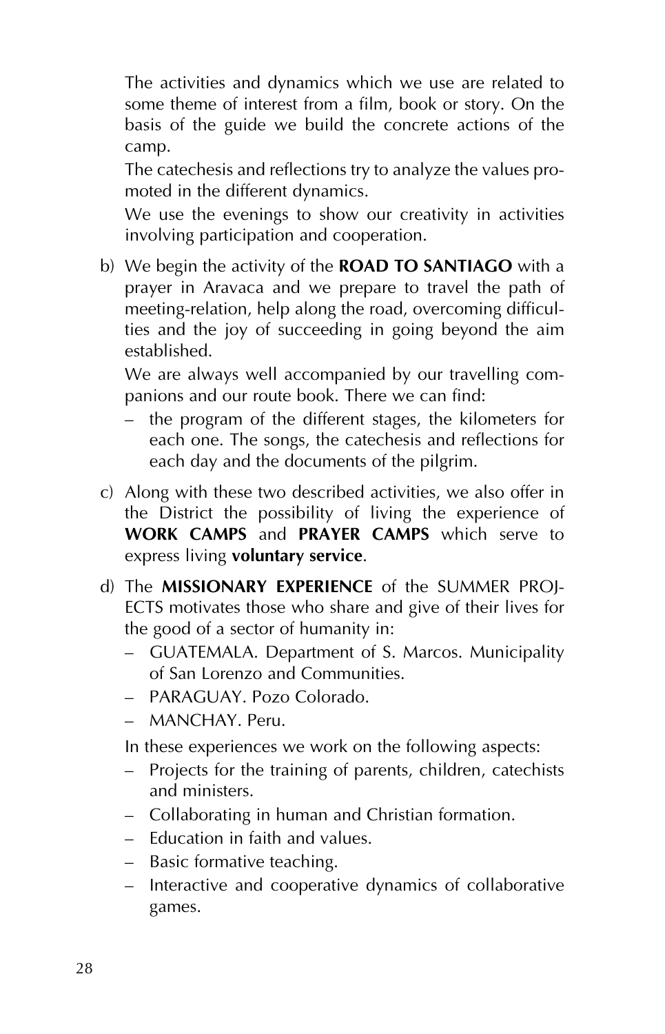The activities and dynamics which we use are related to some theme of interest from a film, book or story. On the basis of the guide we build the concrete actions of the camp.

The catechesis and reflections try to analyze the values promoted in the different dynamics.

We use the evenings to show our creativity in activities involving participation and cooperation.

b) We begin the activity of the **ROAD TO SANTIAGO** with a prayer in Aravaca and we prepare to travel the path of meeting-relation, help along the road, overcoming difficulties and the joy of succeeding in going beyond the aim established.

   We are always well accompanied by our travelling companions and our route book. There we can find:

   – the program of the different stages, the kilometers for each one. The songs, the catechesis and reflections for each day and the documents of the pilgrim.

c) Along with these two described activities, we also offer in the District the possibility of living the experience of **WORK CAMPS** and **PRAYER CAMPS** which serve to express living **voluntary service**.

d) The **MISSIONARY EXPERIENCE** of the SUMMER PROJECTS motivates those who share and give of their lives for the good of a sector of humanity in:

   – GUATEMALA. Department of S. Marcos. Municipality of San Lorenzo and Communities.
   – PARAGUAY. Pozo Colorado.
   – MANCHAY. Peru.

   In these experiences we work on the following aspects:

   – Projects for the training of parents, children, catechists and ministers.
   – Collaborating in human and Christian formation.
   – Education in faith and values.
   – Basic formative teaching.
   – Interactive and cooperative dynamics of collaborative games.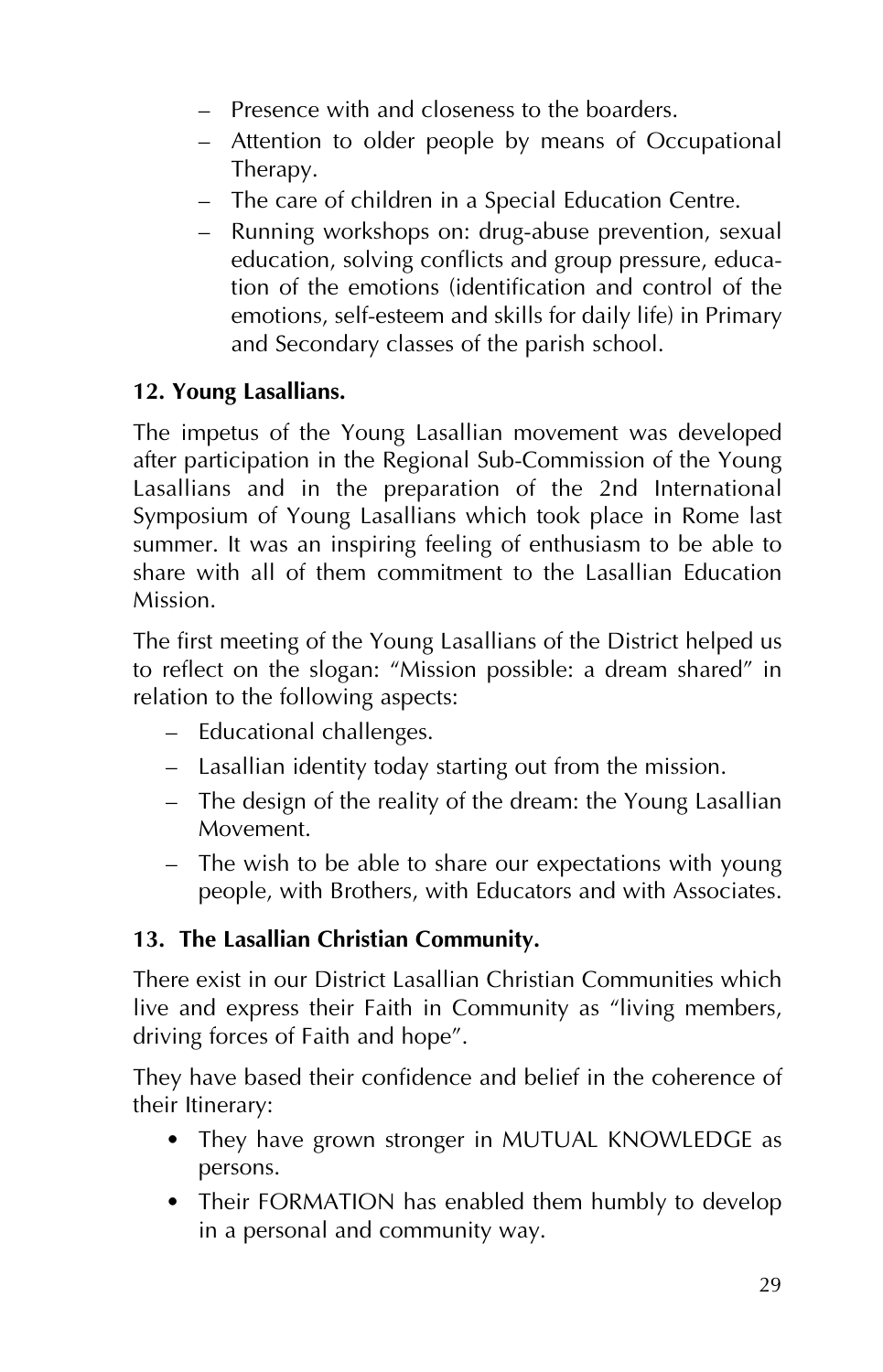- Presence with and closeness to the boarders.
- Attention to older people by means of Occupational Therapy.
- The care of children in a Special Education Centre.
- Running workshops on: drug-abuse prevention, sexual education, solving conflicts and group pressure, education of the emotions (identification and control of the emotions, self-esteem and skills for daily life) in Primary and Secondary classes of the parish school.

**12. Young Lasallians.**

The impetus of the Young Lasallian movement was developed after participation in the Regional Sub-Commission of the Young Lasallians and in the preparation of the 2nd International Symposium of Young Lasallians which took place in Rome last summer. It was an inspiring feeling of enthusiasm to be able to share with all of them commitment to the Lasallian Education Mission.

The first meeting of the Young Lasallians of the District helped us to reflect on the slogan: "Mission possible: a dream shared" in relation to the following aspects:

- Educational challenges.
- Lasallian identity today starting out from the mission.
- The design of the reality of the dream: the Young Lasallian Movement.
- The wish to be able to share our expectations with young people, with Brothers, with Educators and with Associates.

**13. The Lasallian Christian Community.**

There exist in our District Lasallian Christian Communities which live and express their Faith in Community as "living members, driving forces of Faith and hope".

They have based their confidence and belief in the coherence of their Itinerary:

- They have grown stronger in MUTUAL KNOWLEDGE as persons.
- Their FORMATION has enabled them humbly to develop in a personal and community way.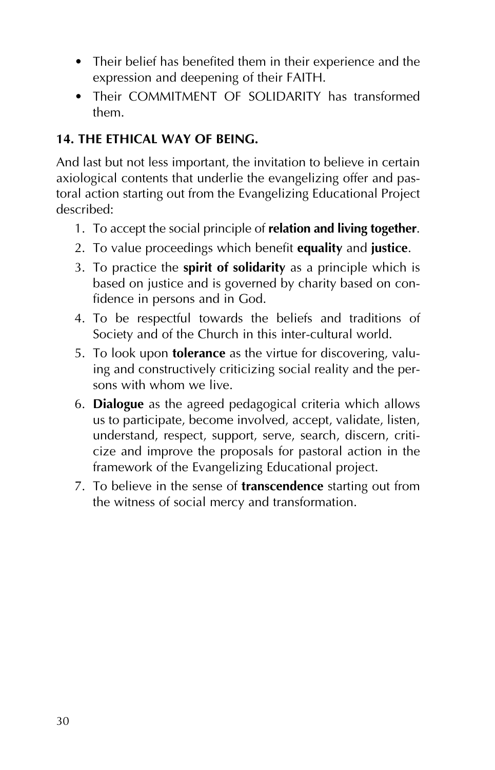- Their belief has benefited them in their experience and the expression and deepening of their FAITH.
- Their COMMITMENT OF SOLIDARITY has transformed them.

## 14. THE ETHICAL WAY OF BEING.

And last but not less important, the invitation to believe in certain axiological contents that underlie the evangelizing offer and pastoral action starting out from the Evangelizing Educational Project described:

1. To accept the social principle of **relation and living together**.
2. To value proceedings which benefit **equality** and **justice**.
3. To practice the **spirit of solidarity** as a principle which is based on justice and is governed by charity based on confidence in persons and in God.
4. To be respectful towards the beliefs and traditions of Society and of the Church in this inter-cultural world.
5. To look upon **tolerance** as the virtue for discovering, valuing and constructively criticizing social reality and the persons with whom we live.
6. **Dialogue** as the agreed pedagogical criteria which allows us to participate, become involved, accept, validate, listen, understand, respect, support, serve, search, discern, criticize and improve the proposals for pastoral action in the framework of the Evangelizing Educational project.
7. To believe in the sense of **transcendence** starting out from the witness of social mercy and transformation.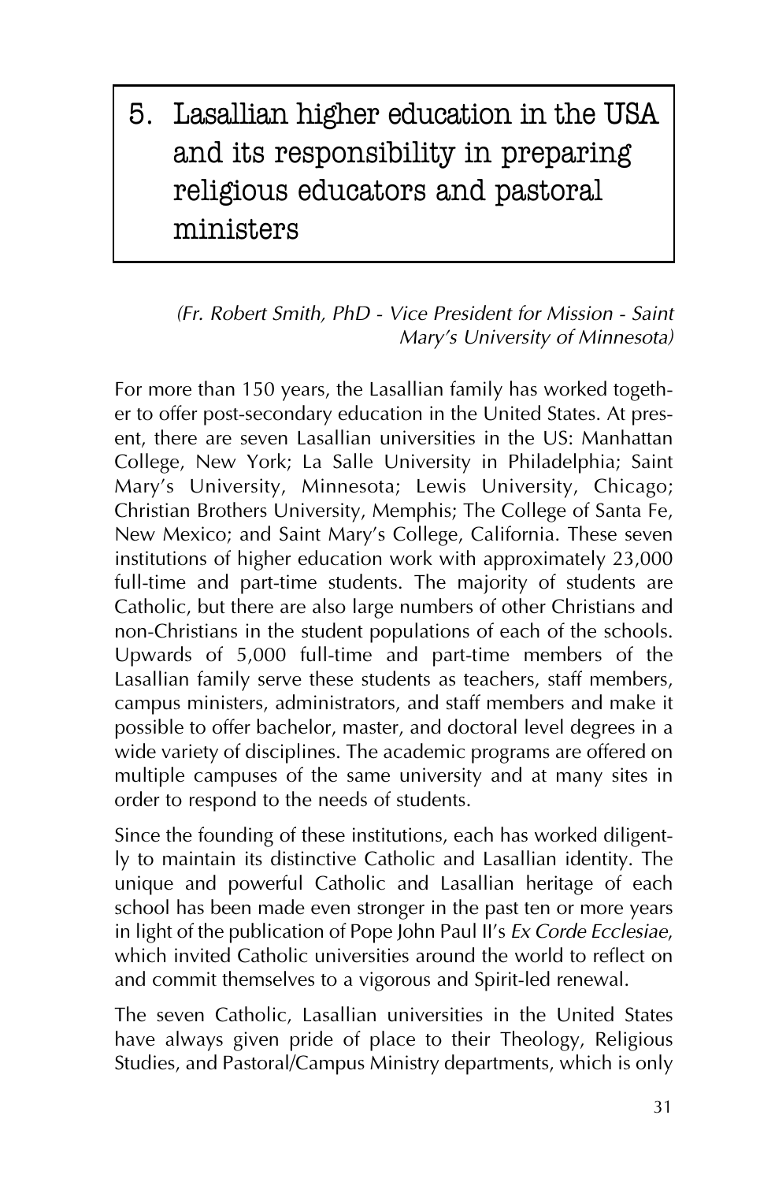# 5. Lasallian higher education in the USA and its responsibility in preparing religious educators and pastoral ministers

*(Fr. Robert Smith, PhD - Vice President for Mission - Saint Mary's University of Minnesota)*

For more than 150 years, the Lasallian family has worked together to offer post-secondary education in the United States. At present, there are seven Lasallian universities in the US: Manhattan College, New York; La Salle University in Philadelphia; Saint Mary's University, Minnesota; Lewis University, Chicago; Christian Brothers University, Memphis; The College of Santa Fe, New Mexico; and Saint Mary's College, California. These seven institutions of higher education work with approximately 23,000 full-time and part-time students. The majority of students are Catholic, but there are also large numbers of other Christians and non-Christians in the student populations of each of the schools. Upwards of 5,000 full-time and part-time members of the Lasallian family serve these students as teachers, staff members, campus ministers, administrators, and staff members and make it possible to offer bachelor, master, and doctoral level degrees in a wide variety of disciplines. The academic programs are offered on multiple campuses of the same university and at many sites in order to respond to the needs of students.

Since the founding of these institutions, each has worked diligently to maintain its distinctive Catholic and Lasallian identity. The unique and powerful Catholic and Lasallian heritage of each school has been made even stronger in the past ten or more years in light of the publication of Pope John Paul II's *Ex Corde Ecclesiae*, which invited Catholic universities around the world to reflect on and commit themselves to a vigorous and Spirit-led renewal.

The seven Catholic, Lasallian universities in the United States have always given pride of place to their Theology, Religious Studies, and Pastoral/Campus Ministry departments, which is only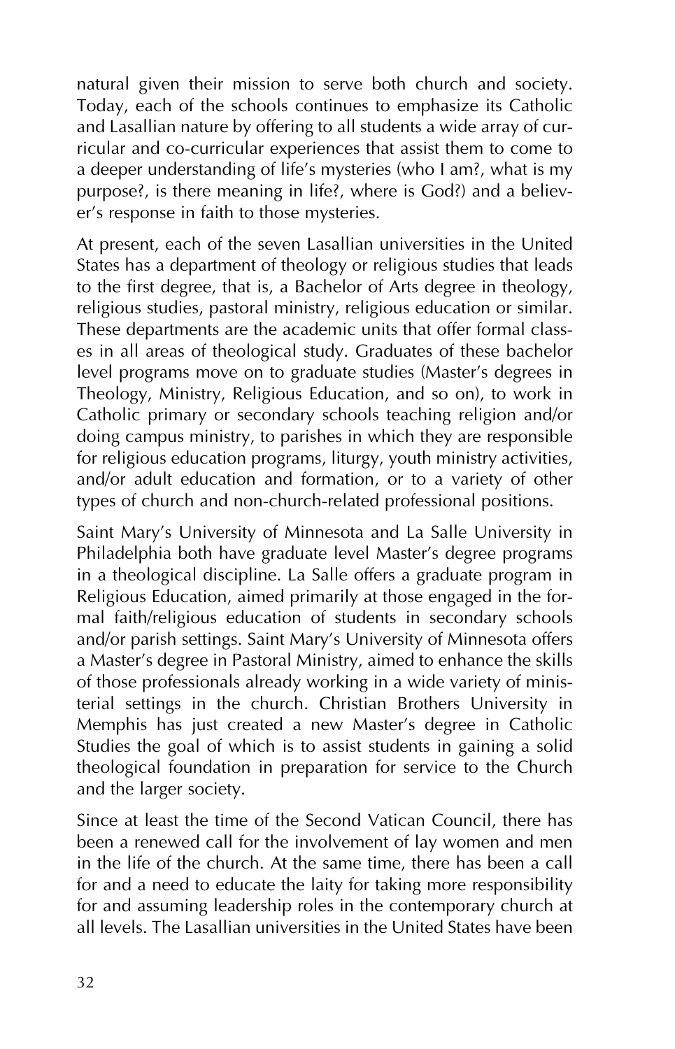natural given their mission to serve both church and society. Today, each of the schools continues to emphasize its Catholic and Lasallian nature by offering to all students a wide array of curricular and co-curricular experiences that assist them to come to a deeper understanding of life's mysteries (who I am?, what is my purpose?, is there meaning in life?, where is God?) and a believer's response in faith to those mysteries.

At present, each of the seven Lasallian universities in the United States has a department of theology or religious studies that leads to the first degree, that is, a Bachelor of Arts degree in theology, religious studies, pastoral ministry, religious education or similar. These departments are the academic units that offer formal classes in all areas of theological study. Graduates of these bachelor level programs move on to graduate studies (Master's degrees in Theology, Ministry, Religious Education, and so on), to work in Catholic primary or secondary schools teaching religion and/or doing campus ministry, to parishes in which they are responsible for religious education programs, liturgy, youth ministry activities, and/or adult education and formation, or to a variety of other types of church and non-church-related professional positions.

Saint Mary's University of Minnesota and La Salle University in Philadelphia both have graduate level Master's degree programs in a theological discipline. La Salle offers a graduate program in Religious Education, aimed primarily at those engaged in the formal faith/religious education of students in secondary schools and/or parish settings. Saint Mary's University of Minnesota offers a Master's degree in Pastoral Ministry, aimed to enhance the skills of those professionals already working in a wide variety of ministerial settings in the church. Christian Brothers University in Memphis has just created a new Master's degree in Catholic Studies the goal of which is to assist students in gaining a solid theological foundation in preparation for service to the Church and the larger society.

Since at least the time of the Second Vatican Council, there has been a renewed call for the involvement of lay women and men in the life of the church. At the same time, there has been a call for and a need to educate the laity for taking more responsibility for and assuming leadership roles in the contemporary church at all levels. The Lasallian universities in the United States have been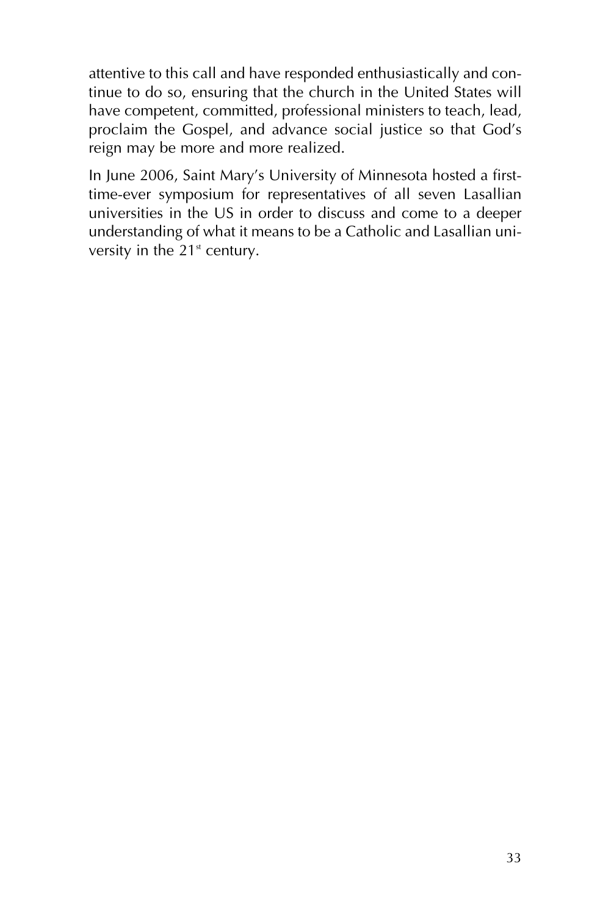attentive to this call and have responded enthusiastically and continue to do so, ensuring that the church in the United States will have competent, committed, professional ministers to teach, lead, proclaim the Gospel, and advance social justice so that God's reign may be more and more realized.

In June 2006, Saint Mary's University of Minnesota hosted a first-time-ever symposium for representatives of all seven Lasallian universities in the US in order to discuss and come to a deeper understanding of what it means to be a Catholic and Lasallian university in the 21st century.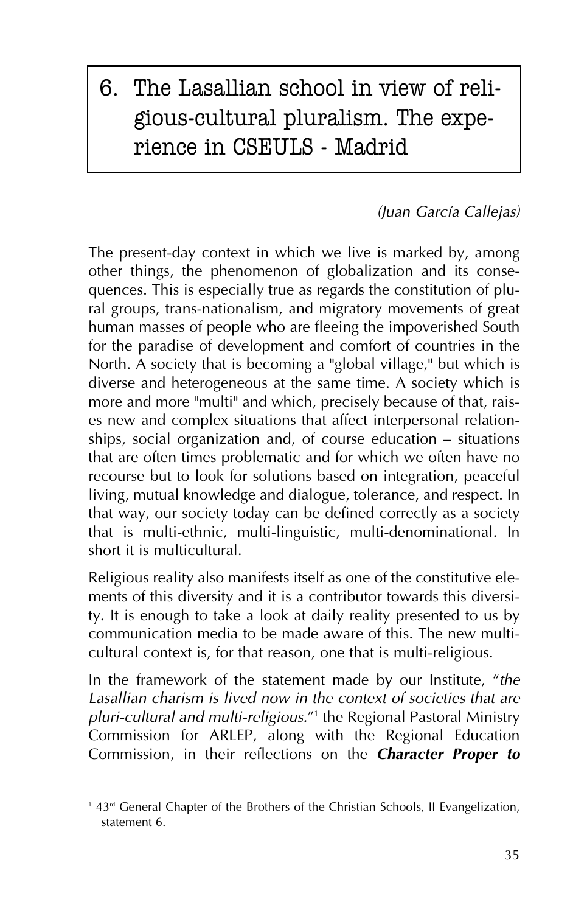# 6. The Lasallian school in view of religious-cultural pluralism. The experience in CSEULS - Madrid

*(Juan García Callejas)*

The present-day context in which we live is marked by, among other things, the phenomenon of globalization and its consequences. This is especially true as regards the constitution of plural groups, trans-nationalism, and migratory movements of great human masses of people who are fleeing the impoverished South for the paradise of development and comfort of countries in the North. A society that is becoming a "global village," but which is diverse and heterogeneous at the same time. A society which is more and more "multi" and which, precisely because of that, raises new and complex situations that affect interpersonal relationships, social organization and, of course education – situations that are often times problematic and for which we often have no recourse but to look for solutions based on integration, peaceful living, mutual knowledge and dialogue, tolerance, and respect. In that way, our society today can be defined correctly as a society that is multi-ethnic, multi-linguistic, multi-denominational. In short it is multicultural.

Religious reality also manifests itself as one of the constitutive elements of this diversity and it is a contributor towards this diversity. It is enough to take a look at daily reality presented to us by communication media to be made aware of this. The new multicultural context is, for that reason, one that is multi-religious.

In the framework of the statement made by our Institute, "*the Lasallian charism is lived now in the context of societies that are pluri-cultural and multi-religious.*"[1] the Regional Pastoral Ministry Commission for ARLEP, along with the Regional Education Commission, in their reflections on the ***Character Proper to***

---

[1] 43rd General Chapter of the Brothers of the Christian Schools, II Evangelization, statement 6.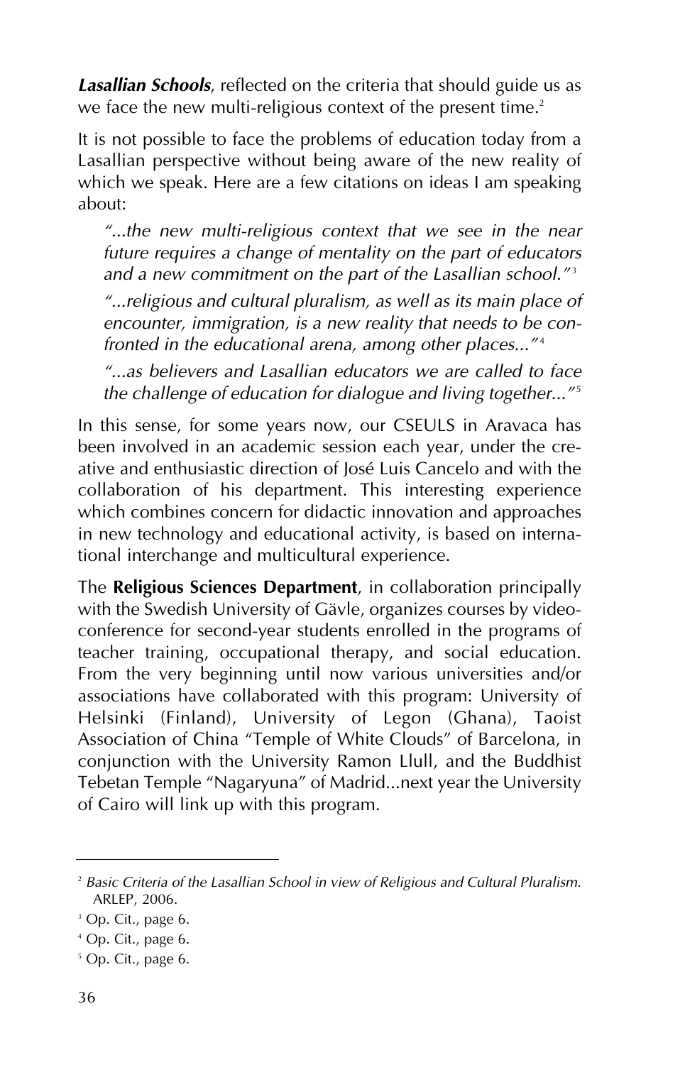***Lasallian Schools***, reflected on the criteria that should guide us as we face the new multi-religious context of the present time.[2]

It is not possible to face the problems of education today from a Lasallian perspective without being aware of the new reality of which we speak. Here are a few citations on ideas I am speaking about:

> *"...the new multi-religious context that we see in the near future requires a change of mentality on the part of educators and a new commitment on the part of the Lasallian school."*[3]
>
> *"...religious and cultural pluralism, as well as its main place of encounter, immigration, is a new reality that needs to be confronted in the educational arena, among other places..."*[4]
>
> *"...as believers and Lasallian educators we are called to face the challenge of education for dialogue and living together..."*[5]

In this sense, for some years now, our CSEULS in Aravaca has been involved in an academic session each year, under the creative and enthusiastic direction of José Luis Cancelo and with the collaboration of his department. This interesting experience which combines concern for didactic innovation and approaches in new technology and educational activity, is based on international interchange and multicultural experience.

The **Religious Sciences Department**, in collaboration principally with the Swedish University of Gävle, organizes courses by videoconference for second-year students enrolled in the programs of teacher training, occupational therapy, and social education. From the very beginning until now various universities and/or associations have collaborated with this program: University of Helsinki (Finland), University of Legon (Ghana), Taoist Association of China "Temple of White Clouds" of Barcelona, in conjunction with the University Ramon Llull, and the Buddhist Tebetan Temple "Nagaryuna" of Madrid...next year the University of Cairo will link up with this program.

---

[2] *Basic Criteria of the Lasallian School in view of Religious and Cultural Pluralism.* ARLEP, 2006.

[3] Op. Cit., page 6.

[4] Op. Cit., page 6.

[5] Op. Cit., page 6.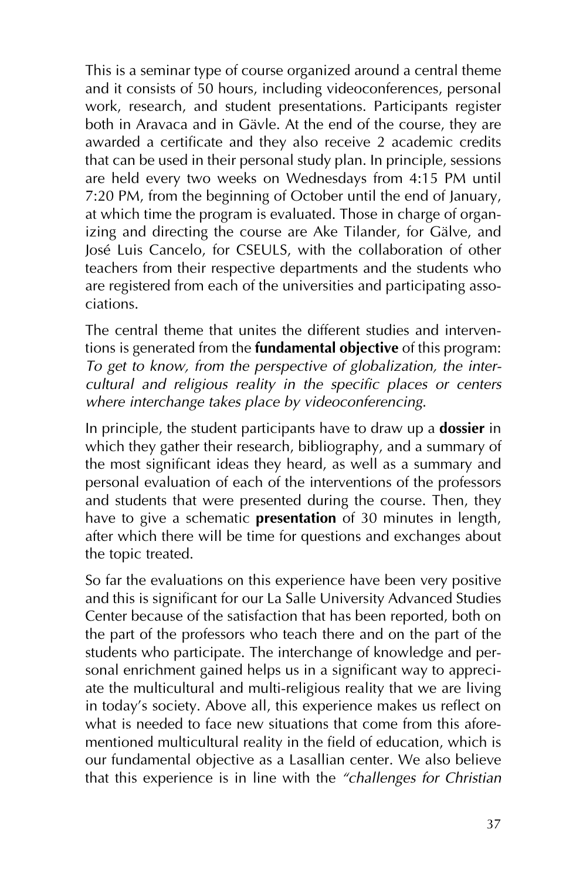This is a seminar type of course organized around a central theme and it consists of 50 hours, including videoconferences, personal work, research, and student presentations. Participants register both in Aravaca and in Gävle. At the end of the course, they are awarded a certificate and they also receive 2 academic credits that can be used in their personal study plan. In principle, sessions are held every two weeks on Wednesdays from 4:15 PM until 7:20 PM, from the beginning of October until the end of January, at which time the program is evaluated. Those in charge of organizing and directing the course are Ake Tilander, for Gälve, and José Luis Cancelo, for CSEULS, with the collaboration of other teachers from their respective departments and the students who are registered from each of the universities and participating associations.

The central theme that unites the different studies and interventions is generated from the **fundamental objective** of this program: *To get to know, from the perspective of globalization, the intercultural and religious reality in the specific places or centers where interchange takes place by videoconferencing.*

In principle, the student participants have to draw up a **dossier** in which they gather their research, bibliography, and a summary of the most significant ideas they heard, as well as a summary and personal evaluation of each of the interventions of the professors and students that were presented during the course. Then, they have to give a schematic **presentation** of 30 minutes in length, after which there will be time for questions and exchanges about the topic treated.

So far the evaluations on this experience have been very positive and this is significant for our La Salle University Advanced Studies Center because of the satisfaction that has been reported, both on the part of the professors who teach there and on the part of the students who participate. The interchange of knowledge and personal enrichment gained helps us in a significant way to appreciate the multicultural and multi-religious reality that we are living in today's society. Above all, this experience makes us reflect on what is needed to face new situations that come from this aforementioned multicultural reality in the field of education, which is our fundamental objective as a Lasallian center. We also believe that this experience is in line with the *"challenges for Christian*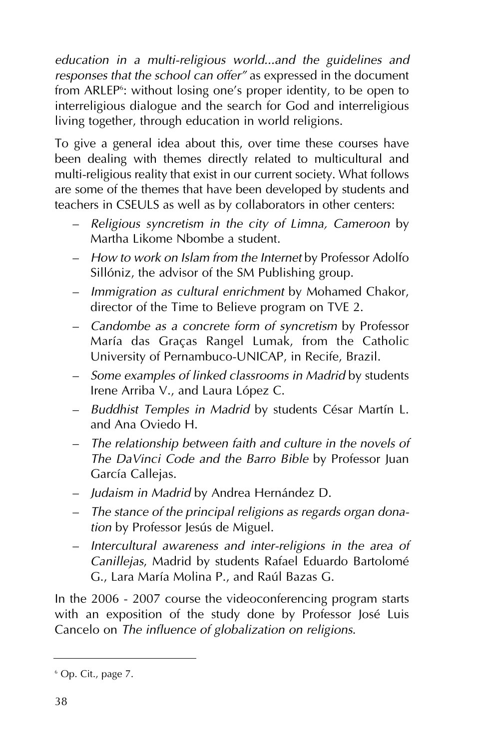*education in a multi-religious world...and the guidelines and responses that the school can offer"* as expressed in the document from ARLEP[6]: without losing one's proper identity, to be open to interreligious dialogue and the search for God and interreligious living together, through education in world religions.

To give a general idea about this, over time these courses have been dealing with themes directly related to multicultural and multi-religious reality that exist in our current society. What follows are some of the themes that have been developed by students and teachers in CSEULS as well as by collaborators in other centers:

- *Religious syncretism in the city of Limna, Cameroon* by Martha Likome Nbombe a student.
- *How to work on Islam from the Internet* by Professor Adolfo Sillóniz, the advisor of the SM Publishing group.
- *Immigration as cultural enrichment* by Mohamed Chakor, director of the Time to Believe program on TVE 2.
- *Candombe as a concrete form of syncretism* by Professor María das Graças Rangel Lumak, from the Catholic University of Pernambuco-UNICAP, in Recife, Brazil.
- *Some examples of linked classrooms in Madrid* by students Irene Arriba V., and Laura López C.
- *Buddhist Temples in Madrid* by students César Martín L. and Ana Oviedo H.
- *The relationship between faith and culture in the novels of The DaVinci Code and the Barro Bible* by Professor Juan García Callejas.
- *Judaism in Madrid* by Andrea Hernández D.
- *The stance of the principal religions as regards organ donation* by Professor Jesús de Miguel.
- *Intercultural awareness and inter-religions in the area of Canillejas*, Madrid by students Rafael Eduardo Bartolomé G., Lara María Molina P., and Raúl Bazas G.

In the 2006 - 2007 course the videoconferencing program starts with an exposition of the study done by Professor José Luis Cancelo on *The influence of globalization on religions*.

[6] Op. Cit., page 7.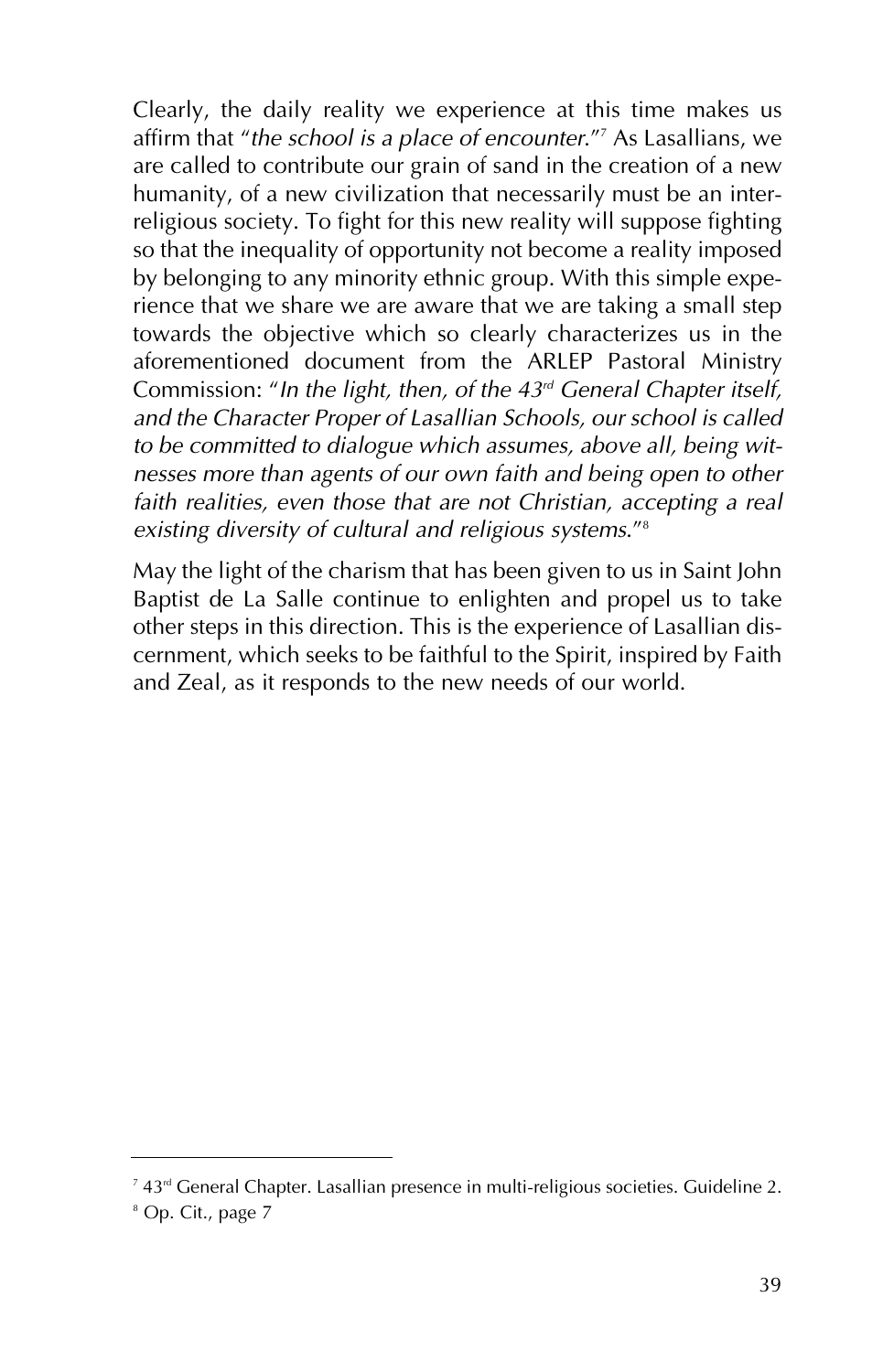Clearly, the daily reality we experience at this time makes us affirm that "*the school is a place of encounter.*"[7] As Lasallians, we are called to contribute our grain of sand in the creation of a new humanity, of a new civilization that necessarily must be an interreligious society. To fight for this new reality will suppose fighting so that the inequality of opportunity not become a reality imposed by belonging to any minority ethnic group. With this simple experience that we share we are aware that we are taking a small step towards the objective which so clearly characterizes us in the aforementioned document from the ARLEP Pastoral Ministry Commission: "*In the light, then, of the 43rd General Chapter itself, and the Character Proper of Lasallian Schools, our school is called to be committed to dialogue which assumes, above all, being witnesses more than agents of our own faith and being open to other faith realities, even those that are not Christian, accepting a real existing diversity of cultural and religious systems.*"[8]

May the light of the charism that has been given to us in Saint John Baptist de La Salle continue to enlighten and propel us to take other steps in this direction. This is the experience of Lasallian discernment, which seeks to be faithful to the Spirit, inspired by Faith and Zeal, as it responds to the new needs of our world.

---

[7] 43rd General Chapter. Lasallian presence in multi-religious societies. Guideline 2.

[8] Op. Cit., page 7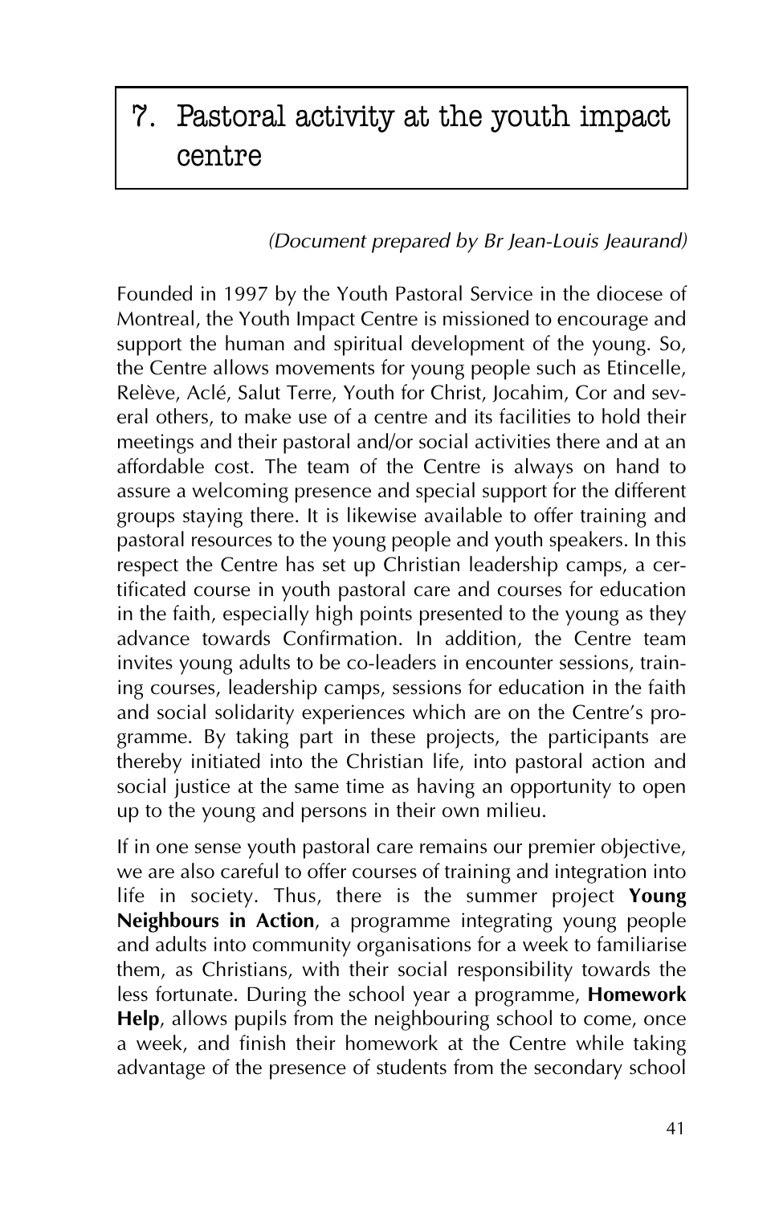# 7. Pastoral activity at the youth impact centre

*(Document prepared by Br Jean-Louis Jeaurand)*

Founded in 1997 by the Youth Pastoral Service in the diocese of Montreal, the Youth Impact Centre is missioned to encourage and support the human and spiritual development of the young. So, the Centre allows movements for young people such as Etincelle, Relève, Aclé, Salut Terre, Youth for Christ, Jocahim, Cor and several others, to make use of a centre and its facilities to hold their meetings and their pastoral and/or social activities there and at an affordable cost. The team of the Centre is always on hand to assure a welcoming presence and special support for the different groups staying there. It is likewise available to offer training and pastoral resources to the young people and youth speakers. In this respect the Centre has set up Christian leadership camps, a certificated course in youth pastoral care and courses for education in the faith, especially high points presented to the young as they advance towards Confirmation. In addition, the Centre team invites young adults to be co-leaders in encounter sessions, training courses, leadership camps, sessions for education in the faith and social solidarity experiences which are on the Centre's programme. By taking part in these projects, the participants are thereby initiated into the Christian life, into pastoral action and social justice at the same time as having an opportunity to open up to the young and persons in their own milieu.

If in one sense youth pastoral care remains our premier objective, we are also careful to offer courses of training and integration into life in society. Thus, there is the summer project **Young Neighbours in Action**, a programme integrating young people and adults into community organisations for a week to familiarise them, as Christians, with their social responsibility towards the less fortunate. During the school year a programme, **Homework Help**, allows pupils from the neighbouring school to come, once a week, and finish their homework at the Centre while taking advantage of the presence of students from the secondary school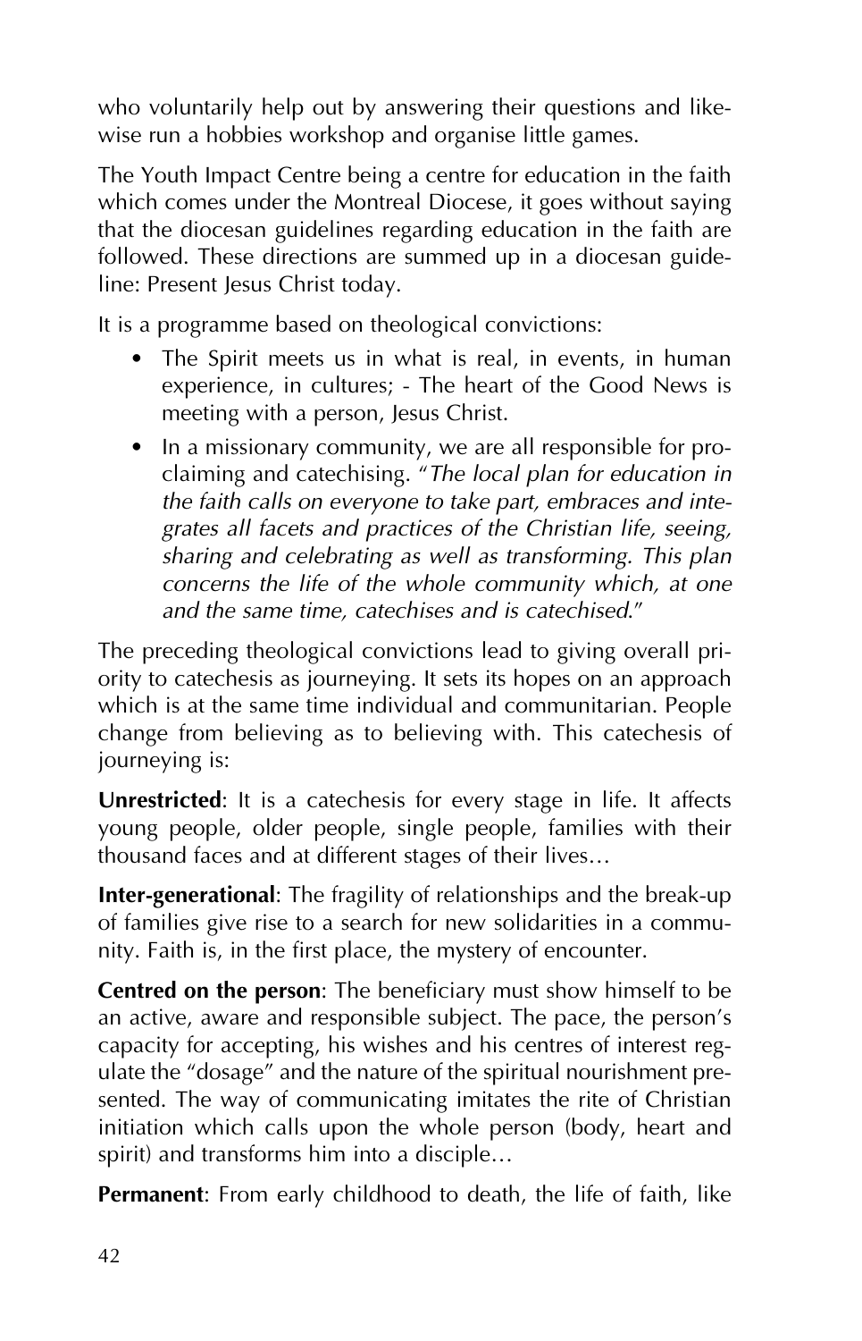who voluntarily help out by answering their questions and likewise run a hobbies workshop and organise little games.

The Youth Impact Centre being a centre for education in the faith which comes under the Montreal Diocese, it goes without saying that the diocesan guidelines regarding education in the faith are followed. These directions are summed up in a diocesan guideline: Present Jesus Christ today.

It is a programme based on theological convictions:

- The Spirit meets us in what is real, in events, in human experience, in cultures; - The heart of the Good News is meeting with a person, Jesus Christ.
- In a missionary community, we are all responsible for proclaiming and catechising. "*The local plan for education in the faith calls on everyone to take part, embraces and integrates all facets and practices of the Christian life, seeing, sharing and celebrating as well as transforming. This plan concerns the life of the whole community which, at one and the same time, catechises and is catechised.*"

The preceding theological convictions lead to giving overall priority to catechesis as journeying. It sets its hopes on an approach which is at the same time individual and communitarian. People change from believing as to believing with. This catechesis of journeying is:

**Unrestricted**: It is a catechesis for every stage in life. It affects young people, older people, single people, families with their thousand faces and at different stages of their lives…

**Inter-generational**: The fragility of relationships and the break-up of families give rise to a search for new solidarities in a community. Faith is, in the first place, the mystery of encounter.

**Centred on the person**: The beneficiary must show himself to be an active, aware and responsible subject. The pace, the person's capacity for accepting, his wishes and his centres of interest regulate the "dosage" and the nature of the spiritual nourishment presented. The way of communicating imitates the rite of Christian initiation which calls upon the whole person (body, heart and spirit) and transforms him into a disciple…

**Permanent**: From early childhood to death, the life of faith, like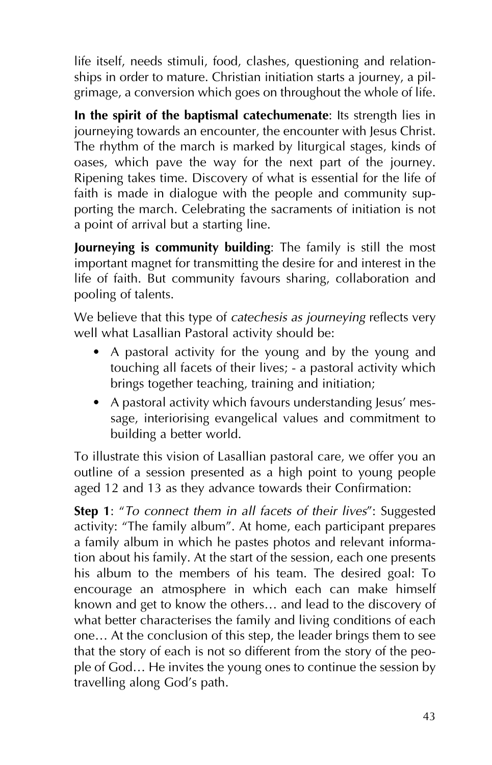life itself, needs stimuli, food, clashes, questioning and relationships in order to mature. Christian initiation starts a journey, a pilgrimage, a conversion which goes on throughout the whole of life.

**In the spirit of the baptismal catechumenate**: Its strength lies in journeying towards an encounter, the encounter with Jesus Christ. The rhythm of the march is marked by liturgical stages, kinds of oases, which pave the way for the next part of the journey. Ripening takes time. Discovery of what is essential for the life of faith is made in dialogue with the people and community supporting the march. Celebrating the sacraments of initiation is not a point of arrival but a starting line.

**Journeying is community building**: The family is still the most important magnet for transmitting the desire for and interest in the life of faith. But community favours sharing, collaboration and pooling of talents.

We believe that this type of *catechesis as journeying* reflects very well what Lasallian Pastoral activity should be:

- A pastoral activity for the young and by the young and touching all facets of their lives; - a pastoral activity which brings together teaching, training and initiation;
- A pastoral activity which favours understanding Jesus' message, interiorising evangelical values and commitment to building a better world.

To illustrate this vision of Lasallian pastoral care, we offer you an outline of a session presented as a high point to young people aged 12 and 13 as they advance towards their Confirmation:

**Step 1**: "*To connect them in all facets of their lives*": Suggested activity: "The family album". At home, each participant prepares a family album in which he pastes photos and relevant information about his family. At the start of the session, each one presents his album to the members of his team. The desired goal: To encourage an atmosphere in which each can make himself known and get to know the others… and lead to the discovery of what better characterises the family and living conditions of each one… At the conclusion of this step, the leader brings them to see that the story of each is not so different from the story of the people of God… He invites the young ones to continue the session by travelling along God's path.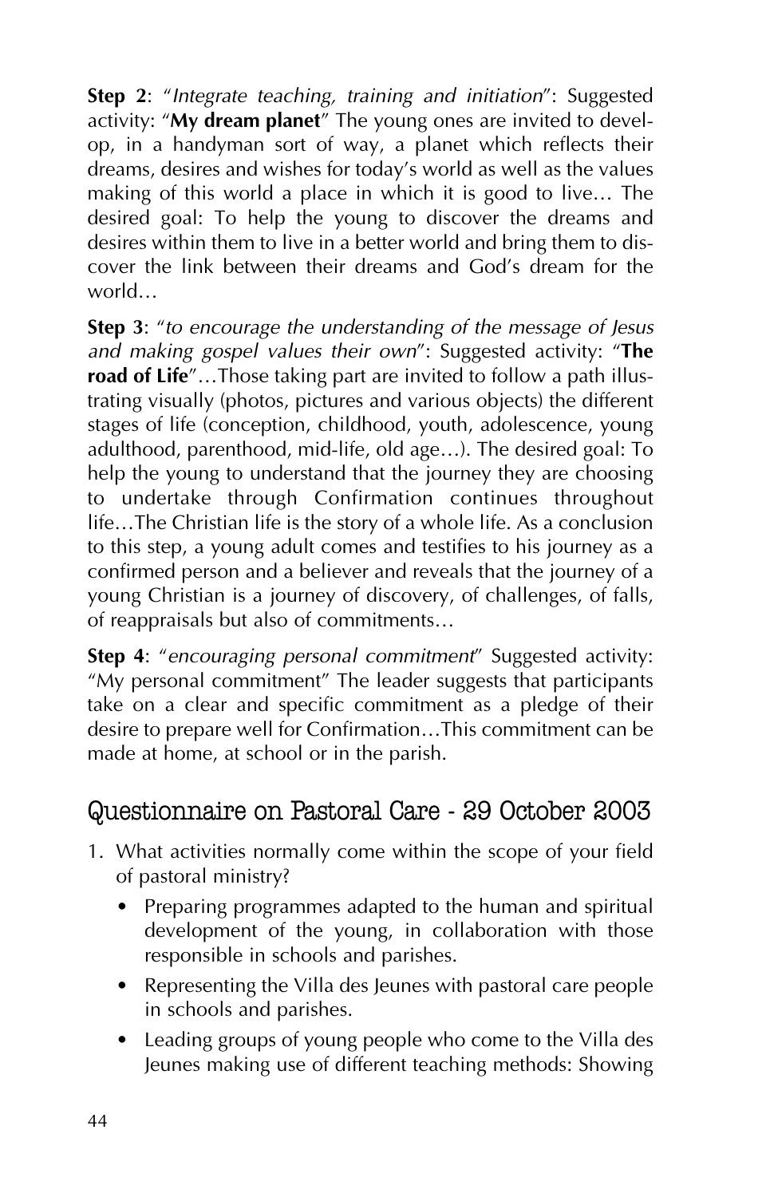**Step 2**: "*Integrate teaching, training and initiation*": Suggested activity: "**My dream planet**" The young ones are invited to develop, in a handyman sort of way, a planet which reflects their dreams, desires and wishes for today's world as well as the values making of this world a place in which it is good to live… The desired goal: To help the young to discover the dreams and desires within them to live in a better world and bring them to discover the link between their dreams and God's dream for the world…

**Step 3**: "*to encourage the understanding of the message of Jesus and making gospel values their own*": Suggested activity: "**The road of Life**"…Those taking part are invited to follow a path illustrating visually (photos, pictures and various objects) the different stages of life (conception, childhood, youth, adolescence, young adulthood, parenthood, mid-life, old age…). The desired goal: To help the young to understand that the journey they are choosing to undertake through Confirmation continues throughout life…The Christian life is the story of a whole life. As a conclusion to this step, a young adult comes and testifies to his journey as a confirmed person and a believer and reveals that the journey of a young Christian is a journey of discovery, of challenges, of falls, of reappraisals but also of commitments…

**Step 4**: "*encouraging personal commitment*" Suggested activity: "My personal commitment" The leader suggests that participants take on a clear and specific commitment as a pledge of their desire to prepare well for Confirmation…This commitment can be made at home, at school or in the parish.

## Questionnaire on Pastoral Care - 29 October 2003

1. What activities normally come within the scope of your field of pastoral ministry?
   - Preparing programmes adapted to the human and spiritual development of the young, in collaboration with those responsible in schools and parishes.
   - Representing the Villa des Jeunes with pastoral care people in schools and parishes.
   - Leading groups of young people who come to the Villa des Jeunes making use of different teaching methods: Showing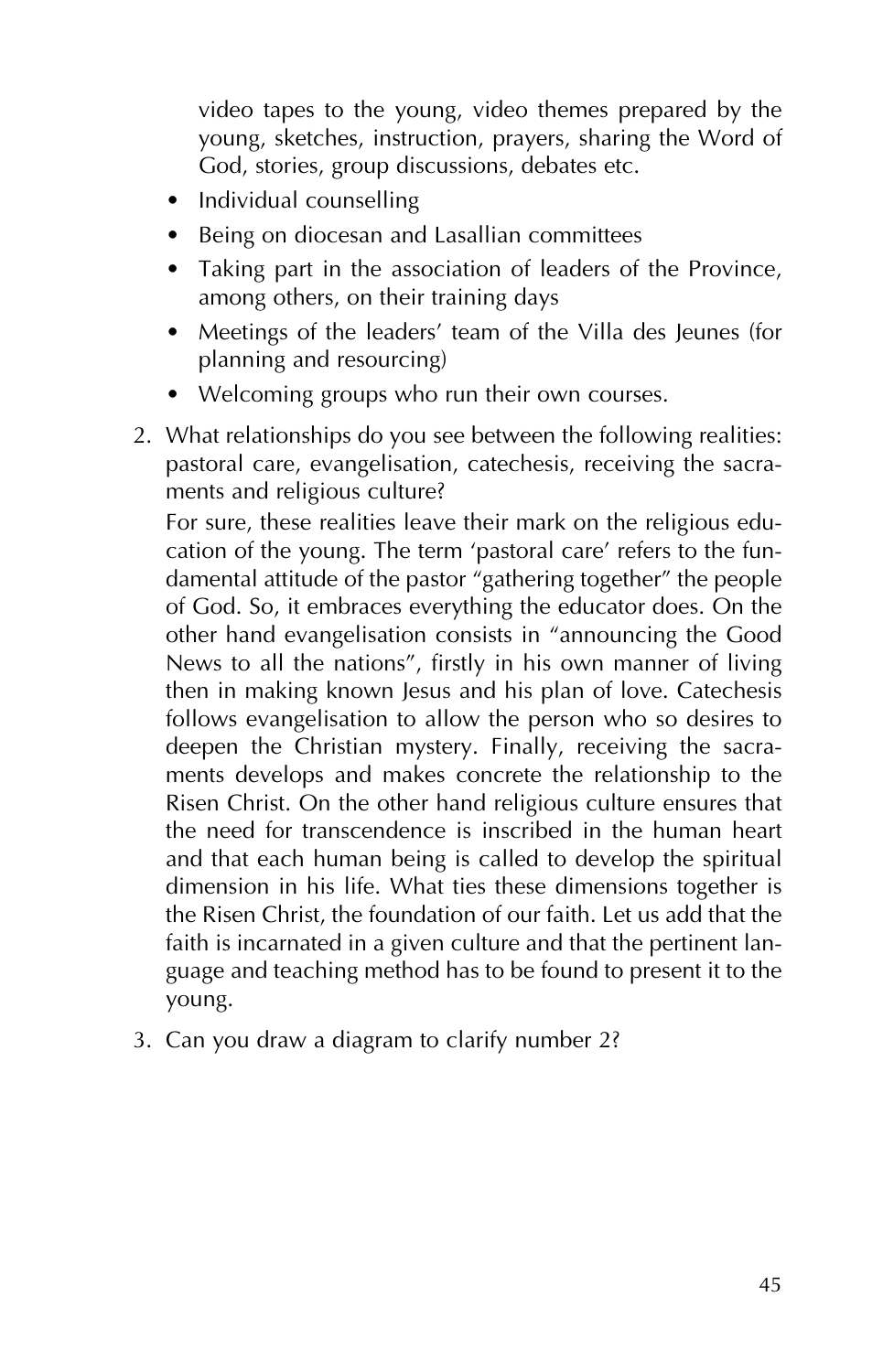video tapes to the young, video themes prepared by the young, sketches, instruction, prayers, sharing the Word of God, stories, group discussions, debates etc.

- Individual counselling
- Being on diocesan and Lasallian committees
- Taking part in the association of leaders of the Province, among others, on their training days
- Meetings of the leaders' team of the Villa des Jeunes (for planning and resourcing)
- Welcoming groups who run their own courses.

2. What relationships do you see between the following realities: pastoral care, evangelisation, catechesis, receiving the sacraments and religious culture?

   For sure, these realities leave their mark on the religious education of the young. The term 'pastoral care' refers to the fundamental attitude of the pastor "gathering together" the people of God. So, it embraces everything the educator does. On the other hand evangelisation consists in "announcing the Good News to all the nations", firstly in his own manner of living then in making known Jesus and his plan of love. Catechesis follows evangelisation to allow the person who so desires to deepen the Christian mystery. Finally, receiving the sacraments develops and makes concrete the relationship to the Risen Christ. On the other hand religious culture ensures that the need for transcendence is inscribed in the human heart and that each human being is called to develop the spiritual dimension in his life. What ties these dimensions together is the Risen Christ, the foundation of our faith. Let us add that the faith is incarnated in a given culture and that the pertinent language and teaching method has to be found to present it to the young.

3. Can you draw a diagram to clarify number 2?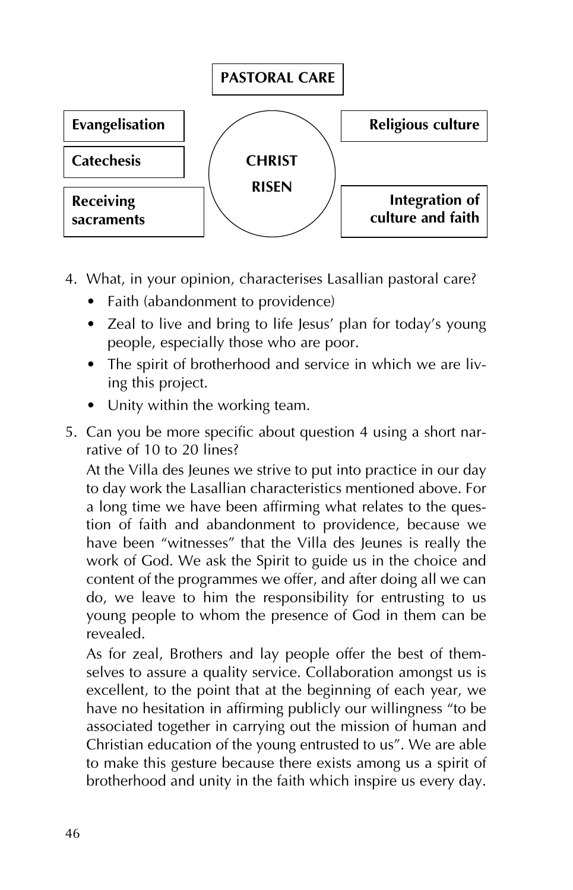PASTORAL CARE

Evangelisation

Catechesis

Receiving sacraments

CHRIST

RISEN

Religious culture

Integration of culture and faith

4. What, in your opinion, characterises Lasallian pastoral care?
   - Faith (abandonment to providence)
   - Zeal to live and bring to life Jesus' plan for today's young people, especially those who are poor.
   - The spirit of brotherhood and service in which we are living this project.
   - Unity within the working team.

5. Can you be more specific about question 4 using a short narrative of 10 to 20 lines?

   At the Villa des Jeunes we strive to put into practice in our day to day work the Lasallian characteristics mentioned above. For a long time we have been affirming what relates to the question of faith and abandonment to providence, because we have been "witnesses" that the Villa des Jeunes is really the work of God. We ask the Spirit to guide us in the choice and content of the programmes we offer, and after doing all we can do, we leave to him the responsibility for entrusting to us young people to whom the presence of God in them can be revealed.

   As for zeal, Brothers and lay people offer the best of themselves to assure a quality service. Collaboration amongst us is excellent, to the point that at the beginning of each year, we have no hesitation in affirming publicly our willingness "to be associated together in carrying out the mission of human and Christian education of the young entrusted to us". We are able to make this gesture because there exists among us a spirit of brotherhood and unity in the faith which inspire us every day.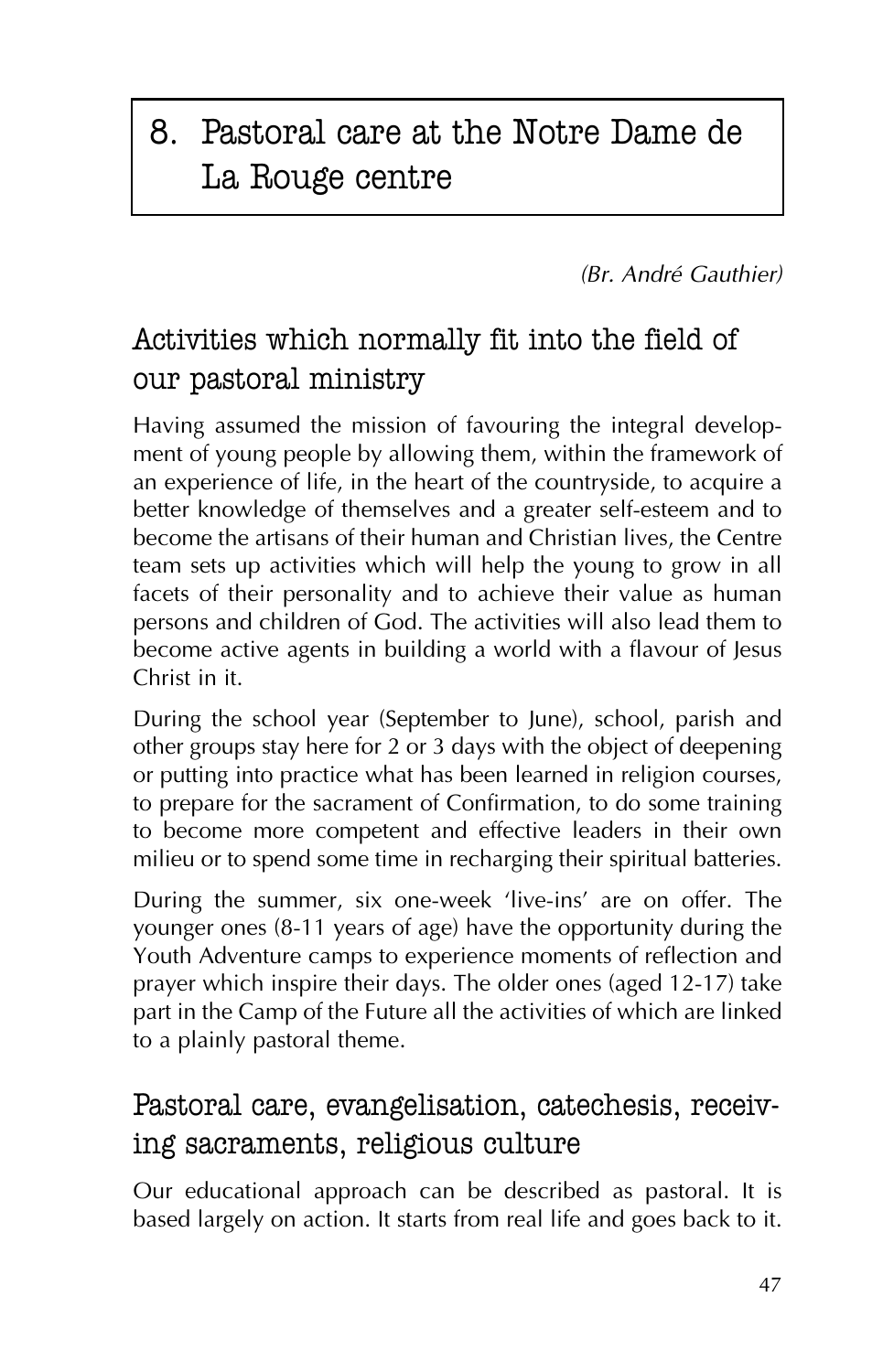# 8. Pastoral care at the Notre Dame de La Rouge centre

*(Br. André Gauthier)*

## Activities which normally fit into the field of our pastoral ministry

Having assumed the mission of favouring the integral development of young people by allowing them, within the framework of an experience of life, in the heart of the countryside, to acquire a better knowledge of themselves and a greater self-esteem and to become the artisans of their human and Christian lives, the Centre team sets up activities which will help the young to grow in all facets of their personality and to achieve their value as human persons and children of God. The activities will also lead them to become active agents in building a world with a flavour of Jesus Christ in it.

During the school year (September to June), school, parish and other groups stay here for 2 or 3 days with the object of deepening or putting into practice what has been learned in religion courses, to prepare for the sacrament of Confirmation, to do some training to become more competent and effective leaders in their own milieu or to spend some time in recharging their spiritual batteries.

During the summer, six one-week 'live-ins' are on offer. The younger ones (8-11 years of age) have the opportunity during the Youth Adventure camps to experience moments of reflection and prayer which inspire their days. The older ones (aged 12-17) take part in the Camp of the Future all the activities of which are linked to a plainly pastoral theme.

## Pastoral care, evangelisation, catechesis, receiving sacraments, religious culture

Our educational approach can be described as pastoral. It is based largely on action. It starts from real life and goes back to it.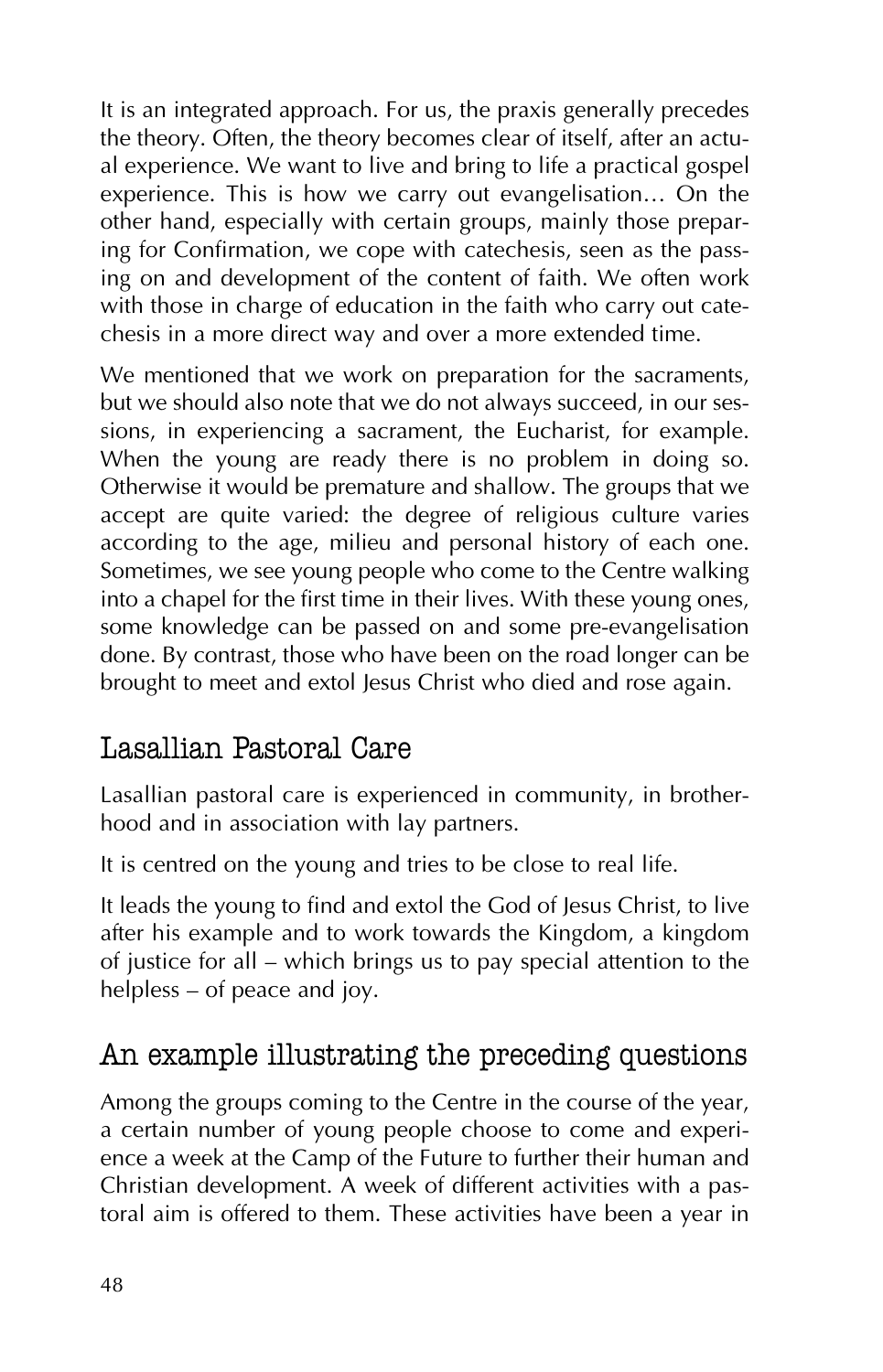It is an integrated approach. For us, the praxis generally precedes the theory. Often, the theory becomes clear of itself, after an actual experience. We want to live and bring to life a practical gospel experience. This is how we carry out evangelisation… On the other hand, especially with certain groups, mainly those preparing for Confirmation, we cope with catechesis, seen as the passing on and development of the content of faith. We often work with those in charge of education in the faith who carry out catechesis in a more direct way and over a more extended time.

We mentioned that we work on preparation for the sacraments, but we should also note that we do not always succeed, in our sessions, in experiencing a sacrament, the Eucharist, for example. When the young are ready there is no problem in doing so. Otherwise it would be premature and shallow. The groups that we accept are quite varied: the degree of religious culture varies according to the age, milieu and personal history of each one. Sometimes, we see young people who come to the Centre walking into a chapel for the first time in their lives. With these young ones, some knowledge can be passed on and some pre-evangelisation done. By contrast, those who have been on the road longer can be brought to meet and extol Jesus Christ who died and rose again.

## Lasallian Pastoral Care

Lasallian pastoral care is experienced in community, in brotherhood and in association with lay partners.

It is centred on the young and tries to be close to real life.

It leads the young to find and extol the God of Jesus Christ, to live after his example and to work towards the Kingdom, a kingdom of justice for all – which brings us to pay special attention to the helpless – of peace and joy.

## An example illustrating the preceding questions

Among the groups coming to the Centre in the course of the year, a certain number of young people choose to come and experience a week at the Camp of the Future to further their human and Christian development. A week of different activities with a pastoral aim is offered to them. These activities have been a year in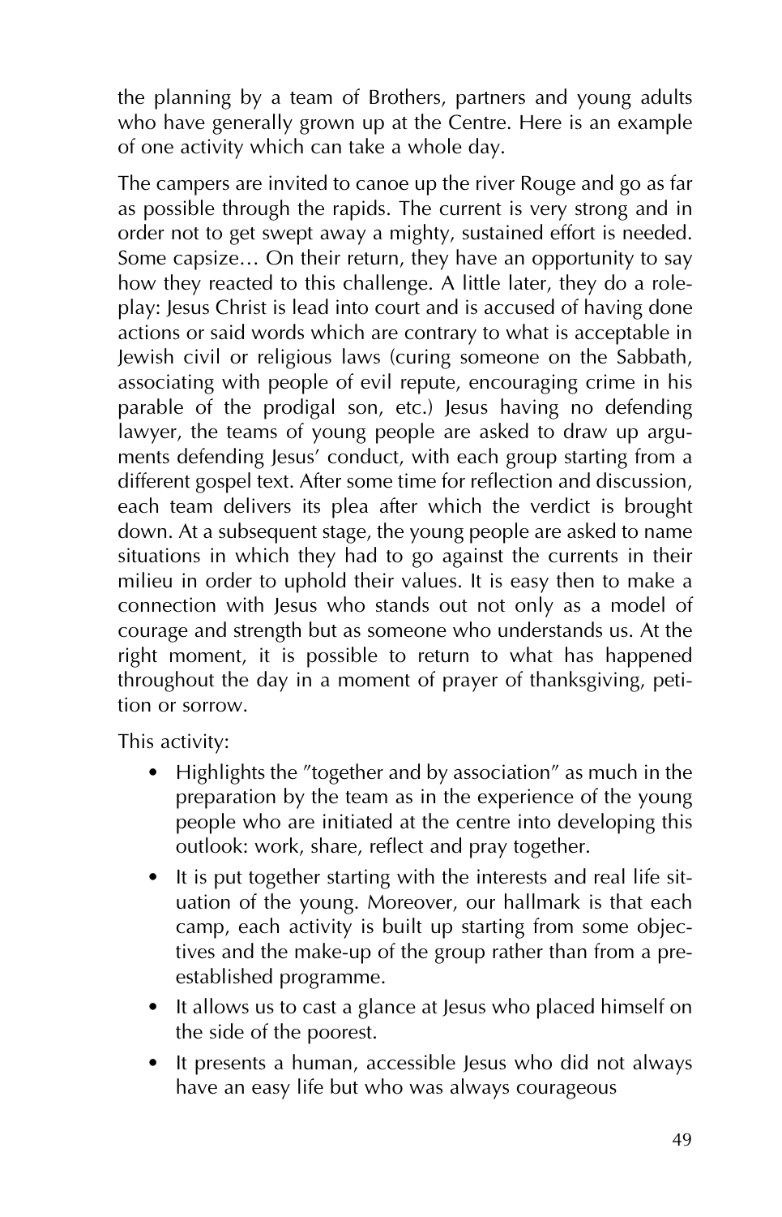the planning by a team of Brothers, partners and young adults who have generally grown up at the Centre. Here is an example of one activity which can take a whole day.

The campers are invited to canoe up the river Rouge and go as far as possible through the rapids. The current is very strong and in order not to get swept away a mighty, sustained effort is needed. Some capsize… On their return, they have an opportunity to say how they reacted to this challenge. A little later, they do a role-play: Jesus Christ is lead into court and is accused of having done actions or said words which are contrary to what is acceptable in Jewish civil or religious laws (curing someone on the Sabbath, associating with people of evil repute, encouraging crime in his parable of the prodigal son, etc.) Jesus having no defending lawyer, the teams of young people are asked to draw up arguments defending Jesus' conduct, with each group starting from a different gospel text. After some time for reflection and discussion, each team delivers its plea after which the verdict is brought down. At a subsequent stage, the young people are asked to name situations in which they had to go against the currents in their milieu in order to uphold their values. It is easy then to make a connection with Jesus who stands out not only as a model of courage and strength but as someone who understands us. At the right moment, it is possible to return to what has happened throughout the day in a moment of prayer of thanksgiving, petition or sorrow.

This activity:

- Highlights the "together and by association" as much in the preparation by the team as in the experience of the young people who are initiated at the centre into developing this outlook: work, share, reflect and pray together.
- It is put together starting with the interests and real life situation of the young. Moreover, our hallmark is that each camp, each activity is built up starting from some objectives and the make-up of the group rather than from a pre-established programme.
- It allows us to cast a glance at Jesus who placed himself on the side of the poorest.
- It presents a human, accessible Jesus who did not always have an easy life but who was always courageous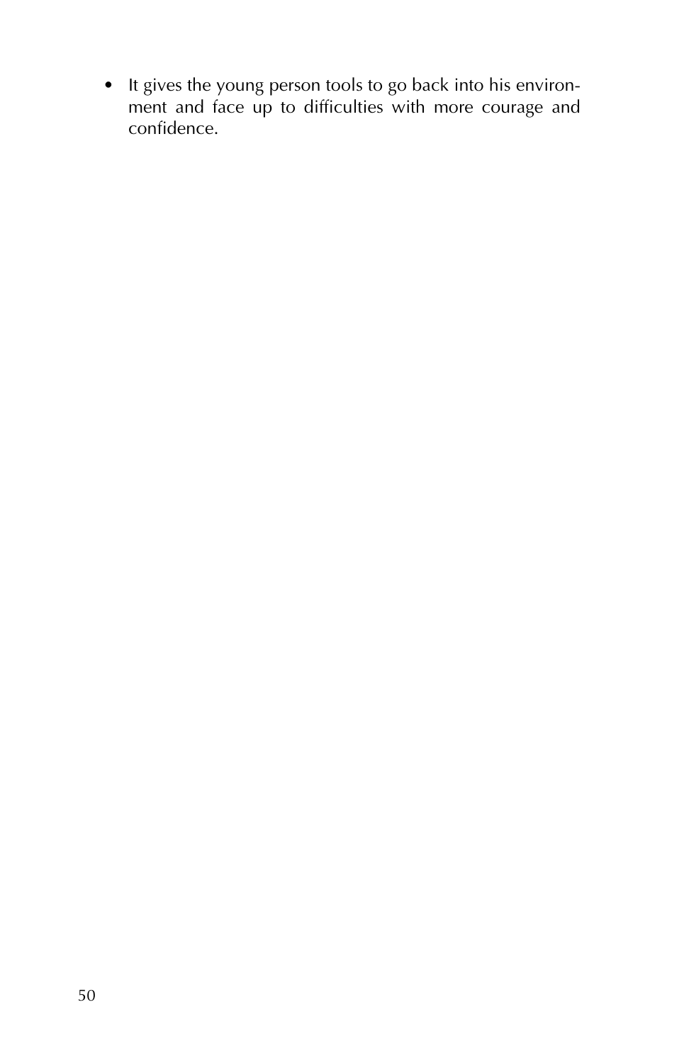- It gives the young person tools to go back into his environment and face up to difficulties with more courage and confidence.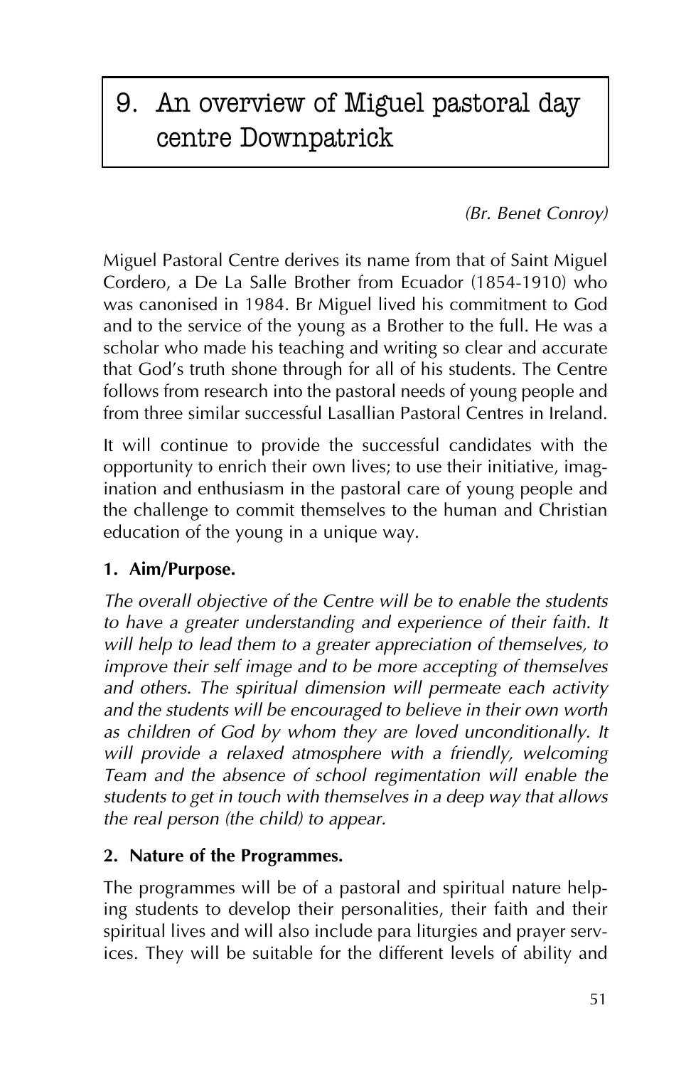# 9. An overview of Miguel pastoral day centre Downpatrick

*(Br. Benet Conroy)*

Miguel Pastoral Centre derives its name from that of Saint Miguel Cordero, a De La Salle Brother from Ecuador (1854-1910) who was canonised in 1984. Br Miguel lived his commitment to God and to the service of the young as a Brother to the full. He was a scholar who made his teaching and writing so clear and accurate that God's truth shone through for all of his students. The Centre follows from research into the pastoral needs of young people and from three similar successful Lasallian Pastoral Centres in Ireland.

It will continue to provide the successful candidates with the opportunity to enrich their own lives; to use their initiative, imagination and enthusiasm in the pastoral care of young people and the challenge to commit themselves to the human and Christian education of the young in a unique way.

**1. Aim/Purpose.**

*The overall objective of the Centre will be to enable the students to have a greater understanding and experience of their faith. It will help to lead them to a greater appreciation of themselves, to improve their self image and to be more accepting of themselves and others. The spiritual dimension will permeate each activity and the students will be encouraged to believe in their own worth as children of God by whom they are loved unconditionally. It will provide a relaxed atmosphere with a friendly, welcoming Team and the absence of school regimentation will enable the students to get in touch with themselves in a deep way that allows the real person (the child) to appear.*

**2. Nature of the Programmes.**

The programmes will be of a pastoral and spiritual nature helping students to develop their personalities, their faith and their spiritual lives and will also include para liturgies and prayer services. They will be suitable for the different levels of ability and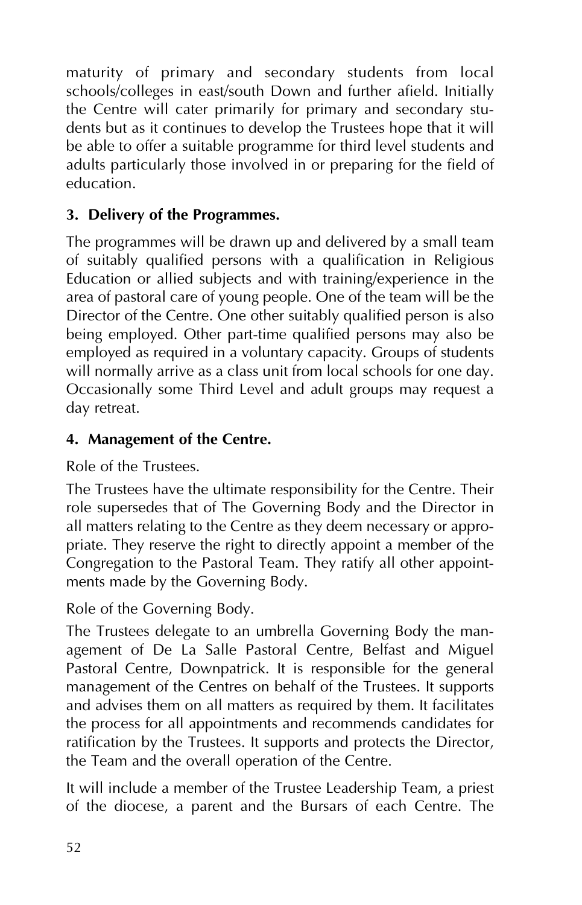maturity of primary and secondary students from local schools/colleges in east/south Down and further afield. Initially the Centre will cater primarily for primary and secondary students but as it continues to develop the Trustees hope that it will be able to offer a suitable programme for third level students and adults particularly those involved in or preparing for the field of education.

**3. Delivery of the Programmes.**

The programmes will be drawn up and delivered by a small team of suitably qualified persons with a qualification in Religious Education or allied subjects and with training/experience in the area of pastoral care of young people. One of the team will be the Director of the Centre. One other suitably qualified person is also being employed. Other part-time qualified persons may also be employed as required in a voluntary capacity. Groups of students will normally arrive as a class unit from local schools for one day. Occasionally some Third Level and adult groups may request a day retreat.

**4. Management of the Centre.**

Role of the Trustees.

The Trustees have the ultimate responsibility for the Centre. Their role supersedes that of The Governing Body and the Director in all matters relating to the Centre as they deem necessary or appropriate. They reserve the right to directly appoint a member of the Congregation to the Pastoral Team. They ratify all other appointments made by the Governing Body.

Role of the Governing Body.

The Trustees delegate to an umbrella Governing Body the management of De La Salle Pastoral Centre, Belfast and Miguel Pastoral Centre, Downpatrick. It is responsible for the general management of the Centres on behalf of the Trustees. It supports and advises them on all matters as required by them. It facilitates the process for all appointments and recommends candidates for ratification by the Trustees. It supports and protects the Director, the Team and the overall operation of the Centre.

It will include a member of the Trustee Leadership Team, a priest of the diocese, a parent and the Bursars of each Centre. The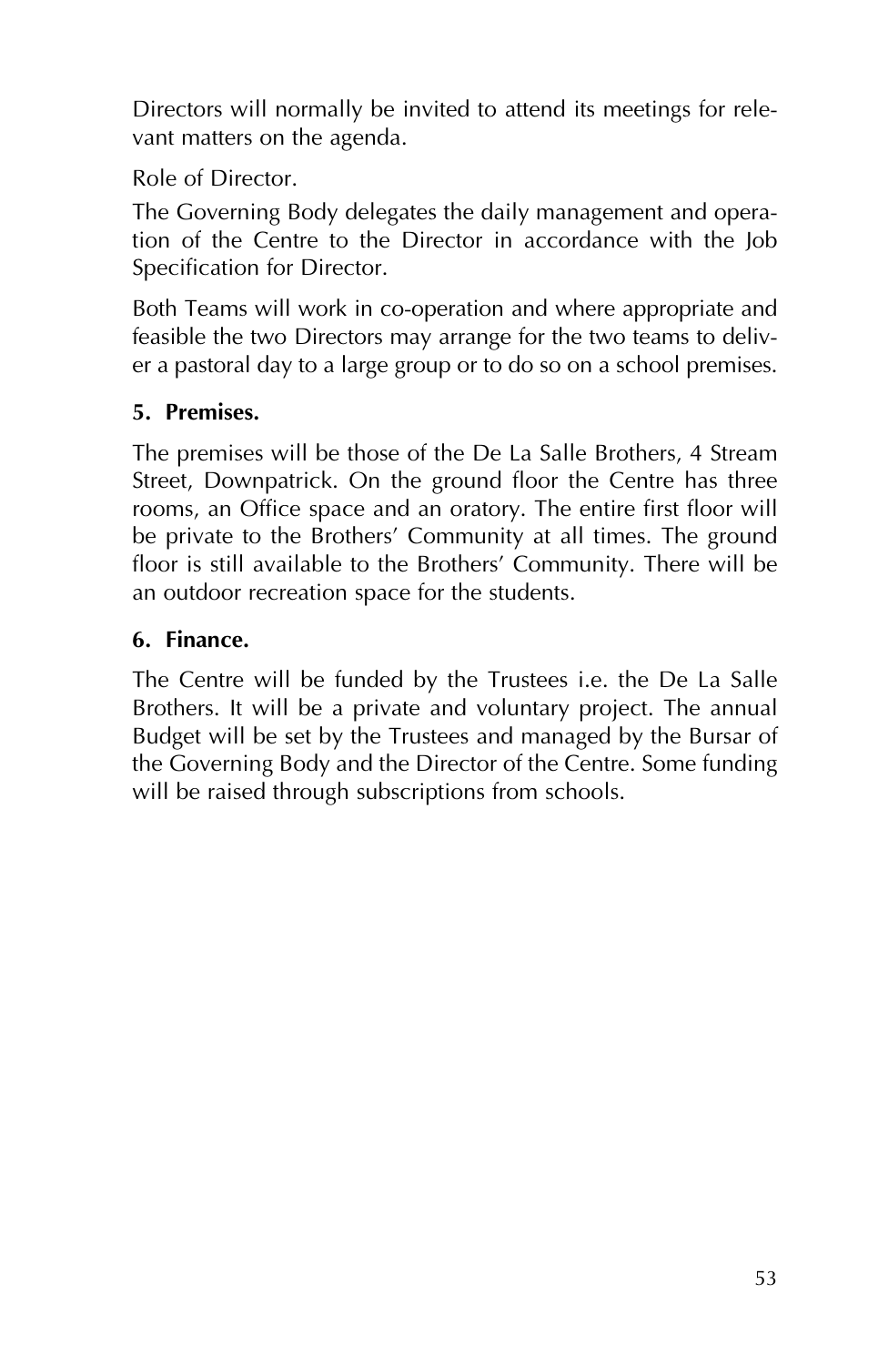Directors will normally be invited to attend its meetings for relevant matters on the agenda.

Role of Director.

The Governing Body delegates the daily management and operation of the Centre to the Director in accordance with the Job Specification for Director.

Both Teams will work in co-operation and where appropriate and feasible the two Directors may arrange for the two teams to deliver a pastoral day to a large group or to do so on a school premises.

**5. Premises.**

The premises will be those of the De La Salle Brothers, 4 Stream Street, Downpatrick. On the ground floor the Centre has three rooms, an Office space and an oratory. The entire first floor will be private to the Brothers' Community at all times. The ground floor is still available to the Brothers' Community. There will be an outdoor recreation space for the students.

**6. Finance.**

The Centre will be funded by the Trustees i.e. the De La Salle Brothers. It will be a private and voluntary project. The annual Budget will be set by the Trustees and managed by the Bursar of the Governing Body and the Director of the Centre. Some funding will be raised through subscriptions from schools.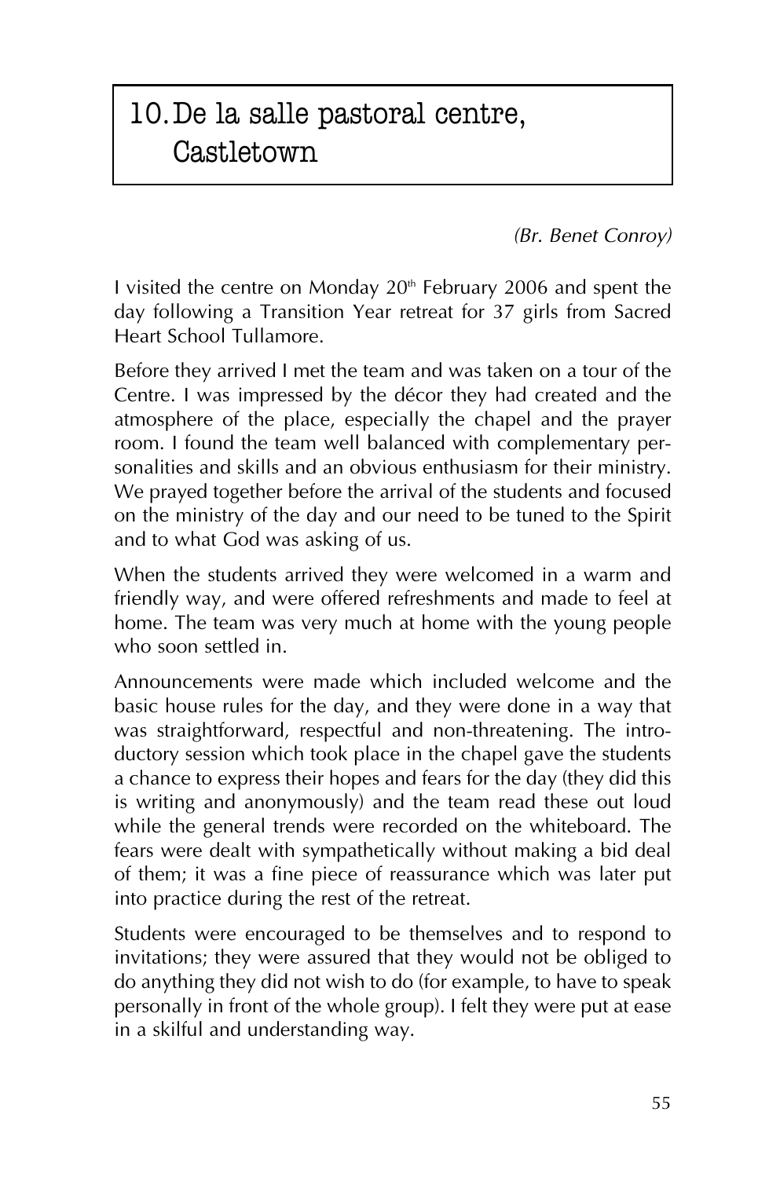# 10. De la salle pastoral centre, Castletown

*(Br. Benet Conroy)*

I visited the centre on Monday 20th February 2006 and spent the day following a Transition Year retreat for 37 girls from Sacred Heart School Tullamore.

Before they arrived I met the team and was taken on a tour of the Centre. I was impressed by the décor they had created and the atmosphere of the place, especially the chapel and the prayer room. I found the team well balanced with complementary personalities and skills and an obvious enthusiasm for their ministry. We prayed together before the arrival of the students and focused on the ministry of the day and our need to be tuned to the Spirit and to what God was asking of us.

When the students arrived they were welcomed in a warm and friendly way, and were offered refreshments and made to feel at home. The team was very much at home with the young people who soon settled in.

Announcements were made which included welcome and the basic house rules for the day, and they were done in a way that was straightforward, respectful and non-threatening. The introductory session which took place in the chapel gave the students a chance to express their hopes and fears for the day (they did this is writing and anonymously) and the team read these out loud while the general trends were recorded on the whiteboard. The fears were dealt with sympathetically without making a bid deal of them; it was a fine piece of reassurance which was later put into practice during the rest of the retreat.

Students were encouraged to be themselves and to respond to invitations; they were assured that they would not be obliged to do anything they did not wish to do (for example, to have to speak personally in front of the whole group). I felt they were put at ease in a skilful and understanding way.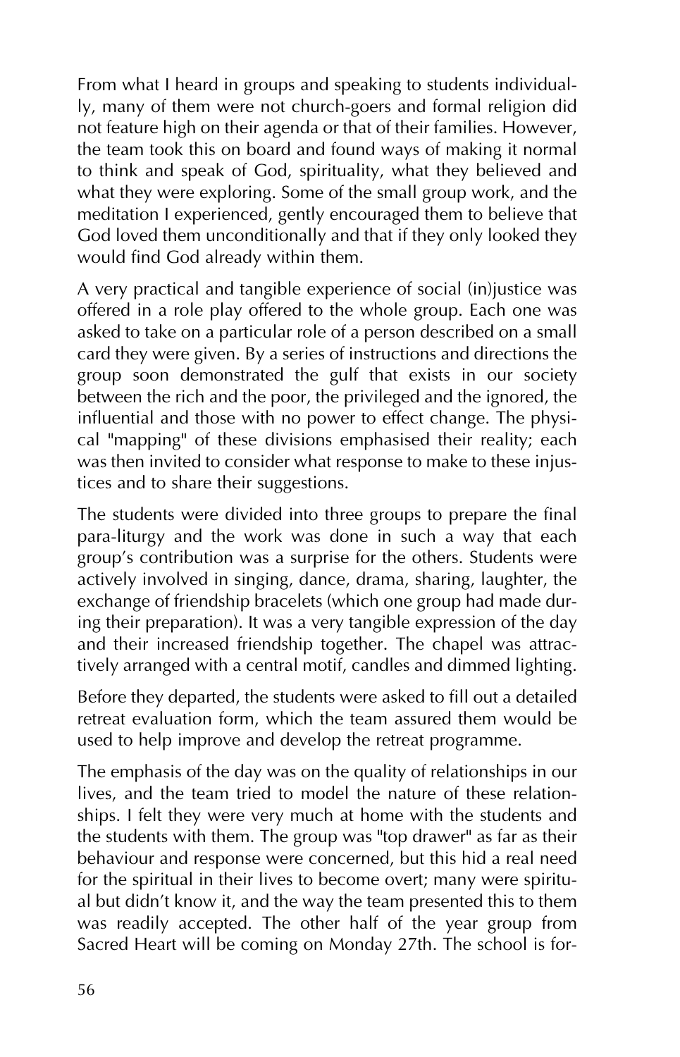From what I heard in groups and speaking to students individually, many of them were not church-goers and formal religion did not feature high on their agenda or that of their families. However, the team took this on board and found ways of making it normal to think and speak of God, spirituality, what they believed and what they were exploring. Some of the small group work, and the meditation I experienced, gently encouraged them to believe that God loved them unconditionally and that if they only looked they would find God already within them.

A very practical and tangible experience of social (in)justice was offered in a role play offered to the whole group. Each one was asked to take on a particular role of a person described on a small card they were given. By a series of instructions and directions the group soon demonstrated the gulf that exists in our society between the rich and the poor, the privileged and the ignored, the influential and those with no power to effect change. The physical "mapping" of these divisions emphasised their reality; each was then invited to consider what response to make to these injustices and to share their suggestions.

The students were divided into three groups to prepare the final para-liturgy and the work was done in such a way that each group's contribution was a surprise for the others. Students were actively involved in singing, dance, drama, sharing, laughter, the exchange of friendship bracelets (which one group had made during their preparation). It was a very tangible expression of the day and their increased friendship together. The chapel was attractively arranged with a central motif, candles and dimmed lighting.

Before they departed, the students were asked to fill out a detailed retreat evaluation form, which the team assured them would be used to help improve and develop the retreat programme.

The emphasis of the day was on the quality of relationships in our lives, and the team tried to model the nature of these relationships. I felt they were very much at home with the students and the students with them. The group was "top drawer" as far as their behaviour and response were concerned, but this hid a real need for the spiritual in their lives to become overt; many were spiritual but didn't know it, and the way the team presented this to them was readily accepted. The other half of the year group from Sacred Heart will be coming on Monday 27th. The school is for-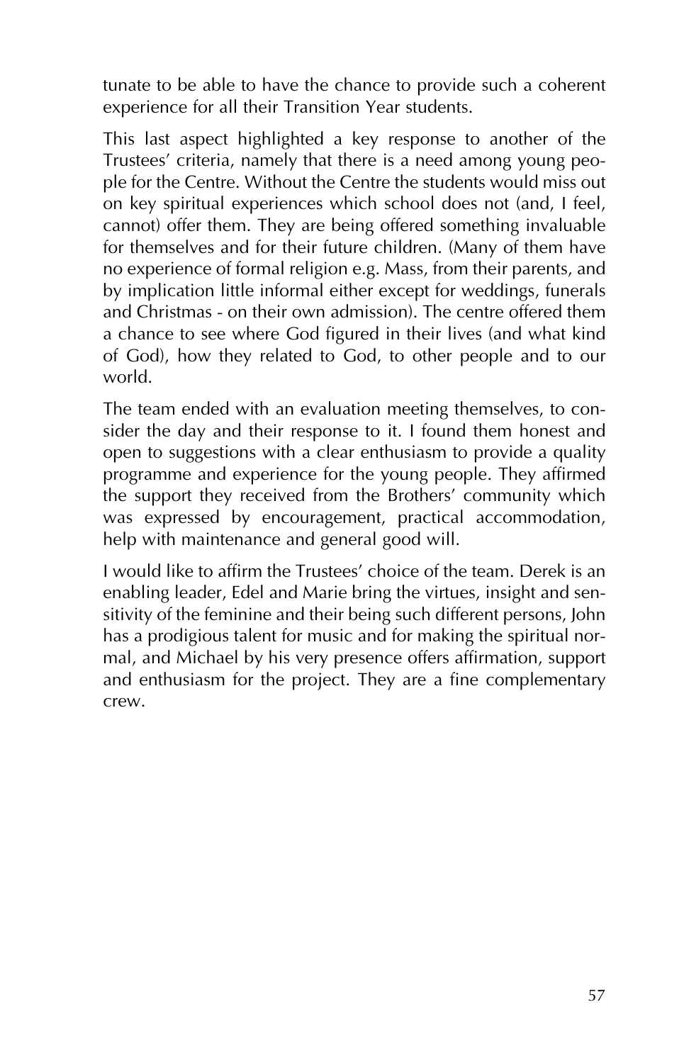tunate to be able to have the chance to provide such a coherent experience for all their Transition Year students.

This last aspect highlighted a key response to another of the Trustees' criteria, namely that there is a need among young people for the Centre. Without the Centre the students would miss out on key spiritual experiences which school does not (and, I feel, cannot) offer them. They are being offered something invaluable for themselves and for their future children. (Many of them have no experience of formal religion e.g. Mass, from their parents, and by implication little informal either except for weddings, funerals and Christmas - on their own admission). The centre offered them a chance to see where God figured in their lives (and what kind of God), how they related to God, to other people and to our world.

The team ended with an evaluation meeting themselves, to consider the day and their response to it. I found them honest and open to suggestions with a clear enthusiasm to provide a quality programme and experience for the young people. They affirmed the support they received from the Brothers' community which was expressed by encouragement, practical accommodation, help with maintenance and general good will.

I would like to affirm the Trustees' choice of the team. Derek is an enabling leader, Edel and Marie bring the virtues, insight and sensitivity of the feminine and their being such different persons, John has a prodigious talent for music and for making the spiritual normal, and Michael by his very presence offers affirmation, support and enthusiasm for the project. They are a fine complementary crew.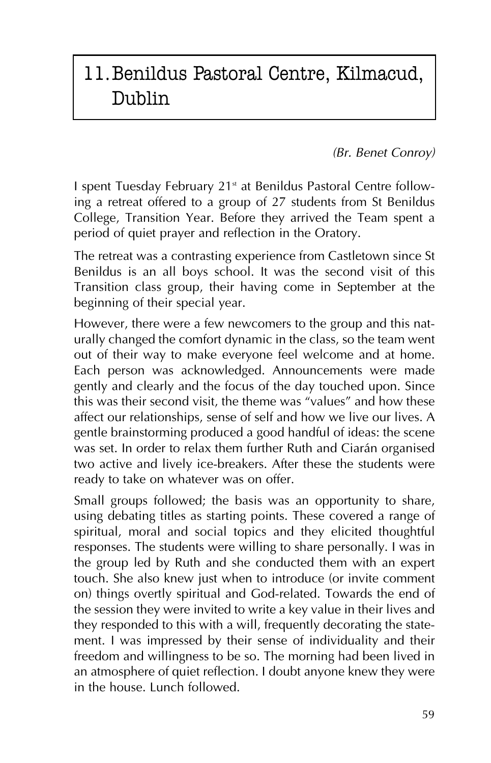# 11. Benildus Pastoral Centre, Kilmacud, Dublin

*(Br. Benet Conroy)*

I spent Tuesday February 21st at Benildus Pastoral Centre following a retreat offered to a group of 27 students from St Benildus College, Transition Year. Before they arrived the Team spent a period of quiet prayer and reflection in the Oratory.

The retreat was a contrasting experience from Castletown since St Benildus is an all boys school. It was the second visit of this Transition class group, their having come in September at the beginning of their special year.

However, there were a few newcomers to the group and this naturally changed the comfort dynamic in the class, so the team went out of their way to make everyone feel welcome and at home. Each person was acknowledged. Announcements were made gently and clearly and the focus of the day touched upon. Since this was their second visit, the theme was "values" and how these affect our relationships, sense of self and how we live our lives. A gentle brainstorming produced a good handful of ideas: the scene was set. In order to relax them further Ruth and Ciarán organised two active and lively ice-breakers. After these the students were ready to take on whatever was on offer.

Small groups followed; the basis was an opportunity to share, using debating titles as starting points. These covered a range of spiritual, moral and social topics and they elicited thoughtful responses. The students were willing to share personally. I was in the group led by Ruth and she conducted them with an expert touch. She also knew just when to introduce (or invite comment on) things overtly spiritual and God-related. Towards the end of the session they were invited to write a key value in their lives and they responded to this with a will, frequently decorating the statement. I was impressed by their sense of individuality and their freedom and willingness to be so. The morning had been lived in an atmosphere of quiet reflection. I doubt anyone knew they were in the house. Lunch followed.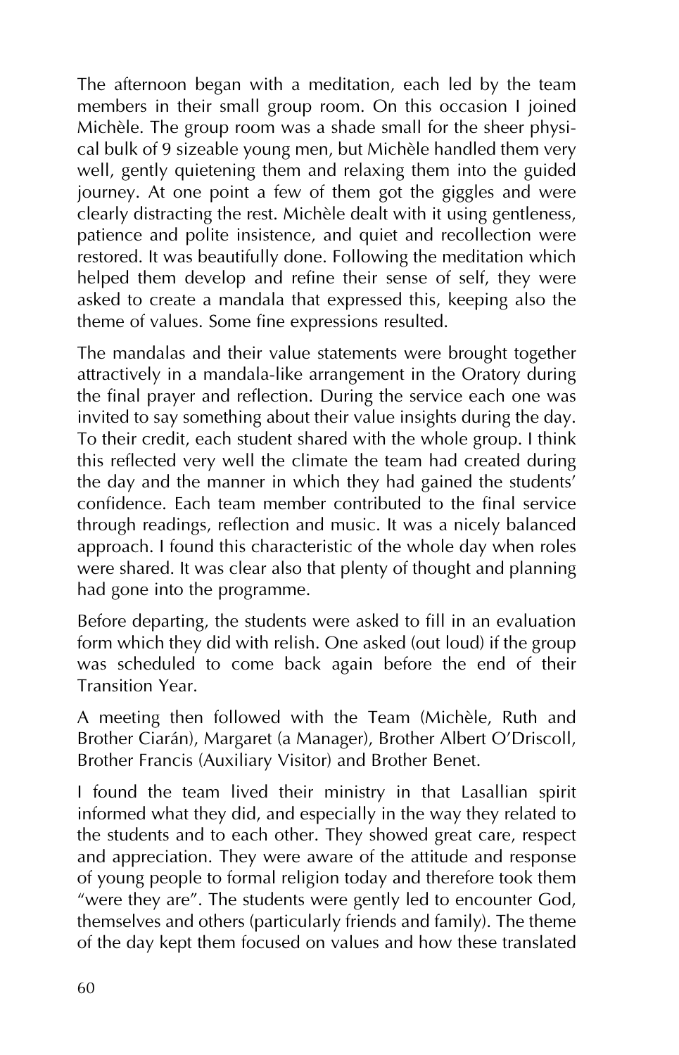The afternoon began with a meditation, each led by the team members in their small group room. On this occasion I joined Michèle. The group room was a shade small for the sheer physical bulk of 9 sizeable young men, but Michèle handled them very well, gently quietening them and relaxing them into the guided journey. At one point a few of them got the giggles and were clearly distracting the rest. Michèle dealt with it using gentleness, patience and polite insistence, and quiet and recollection were restored. It was beautifully done. Following the meditation which helped them develop and refine their sense of self, they were asked to create a mandala that expressed this, keeping also the theme of values. Some fine expressions resulted.

The mandalas and their value statements were brought together attractively in a mandala-like arrangement in the Oratory during the final prayer and reflection. During the service each one was invited to say something about their value insights during the day. To their credit, each student shared with the whole group. I think this reflected very well the climate the team had created during the day and the manner in which they had gained the students' confidence. Each team member contributed to the final service through readings, reflection and music. It was a nicely balanced approach. I found this characteristic of the whole day when roles were shared. It was clear also that plenty of thought and planning had gone into the programme.

Before departing, the students were asked to fill in an evaluation form which they did with relish. One asked (out loud) if the group was scheduled to come back again before the end of their Transition Year.

A meeting then followed with the Team (Michèle, Ruth and Brother Ciarán), Margaret (a Manager), Brother Albert O'Driscoll, Brother Francis (Auxiliary Visitor) and Brother Benet.

I found the team lived their ministry in that Lasallian spirit informed what they did, and especially in the way they related to the students and to each other. They showed great care, respect and appreciation. They were aware of the attitude and response of young people to formal religion today and therefore took them "were they are". The students were gently led to encounter God, themselves and others (particularly friends and family). The theme of the day kept them focused on values and how these translated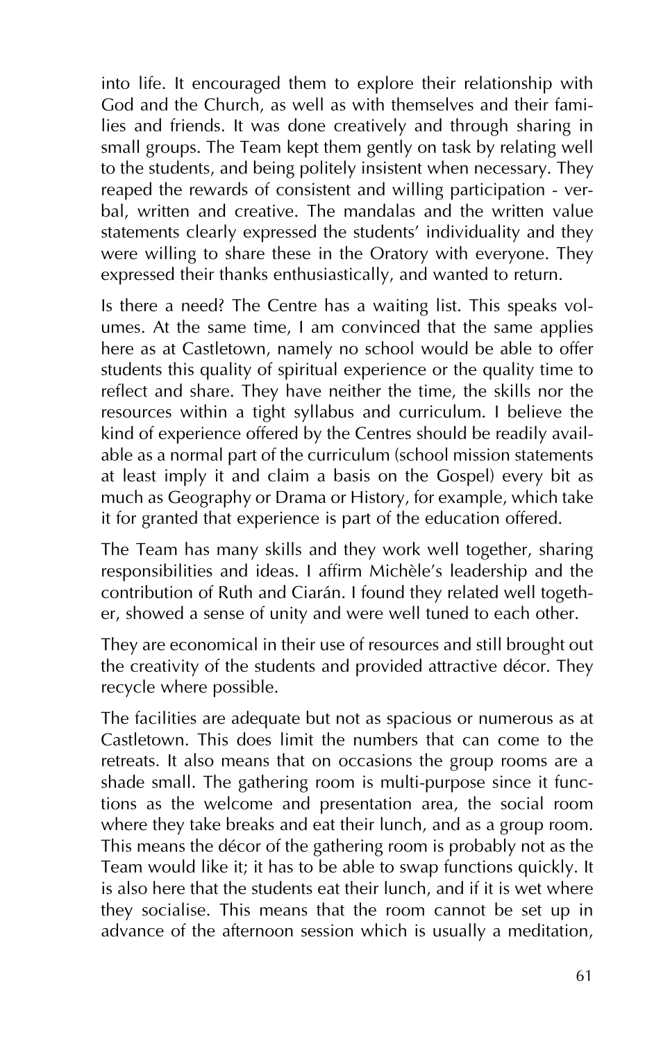into life. It encouraged them to explore their relationship with God and the Church, as well as with themselves and their families and friends. It was done creatively and through sharing in small groups. The Team kept them gently on task by relating well to the students, and being politely insistent when necessary. They reaped the rewards of consistent and willing participation - verbal, written and creative. The mandalas and the written value statements clearly expressed the students' individuality and they were willing to share these in the Oratory with everyone. They expressed their thanks enthusiastically, and wanted to return.

Is there a need? The Centre has a waiting list. This speaks volumes. At the same time, I am convinced that the same applies here as at Castletown, namely no school would be able to offer students this quality of spiritual experience or the quality time to reflect and share. They have neither the time, the skills nor the resources within a tight syllabus and curriculum. I believe the kind of experience offered by the Centres should be readily available as a normal part of the curriculum (school mission statements at least imply it and claim a basis on the Gospel) every bit as much as Geography or Drama or History, for example, which take it for granted that experience is part of the education offered.

The Team has many skills and they work well together, sharing responsibilities and ideas. I affirm Michèle's leadership and the contribution of Ruth and Ciarán. I found they related well together, showed a sense of unity and were well tuned to each other.

They are economical in their use of resources and still brought out the creativity of the students and provided attractive décor. They recycle where possible.

The facilities are adequate but not as spacious or numerous as at Castletown. This does limit the numbers that can come to the retreats. It also means that on occasions the group rooms are a shade small. The gathering room is multi-purpose since it functions as the welcome and presentation area, the social room where they take breaks and eat their lunch, and as a group room. This means the décor of the gathering room is probably not as the Team would like it; it has to be able to swap functions quickly. It is also here that the students eat their lunch, and if it is wet where they socialise. This means that the room cannot be set up in advance of the afternoon session which is usually a meditation,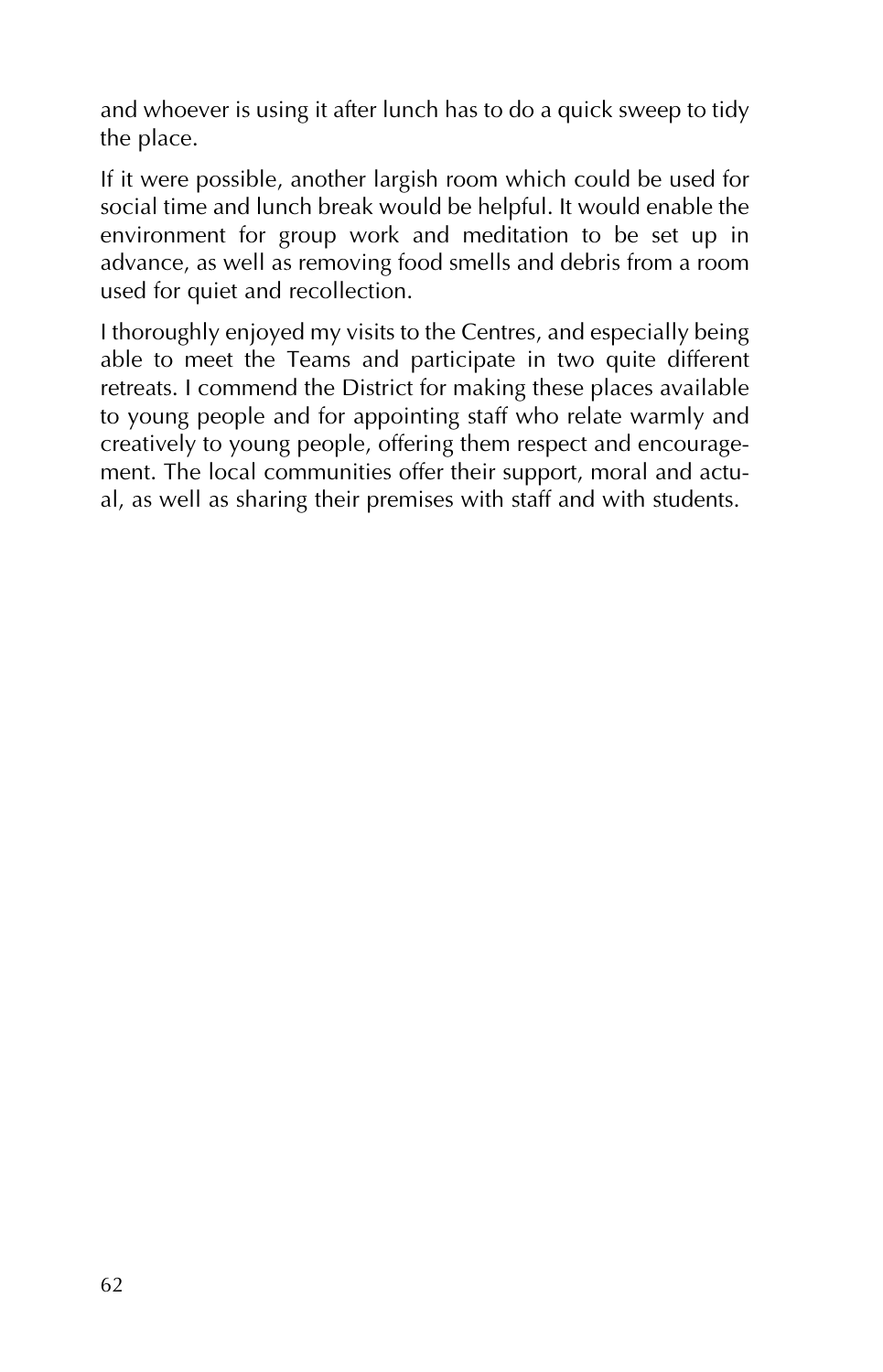and whoever is using it after lunch has to do a quick sweep to tidy the place.

If it were possible, another largish room which could be used for social time and lunch break would be helpful. It would enable the environment for group work and meditation to be set up in advance, as well as removing food smells and debris from a room used for quiet and recollection.

I thoroughly enjoyed my visits to the Centres, and especially being able to meet the Teams and participate in two quite different retreats. I commend the District for making these places available to young people and for appointing staff who relate warmly and creatively to young people, offering them respect and encouragement. The local communities offer their support, moral and actual, as well as sharing their premises with staff and with students.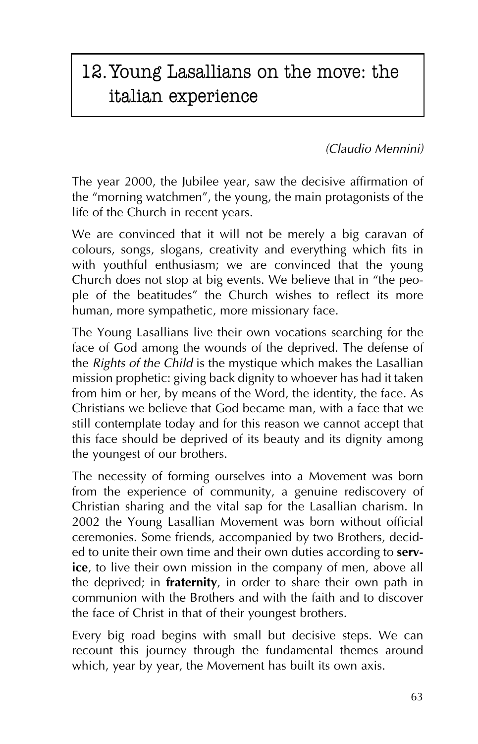# 12. Young Lasallians on the move: the italian experience

*(Claudio Mennini)*

The year 2000, the Jubilee year, saw the decisive affirmation of the "morning watchmen", the young, the main protagonists of the life of the Church in recent years.

We are convinced that it will not be merely a big caravan of colours, songs, slogans, creativity and everything which fits in with youthful enthusiasm; we are convinced that the young Church does not stop at big events. We believe that in "the people of the beatitudes" the Church wishes to reflect its more human, more sympathetic, more missionary face.

The Young Lasallians live their own vocations searching for the face of God among the wounds of the deprived. The defense of the *Rights of the Child* is the mystique which makes the Lasallian mission prophetic: giving back dignity to whoever has had it taken from him or her, by means of the Word, the identity, the face. As Christians we believe that God became man, with a face that we still contemplate today and for this reason we cannot accept that this face should be deprived of its beauty and its dignity among the youngest of our brothers.

The necessity of forming ourselves into a Movement was born from the experience of community, a genuine rediscovery of Christian sharing and the vital sap for the Lasallian charism. In 2002 the Young Lasallian Movement was born without official ceremonies. Some friends, accompanied by two Brothers, decided to unite their own time and their own duties according to **service**, to live their own mission in the company of men, above all the deprived; in **fraternity**, in order to share their own path in communion with the Brothers and with the faith and to discover the face of Christ in that of their youngest brothers.

Every big road begins with small but decisive steps. We can recount this journey through the fundamental themes around which, year by year, the Movement has built its own axis.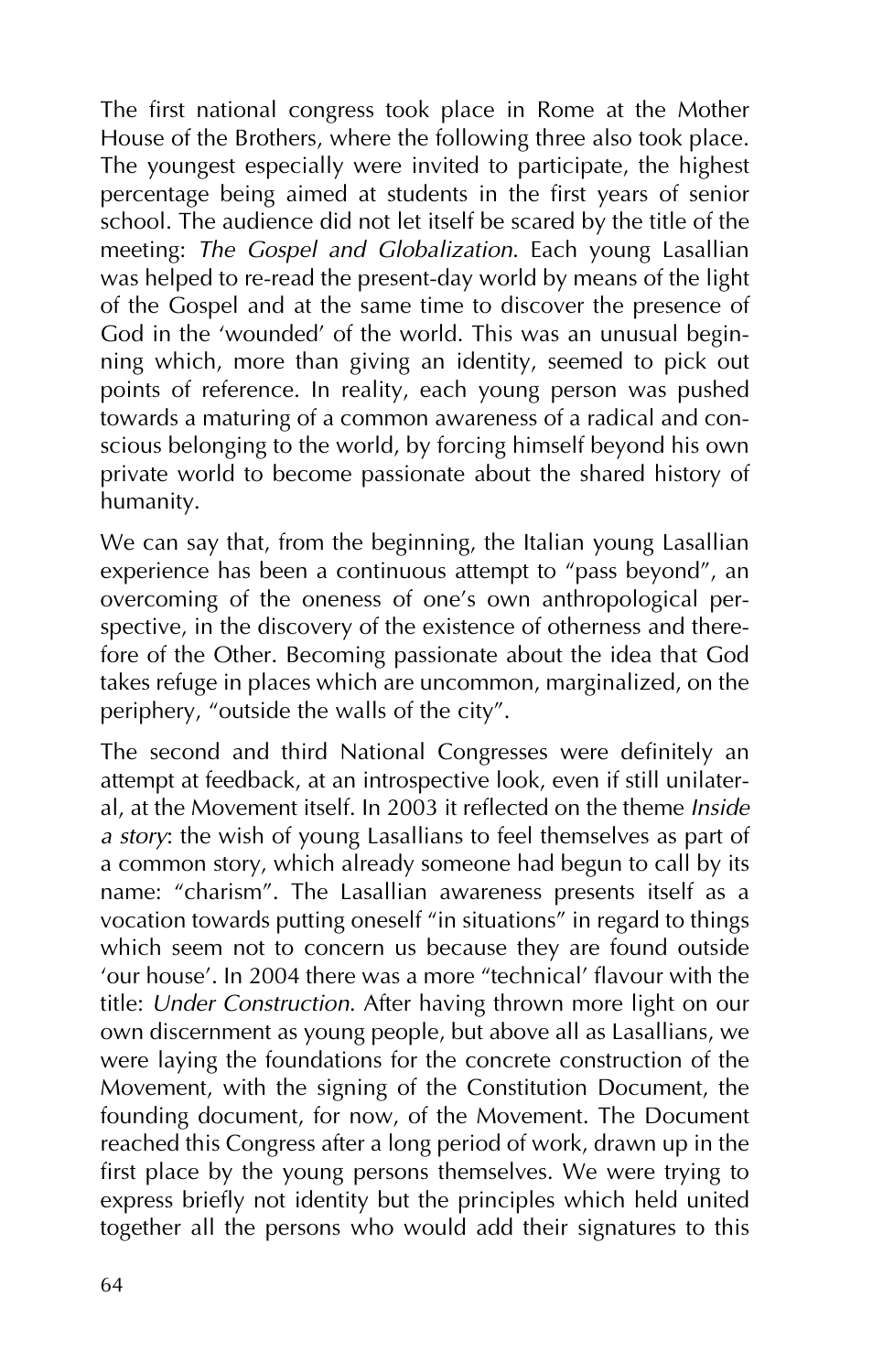The first national congress took place in Rome at the Mother House of the Brothers, where the following three also took place. The youngest especially were invited to participate, the highest percentage being aimed at students in the first years of senior school. The audience did not let itself be scared by the title of the meeting: *The Gospel and Globalization*. Each young Lasallian was helped to re-read the present-day world by means of the light of the Gospel and at the same time to discover the presence of God in the 'wounded' of the world. This was an unusual beginning which, more than giving an identity, seemed to pick out points of reference. In reality, each young person was pushed towards a maturing of a common awareness of a radical and conscious belonging to the world, by forcing himself beyond his own private world to become passionate about the shared history of humanity.

We can say that, from the beginning, the Italian young Lasallian experience has been a continuous attempt to "pass beyond", an overcoming of the oneness of one's own anthropological perspective, in the discovery of the existence of otherness and therefore of the Other. Becoming passionate about the idea that God takes refuge in places which are uncommon, marginalized, on the periphery, "outside the walls of the city".

The second and third National Congresses were definitely an attempt at feedback, at an introspective look, even if still unilateral, at the Movement itself. In 2003 it reflected on the theme *Inside a story*: the wish of young Lasallians to feel themselves as part of a common story, which already someone had begun to call by its name: "charism". The Lasallian awareness presents itself as a vocation towards putting oneself "in situations" in regard to things which seem not to concern us because they are found outside 'our house'. In 2004 there was a more "technical' flavour with the title: *Under Construction*. After having thrown more light on our own discernment as young people, but above all as Lasallians, we were laying the foundations for the concrete construction of the Movement, with the signing of the Constitution Document, the founding document, for now, of the Movement. The Document reached this Congress after a long period of work, drawn up in the first place by the young persons themselves. We were trying to express briefly not identity but the principles which held united together all the persons who would add their signatures to this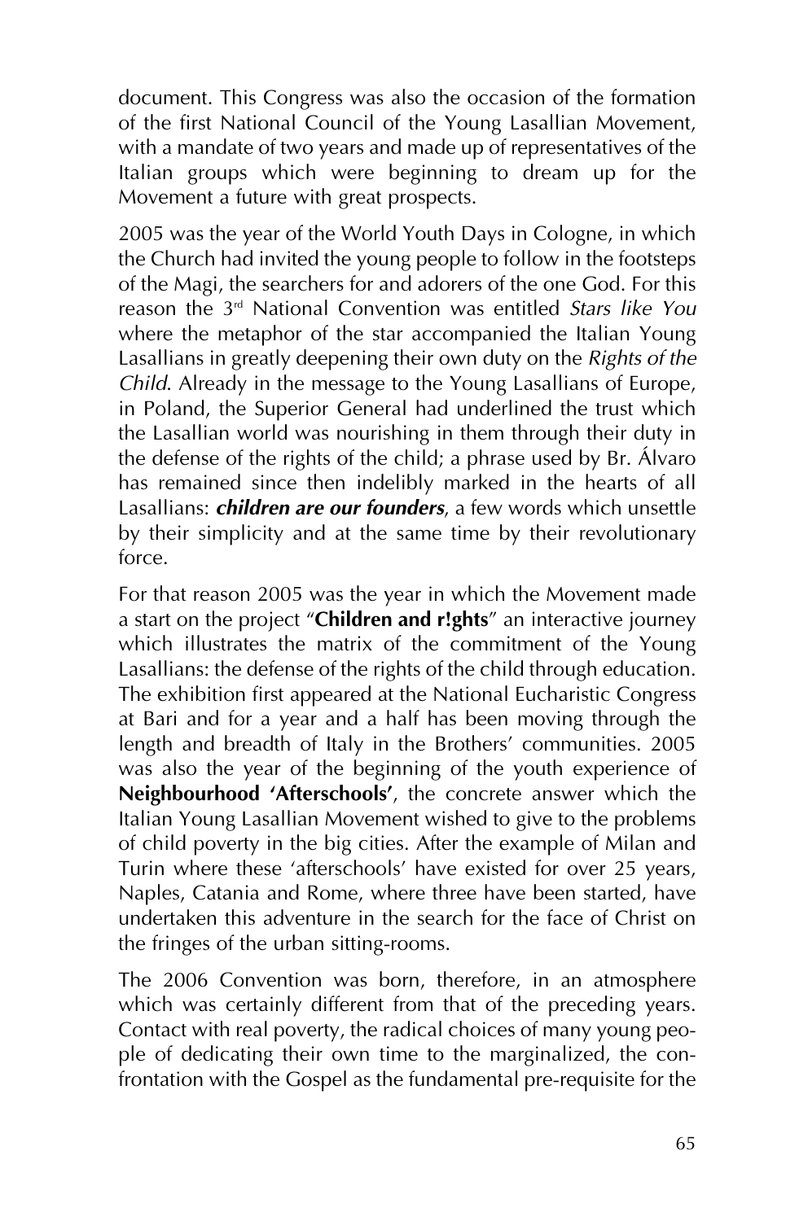document. This Congress was also the occasion of the formation of the first National Council of the Young Lasallian Movement, with a mandate of two years and made up of representatives of the Italian groups which were beginning to dream up for the Movement a future with great prospects.

2005 was the year of the World Youth Days in Cologne, in which the Church had invited the young people to follow in the footsteps of the Magi, the searchers for and adorers of the one God. For this reason the 3rd National Convention was entitled *Stars like You* where the metaphor of the star accompanied the Italian Young Lasallians in greatly deepening their own duty on the *Rights of the Child*. Already in the message to the Young Lasallians of Europe, in Poland, the Superior General had underlined the trust which the Lasallian world was nourishing in them through their duty in the defense of the rights of the child; a phrase used by Br. Álvaro has remained since then indelibly marked in the hearts of all Lasallians: ***children are our founders***, a few words which unsettle by their simplicity and at the same time by their revolutionary force.

For that reason 2005 was the year in which the Movement made a start on the project "**Children and r!ghts**" an interactive journey which illustrates the matrix of the commitment of the Young Lasallians: the defense of the rights of the child through education. The exhibition first appeared at the National Eucharistic Congress at Bari and for a year and a half has been moving through the length and breadth of Italy in the Brothers' communities. 2005 was also the year of the beginning of the youth experience of **Neighbourhood 'Afterschools'**, the concrete answer which the Italian Young Lasallian Movement wished to give to the problems of child poverty in the big cities. After the example of Milan and Turin where these 'afterschools' have existed for over 25 years, Naples, Catania and Rome, where three have been started, have undertaken this adventure in the search for the face of Christ on the fringes of the urban sitting-rooms.

The 2006 Convention was born, therefore, in an atmosphere which was certainly different from that of the preceding years. Contact with real poverty, the radical choices of many young people of dedicating their own time to the marginalized, the confrontation with the Gospel as the fundamental pre-requisite for the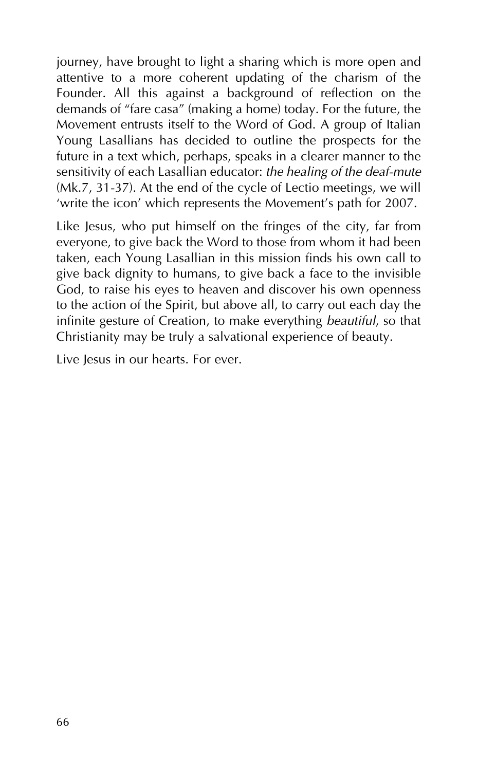journey, have brought to light a sharing which is more open and attentive to a more coherent updating of the charism of the Founder. All this against a background of reflection on the demands of “fare casa” (making a home) today. For the future, the Movement entrusts itself to the Word of God. A group of Italian Young Lasallians has decided to outline the prospects for the future in a text which, perhaps, speaks in a clearer manner to the sensitivity of each Lasallian educator: *the healing of the deaf-mute* (Mk.7, 31-37). At the end of the cycle of Lectio meetings, we will ‘write the icon’ which represents the Movement’s path for 2007.

Like Jesus, who put himself on the fringes of the city, far from everyone, to give back the Word to those from whom it had been taken, each Young Lasallian in this mission finds his own call to give back dignity to humans, to give back a face to the invisible God, to raise his eyes to heaven and discover his own openness to the action of the Spirit, but above all, to carry out each day the infinite gesture of Creation, to make everything *beautiful*, so that Christianity may be truly a salvational experience of beauty.

Live Jesus in our hearts. For ever.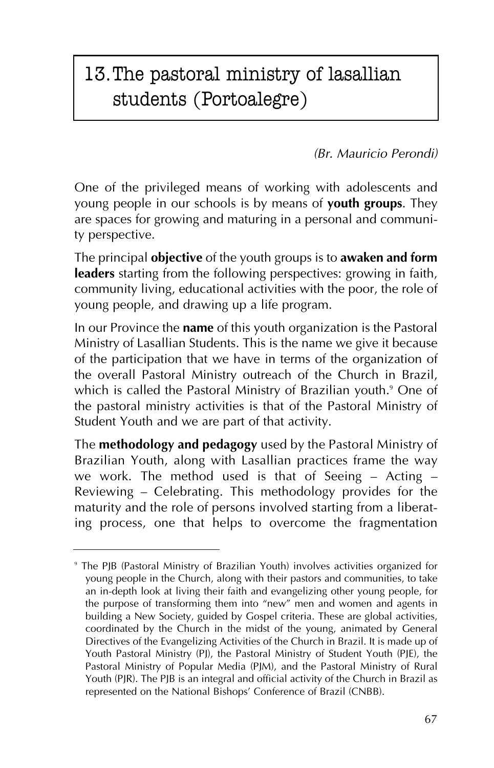# 13. The pastoral ministry of lasallian students (Portoalegre)

*(Br. Mauricio Perondi)*

One of the privileged means of working with adolescents and young people in our schools is by means of **youth groups**. They are spaces for growing and maturing in a personal and community perspective.

The principal **objective** of the youth groups is to **awaken and form leaders** starting from the following perspectives: growing in faith, community living, educational activities with the poor, the role of young people, and drawing up a life program.

In our Province the **name** of this youth organization is the Pastoral Ministry of Lasallian Students. This is the name we give it because of the participation that we have in terms of the organization of the overall Pastoral Ministry outreach of the Church in Brazil, which is called the Pastoral Ministry of Brazilian youth.[9] One of the pastoral ministry activities is that of the Pastoral Ministry of Student Youth and we are part of that activity.

The **methodology and pedagogy** used by the Pastoral Ministry of Brazilian Youth, along with Lasallian practices frame the way we work. The method used is that of Seeing – Acting – Reviewing – Celebrating. This methodology provides for the maturity and the role of persons involved starting from a liberating process, one that helps to overcome the fragmentation

[9] The PJB (Pastoral Ministry of Brazilian Youth) involves activities organized for young people in the Church, along with their pastors and communities, to take an in-depth look at living their faith and evangelizing other young people, for the purpose of transforming them into "new" men and women and agents in building a New Society, guided by Gospel criteria. These are global activities, coordinated by the Church in the midst of the young, animated by General Directives of the Evangelizing Activities of the Church in Brazil. It is made up of Youth Pastoral Ministry (PJ), the Pastoral Ministry of Student Youth (PJE), the Pastoral Ministry of Popular Media (PJM), and the Pastoral Ministry of Rural Youth (PJR). The PJB is an integral and official activity of the Church in Brazil as represented on the National Bishops' Conference of Brazil (CNBB).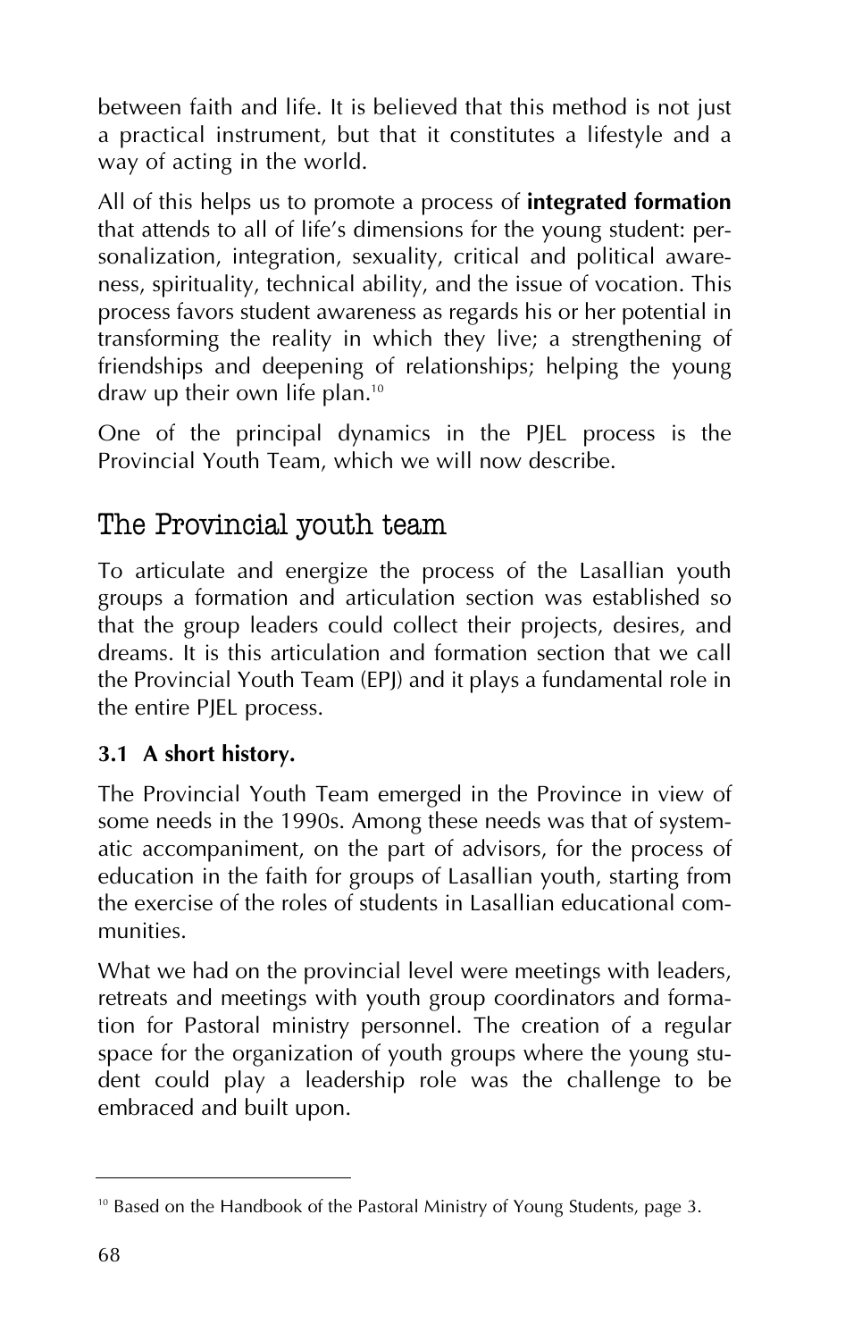between faith and life. It is believed that this method is not just a practical instrument, but that it constitutes a lifestyle and a way of acting in the world.

All of this helps us to promote a process of **integrated formation** that attends to all of life's dimensions for the young student: personalization, integration, sexuality, critical and political awareness, spirituality, technical ability, and the issue of vocation. This process favors student awareness as regards his or her potential in transforming the reality in which they live; a strengthening of friendships and deepening of relationships; helping the young draw up their own life plan.[10]

One of the principal dynamics in the PJEL process is the Provincial Youth Team, which we will now describe.

## The Provincial youth team

To articulate and energize the process of the Lasallian youth groups a formation and articulation section was established so that the group leaders could collect their projects, desires, and dreams. It is this articulation and formation section that we call the Provincial Youth Team (EPJ) and it plays a fundamental role in the entire PJEL process.

### 3.1 A short history.

The Provincial Youth Team emerged in the Province in view of some needs in the 1990s. Among these needs was that of systematic accompaniment, on the part of advisors, for the process of education in the faith for groups of Lasallian youth, starting from the exercise of the roles of students in Lasallian educational communities.

What we had on the provincial level were meetings with leaders, retreats and meetings with youth group coordinators and formation for Pastoral ministry personnel. The creation of a regular space for the organization of youth groups where the young student could play a leadership role was the challenge to be embraced and built upon.

[10] Based on the Handbook of the Pastoral Ministry of Young Students, page 3.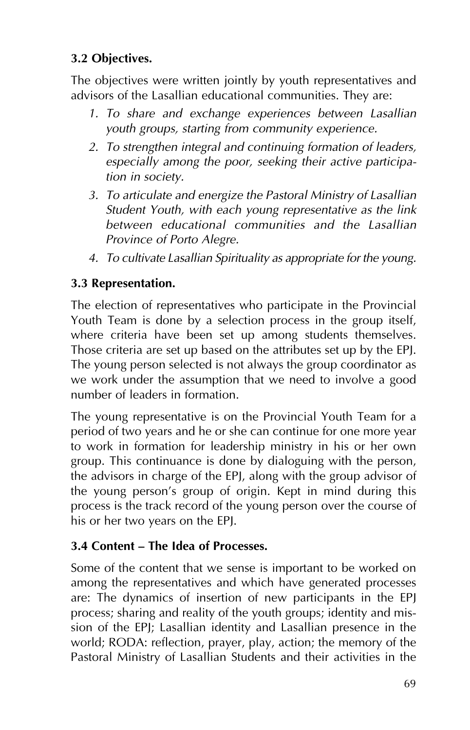### 3.2 Objectives.

The objectives were written jointly by youth representatives and advisors of the Lasallian educational communities. They are:

1. *To share and exchange experiences between Lasallian youth groups, starting from community experience.*
2. *To strengthen integral and continuing formation of leaders, especially among the poor, seeking their active participation in society.*
3. *To articulate and energize the Pastoral Ministry of Lasallian Student Youth, with each young representative as the link between educational communities and the Lasallian Province of Porto Alegre.*
4. *To cultivate Lasallian Spirituality as appropriate for the young.*

### 3.3 Representation.

The election of representatives who participate in the Provincial Youth Team is done by a selection process in the group itself, where criteria have been set up among students themselves. Those criteria are set up based on the attributes set up by the EPJ. The young person selected is not always the group coordinator as we work under the assumption that we need to involve a good number of leaders in formation.

The young representative is on the Provincial Youth Team for a period of two years and he or she can continue for one more year to work in formation for leadership ministry in his or her own group. This continuance is done by dialoguing with the person, the advisors in charge of the EPJ, along with the group advisor of the young person's group of origin. Kept in mind during this process is the track record of the young person over the course of his or her two years on the EPJ.

### 3.4 Content – The Idea of Processes.

Some of the content that we sense is important to be worked on among the representatives and which have generated processes are: The dynamics of insertion of new participants in the EPJ process; sharing and reality of the youth groups; identity and mission of the EPJ; Lasallian identity and Lasallian presence in the world; RODA: reflection, prayer, play, action; the memory of the Pastoral Ministry of Lasallian Students and their activities in the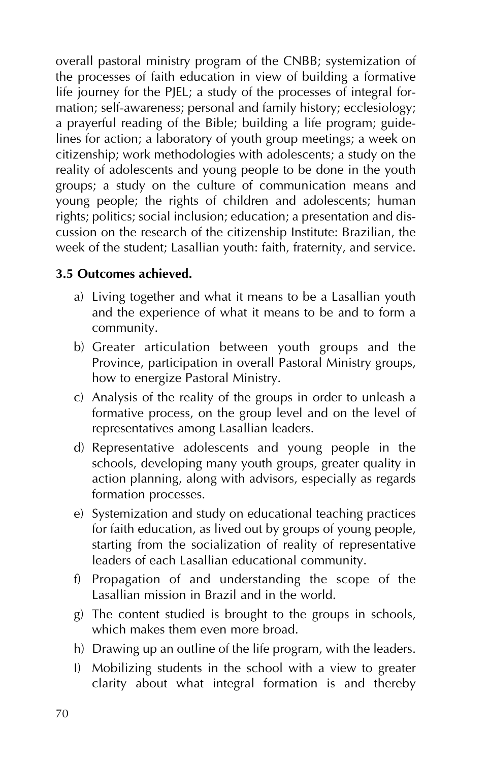overall pastoral ministry program of the CNBB; systemization of the processes of faith education in view of building a formative life journey for the PJEL; a study of the processes of integral formation; self-awareness; personal and family history; ecclesiology; a prayerful reading of the Bible; building a life program; guidelines for action; a laboratory of youth group meetings; a week on citizenship; work methodologies with adolescents; a study on the reality of adolescents and young people to be done in the youth groups; a study on the culture of communication means and young people; the rights of children and adolescents; human rights; politics; social inclusion; education; a presentation and discussion on the research of the citizenship Institute: Brazilian, the week of the student; Lasallian youth: faith, fraternity, and service.

**3.5 Outcomes achieved.**

a) Living together and what it means to be a Lasallian youth and the experience of what it means to be and to form a community.

b) Greater articulation between youth groups and the Province, participation in overall Pastoral Ministry groups, how to energize Pastoral Ministry.

c) Analysis of the reality of the groups in order to unleash a formative process, on the group level and on the level of representatives among Lasallian leaders.

d) Representative adolescents and young people in the schools, developing many youth groups, greater quality in action planning, along with advisors, especially as regards formation processes.

e) Systemization and study on educational teaching practices for faith education, as lived out by groups of young people, starting from the socialization of reality of representative leaders of each Lasallian educational community.

f) Propagation of and understanding the scope of the Lasallian mission in Brazil and in the world.

g) The content studied is brought to the groups in schools, which makes them even more broad.

h) Drawing up an outline of the life program, with the leaders.

I) Mobilizing students in the school with a view to greater clarity about what integral formation is and thereby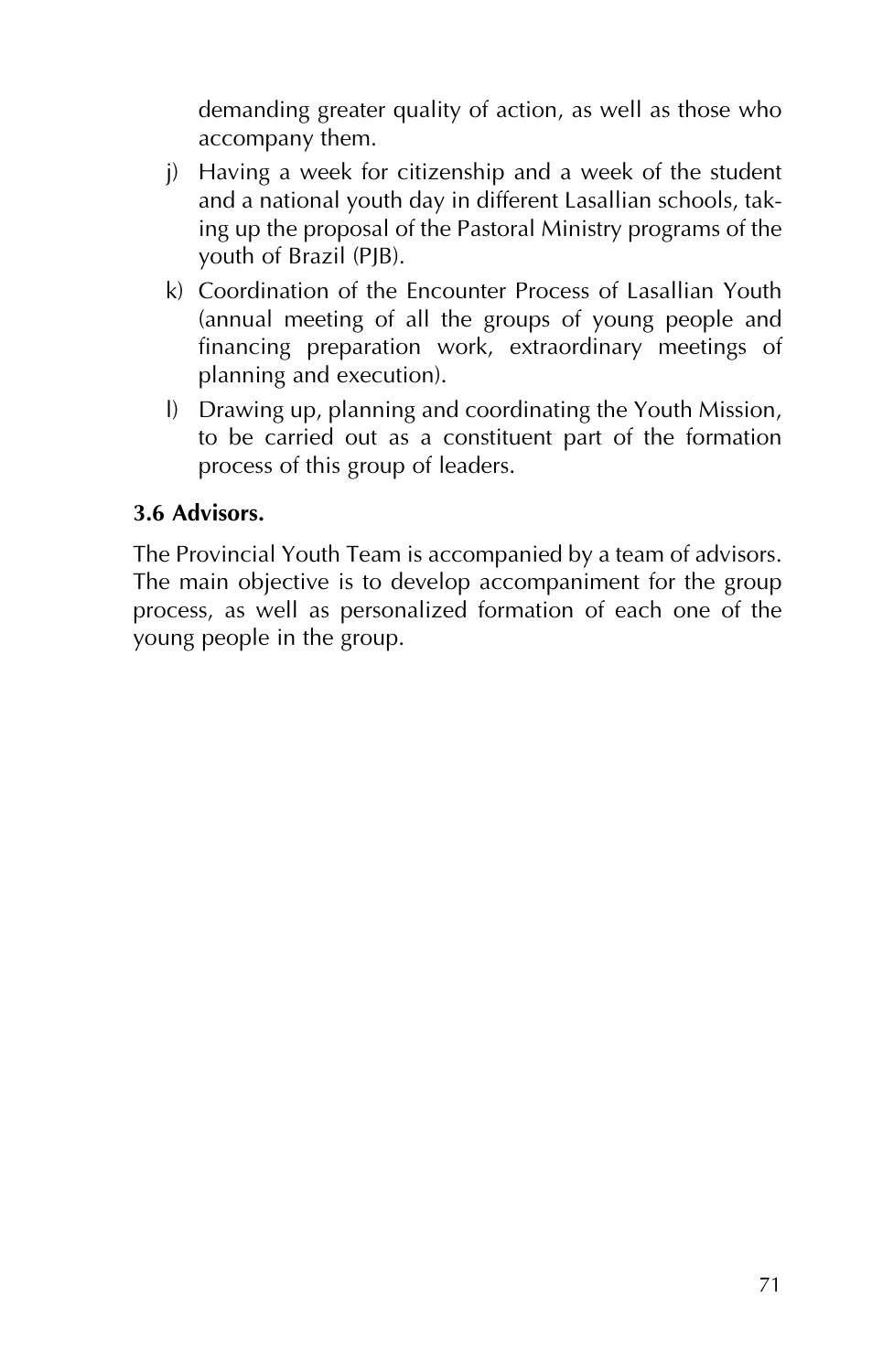demanding greater quality of action, as well as those who accompany them.

j) Having a week for citizenship and a week of the student and a national youth day in different Lasallian schools, taking up the proposal of the Pastoral Ministry programs of the youth of Brazil (PJB).

k) Coordination of the Encounter Process of Lasallian Youth (annual meeting of all the groups of young people and financing preparation work, extraordinary meetings of planning and execution).

l) Drawing up, planning and coordinating the Youth Mission, to be carried out as a constituent part of the formation process of this group of leaders.

### 3.6 Advisors.

The Provincial Youth Team is accompanied by a team of advisors. The main objective is to develop accompaniment for the group process, as well as personalized formation of each one of the young people in the group.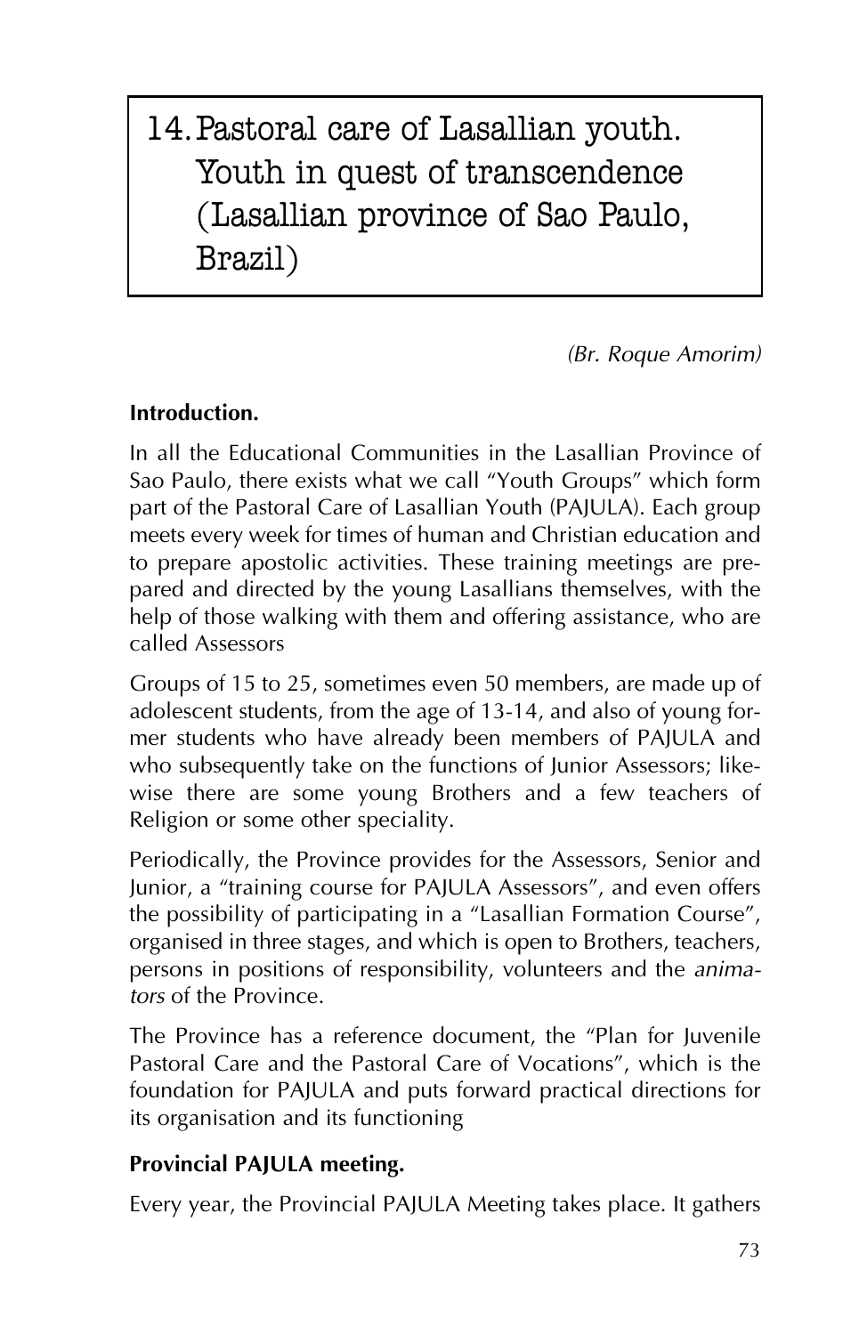# 14. Pastoral care of Lasallian youth. Youth in quest of transcendence (Lasallian province of Sao Paulo, Brazil)

*(Br. Roque Amorim)*

**Introduction.**

In all the Educational Communities in the Lasallian Province of Sao Paulo, there exists what we call "Youth Groups" which form part of the Pastoral Care of Lasallian Youth (PAJULA). Each group meets every week for times of human and Christian education and to prepare apostolic activities. These training meetings are prepared and directed by the young Lasallians themselves, with the help of those walking with them and offering assistance, who are called Assessors

Groups of 15 to 25, sometimes even 50 members, are made up of adolescent students, from the age of 13-14, and also of young former students who have already been members of PAJULA and who subsequently take on the functions of Junior Assessors; likewise there are some young Brothers and a few teachers of Religion or some other speciality.

Periodically, the Province provides for the Assessors, Senior and Junior, a "training course for PAJULA Assessors", and even offers the possibility of participating in a "Lasallian Formation Course", organised in three stages, and which is open to Brothers, teachers, persons in positions of responsibility, volunteers and the *animators* of the Province.

The Province has a reference document, the "Plan for Juvenile Pastoral Care and the Pastoral Care of Vocations", which is the foundation for PAJULA and puts forward practical directions for its organisation and its functioning

**Provincial PAJULA meeting.**

Every year, the Provincial PAJULA Meeting takes place. It gathers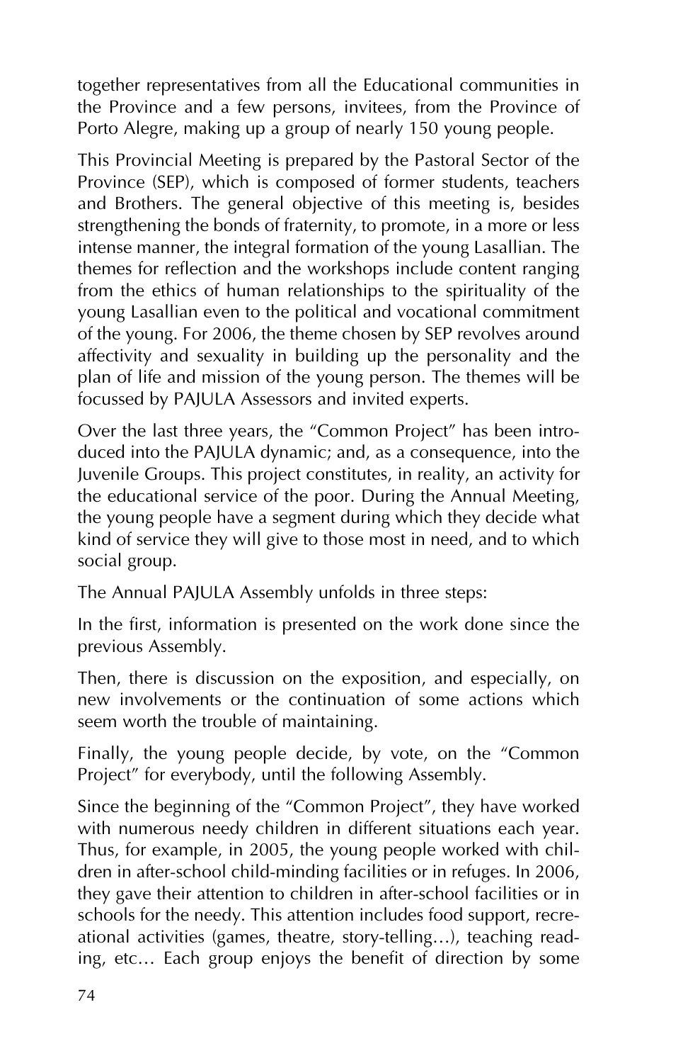together representatives from all the Educational communities in the Province and a few persons, invitees, from the Province of Porto Alegre, making up a group of nearly 150 young people.

This Provincial Meeting is prepared by the Pastoral Sector of the Province (SEP), which is composed of former students, teachers and Brothers. The general objective of this meeting is, besides strengthening the bonds of fraternity, to promote, in a more or less intense manner, the integral formation of the young Lasallian. The themes for reflection and the workshops include content ranging from the ethics of human relationships to the spirituality of the young Lasallian even to the political and vocational commitment of the young. For 2006, the theme chosen by SEP revolves around affectivity and sexuality in building up the personality and the plan of life and mission of the young person. The themes will be focussed by PAJULA Assessors and invited experts.

Over the last three years, the "Common Project" has been introduced into the PAJULA dynamic; and, as a consequence, into the Juvenile Groups. This project constitutes, in reality, an activity for the educational service of the poor. During the Annual Meeting, the young people have a segment during which they decide what kind of service they will give to those most in need, and to which social group.

The Annual PAJULA Assembly unfolds in three steps:

In the first, information is presented on the work done since the previous Assembly.

Then, there is discussion on the exposition, and especially, on new involvements or the continuation of some actions which seem worth the trouble of maintaining.

Finally, the young people decide, by vote, on the "Common Project" for everybody, until the following Assembly.

Since the beginning of the "Common Project", they have worked with numerous needy children in different situations each year. Thus, for example, in 2005, the young people worked with children in after-school child-minding facilities or in refuges. In 2006, they gave their attention to children in after-school facilities or in schools for the needy. This attention includes food support, recreational activities (games, theatre, story-telling…), teaching reading, etc… Each group enjoys the benefit of direction by some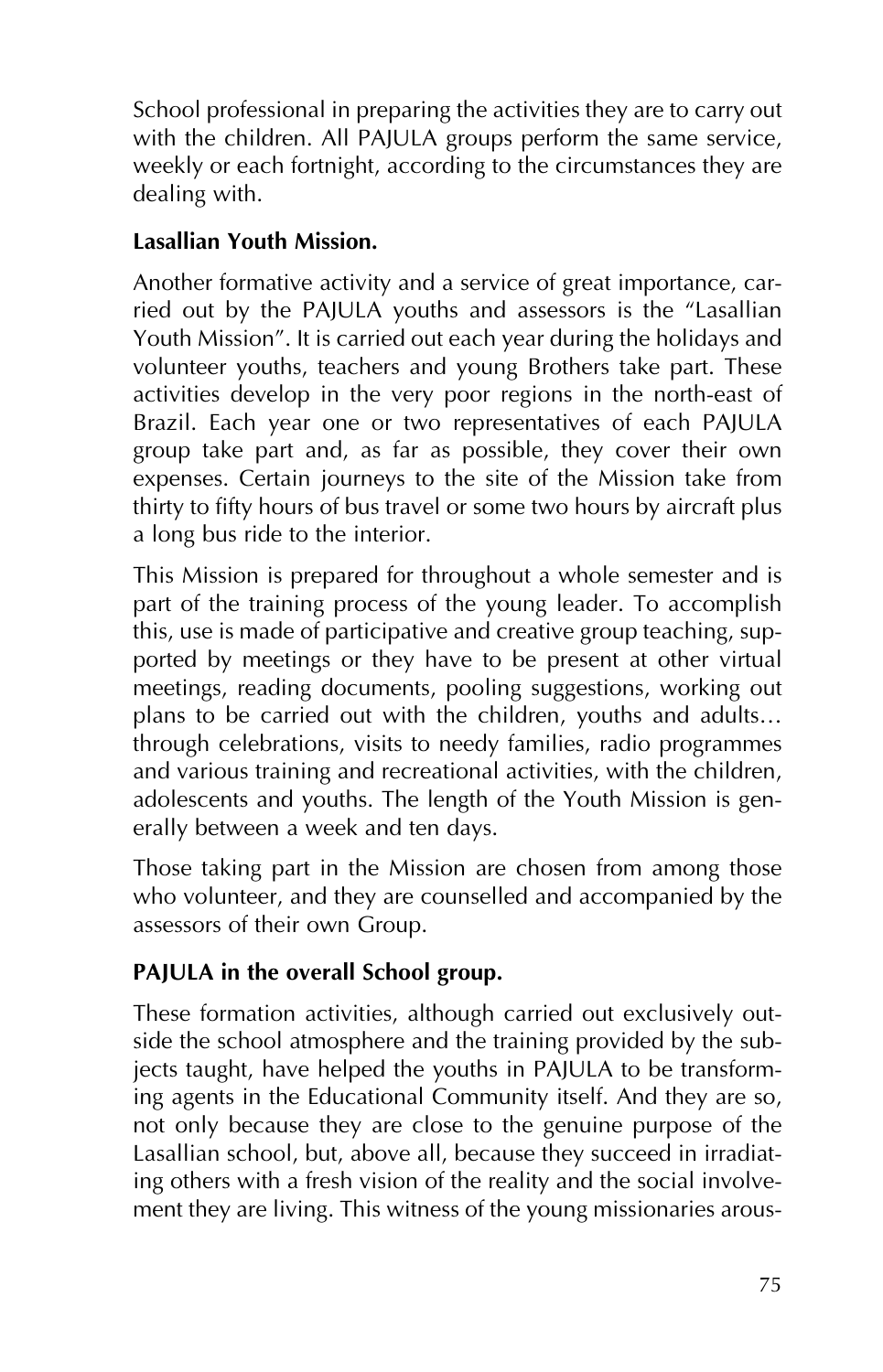School professional in preparing the activities they are to carry out with the children. All PAJULA groups perform the same service, weekly or each fortnight, according to the circumstances they are dealing with.

**Lasallian Youth Mission.**

Another formative activity and a service of great importance, carried out by the PAJULA youths and assessors is the "Lasallian Youth Mission". It is carried out each year during the holidays and volunteer youths, teachers and young Brothers take part. These activities develop in the very poor regions in the north-east of Brazil. Each year one or two representatives of each PAJULA group take part and, as far as possible, they cover their own expenses. Certain journeys to the site of the Mission take from thirty to fifty hours of bus travel or some two hours by aircraft plus a long bus ride to the interior.

This Mission is prepared for throughout a whole semester and is part of the training process of the young leader. To accomplish this, use is made of participative and creative group teaching, supported by meetings or they have to be present at other virtual meetings, reading documents, pooling suggestions, working out plans to be carried out with the children, youths and adults… through celebrations, visits to needy families, radio programmes and various training and recreational activities, with the children, adolescents and youths. The length of the Youth Mission is generally between a week and ten days.

Those taking part in the Mission are chosen from among those who volunteer, and they are counselled and accompanied by the assessors of their own Group.

**PAJULA in the overall School group.**

These formation activities, although carried out exclusively outside the school atmosphere and the training provided by the subjects taught, have helped the youths in PAJULA to be transforming agents in the Educational Community itself. And they are so, not only because they are close to the genuine purpose of the Lasallian school, but, above all, because they succeed in irradiating others with a fresh vision of the reality and the social involvement they are living. This witness of the young missionaries arous-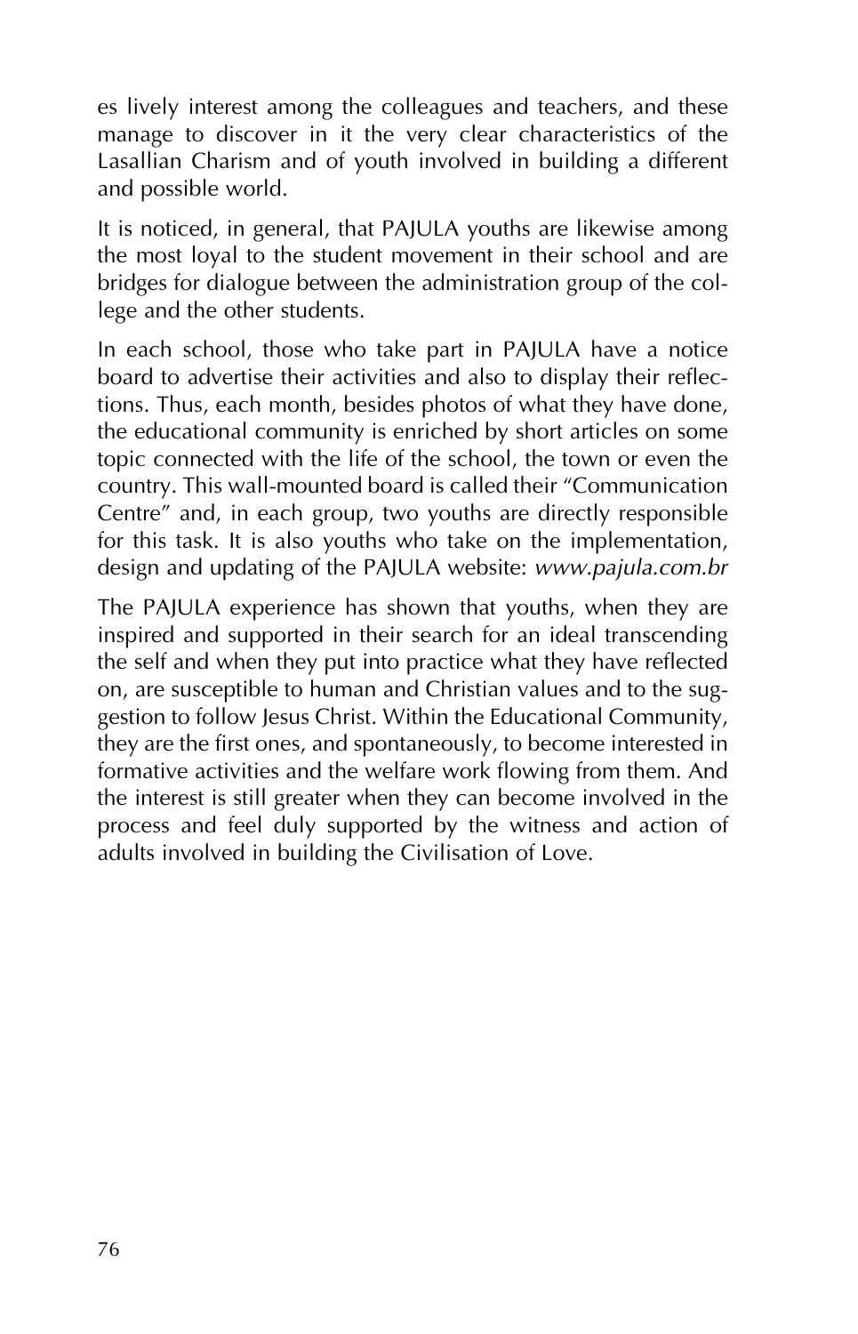es lively interest among the colleagues and teachers, and these manage to discover in it the very clear characteristics of the Lasallian Charism and of youth involved in building a different and possible world.

It is noticed, in general, that PAJULA youths are likewise among the most loyal to the student movement in their school and are bridges for dialogue between the administration group of the college and the other students.

In each school, those who take part in PAJULA have a notice board to advertise their activities and also to display their reflections. Thus, each month, besides photos of what they have done, the educational community is enriched by short articles on some topic connected with the life of the school, the town or even the country. This wall-mounted board is called their "Communication Centre" and, in each group, two youths are directly responsible for this task. It is also youths who take on the implementation, design and updating of the PAJULA website: *www.pajula.com.br*

The PAJULA experience has shown that youths, when they are inspired and supported in their search for an ideal transcending the self and when they put into practice what they have reflected on, are susceptible to human and Christian values and to the suggestion to follow Jesus Christ. Within the Educational Community, they are the first ones, and spontaneously, to become interested in formative activities and the welfare work flowing from them. And the interest is still greater when they can become involved in the process and feel duly supported by the witness and action of adults involved in building the Civilisation of Love.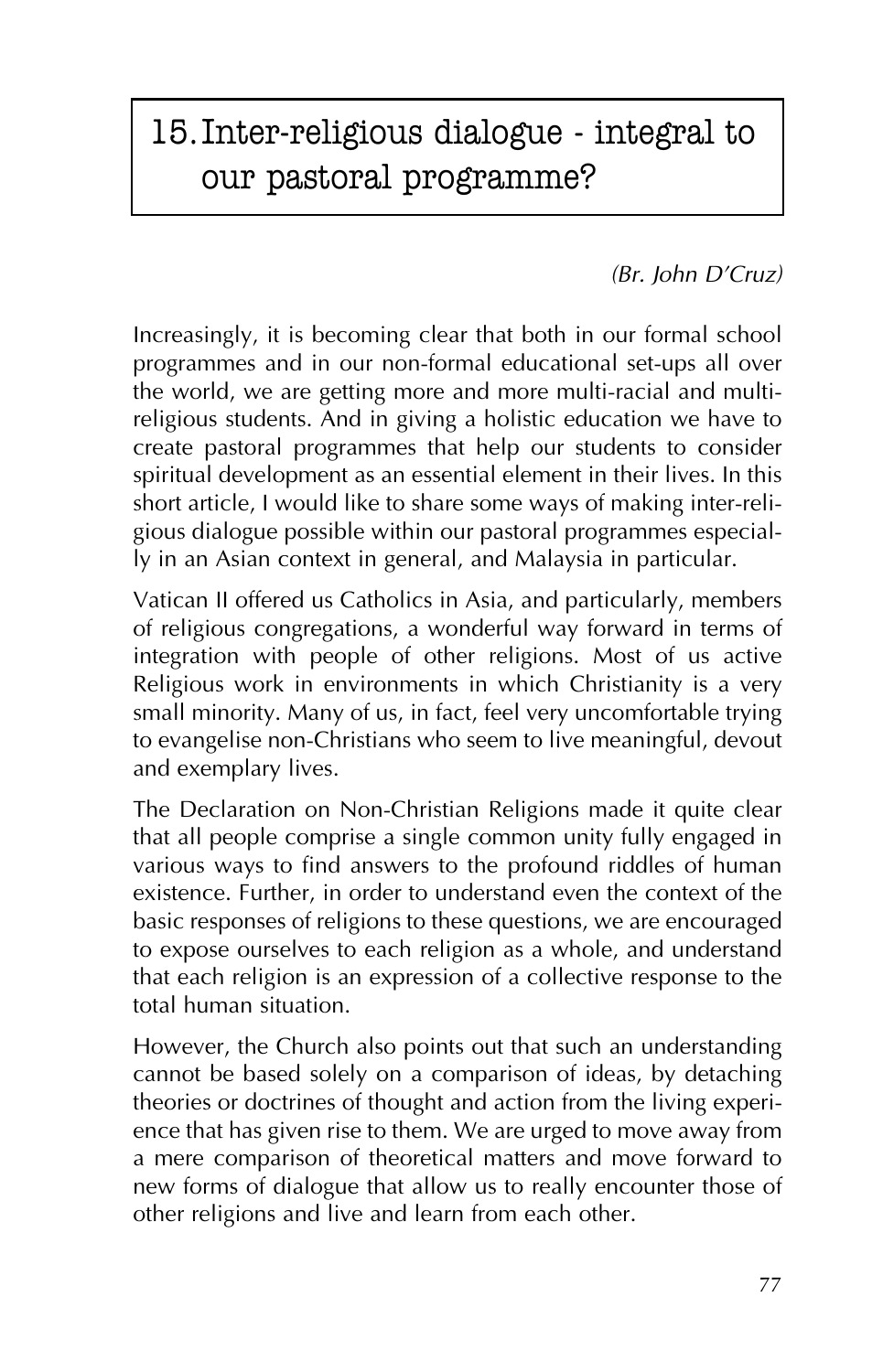# 15. Inter-religious dialogue - integral to our pastoral programme?

*(Br. John D'Cruz)*

Increasingly, it is becoming clear that both in our formal school programmes and in our non-formal educational set-ups all over the world, we are getting more and more multi-racial and multi-religious students. And in giving a holistic education we have to create pastoral programmes that help our students to consider spiritual development as an essential element in their lives. In this short article, I would like to share some ways of making inter-religious dialogue possible within our pastoral programmes especially in an Asian context in general, and Malaysia in particular.

Vatican II offered us Catholics in Asia, and particularly, members of religious congregations, a wonderful way forward in terms of integration with people of other religions. Most of us active Religious work in environments in which Christianity is a very small minority. Many of us, in fact, feel very uncomfortable trying to evangelise non-Christians who seem to live meaningful, devout and exemplary lives.

The Declaration on Non-Christian Religions made it quite clear that all people comprise a single common unity fully engaged in various ways to find answers to the profound riddles of human existence. Further, in order to understand even the context of the basic responses of religions to these questions, we are encouraged to expose ourselves to each religion as a whole, and understand that each religion is an expression of a collective response to the total human situation.

However, the Church also points out that such an understanding cannot be based solely on a comparison of ideas, by detaching theories or doctrines of thought and action from the living experience that has given rise to them. We are urged to move away from a mere comparison of theoretical matters and move forward to new forms of dialogue that allow us to really encounter those of other religions and live and learn from each other.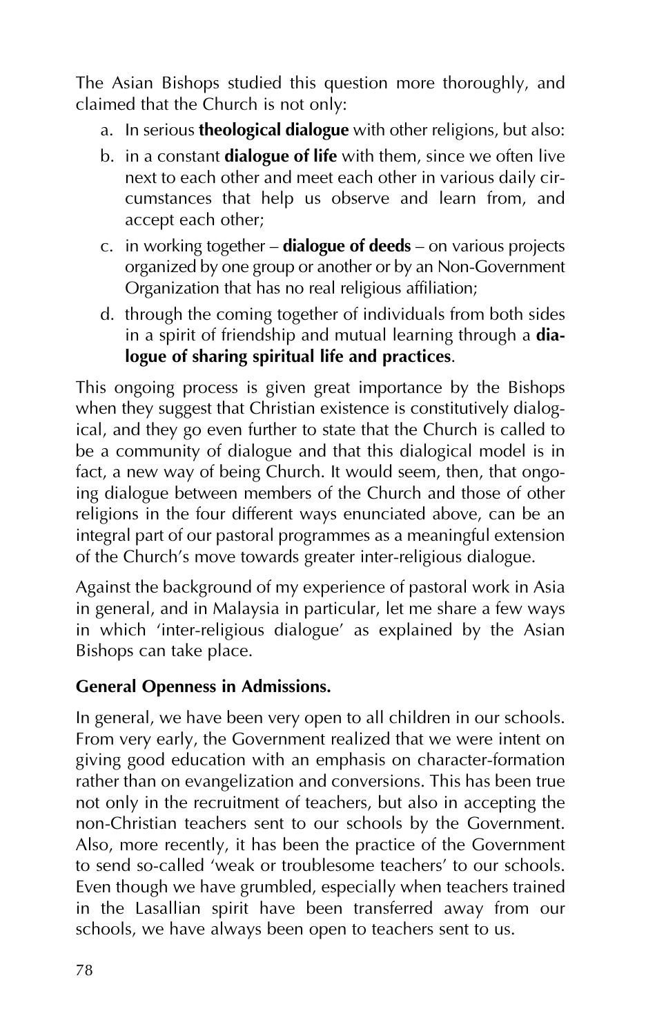The Asian Bishops studied this question more thoroughly, and claimed that the Church is not only:

a. In serious **theological dialogue** with other religions, but also:
b. in a constant **dialogue of life** with them, since we often live next to each other and meet each other in various daily circumstances that help us observe and learn from, and accept each other;
c. in working together – **dialogue of deeds** – on various projects organized by one group or another or by an Non-Government Organization that has no real religious affiliation;
d. through the coming together of individuals from both sides in a spirit of friendship and mutual learning through a **dialogue of sharing spiritual life and practices**.

This ongoing process is given great importance by the Bishops when they suggest that Christian existence is constitutively dialogical, and they go even further to state that the Church is called to be a community of dialogue and that this dialogical model is in fact, a new way of being Church. It would seem, then, that ongoing dialogue between members of the Church and those of other religions in the four different ways enunciated above, can be an integral part of our pastoral programmes as a meaningful extension of the Church's move towards greater inter-religious dialogue.

Against the background of my experience of pastoral work in Asia in general, and in Malaysia in particular, let me share a few ways in which 'inter-religious dialogue' as explained by the Asian Bishops can take place.

**General Openness in Admissions.**

In general, we have been very open to all children in our schools. From very early, the Government realized that we were intent on giving good education with an emphasis on character-formation rather than on evangelization and conversions. This has been true not only in the recruitment of teachers, but also in accepting the non-Christian teachers sent to our schools by the Government. Also, more recently, it has been the practice of the Government to send so-called 'weak or troublesome teachers' to our schools. Even though we have grumbled, especially when teachers trained in the Lasallian spirit have been transferred away from our schools, we have always been open to teachers sent to us.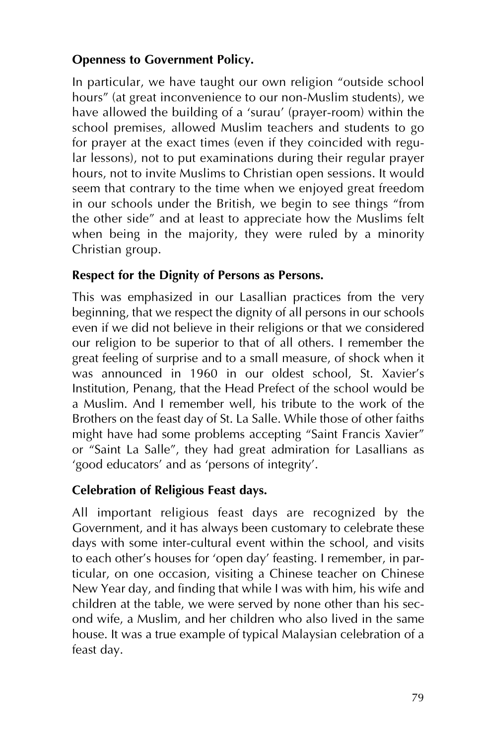**Openness to Government Policy.**

In particular, we have taught our own religion "outside school hours" (at great inconvenience to our non-Muslim students), we have allowed the building of a 'surau' (prayer-room) within the school premises, allowed Muslim teachers and students to go for prayer at the exact times (even if they coincided with regular lessons), not to put examinations during their regular prayer hours, not to invite Muslims to Christian open sessions. It would seem that contrary to the time when we enjoyed great freedom in our schools under the British, we begin to see things "from the other side" and at least to appreciate how the Muslims felt when being in the majority, they were ruled by a minority Christian group.

**Respect for the Dignity of Persons as Persons.**

This was emphasized in our Lasallian practices from the very beginning, that we respect the dignity of all persons in our schools even if we did not believe in their religions or that we considered our religion to be superior to that of all others. I remember the great feeling of surprise and to a small measure, of shock when it was announced in 1960 in our oldest school, St. Xavier's Institution, Penang, that the Head Prefect of the school would be a Muslim. And I remember well, his tribute to the work of the Brothers on the feast day of St. La Salle. While those of other faiths might have had some problems accepting "Saint Francis Xavier" or "Saint La Salle", they had great admiration for Lasallians as 'good educators' and as 'persons of integrity'.

**Celebration of Religious Feast days.**

All important religious feast days are recognized by the Government, and it has always been customary to celebrate these days with some inter-cultural event within the school, and visits to each other's houses for 'open day' feasting. I remember, in particular, on one occasion, visiting a Chinese teacher on Chinese New Year day, and finding that while I was with him, his wife and children at the table, we were served by none other than his second wife, a Muslim, and her children who also lived in the same house. It was a true example of typical Malaysian celebration of a feast day.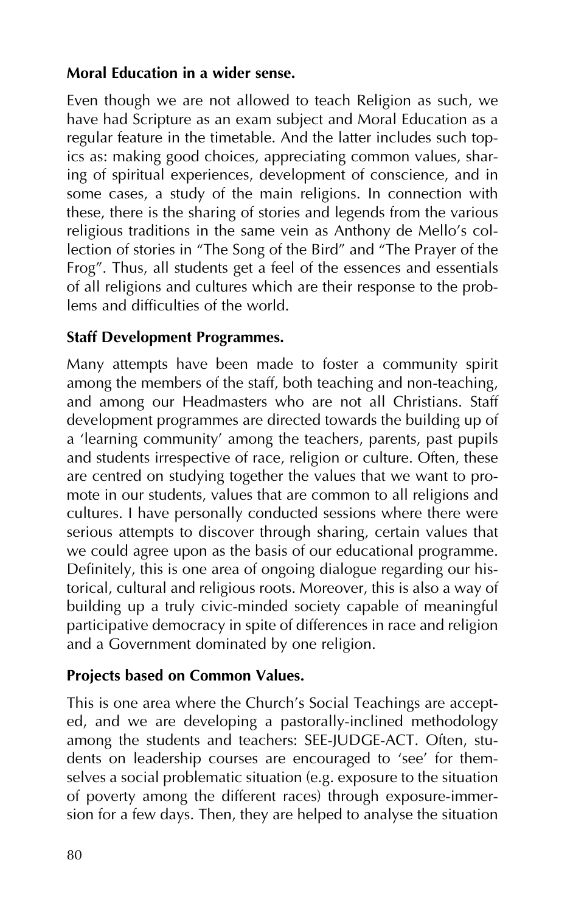**Moral Education in a wider sense.**

Even though we are not allowed to teach Religion as such, we have had Scripture as an exam subject and Moral Education as a regular feature in the timetable. And the latter includes such topics as: making good choices, appreciating common values, sharing of spiritual experiences, development of conscience, and in some cases, a study of the main religions. In connection with these, there is the sharing of stories and legends from the various religious traditions in the same vein as Anthony de Mello's collection of stories in "The Song of the Bird" and "The Prayer of the Frog". Thus, all students get a feel of the essences and essentials of all religions and cultures which are their response to the problems and difficulties of the world.

**Staff Development Programmes.**

Many attempts have been made to foster a community spirit among the members of the staff, both teaching and non-teaching, and among our Headmasters who are not all Christians. Staff development programmes are directed towards the building up of a 'learning community' among the teachers, parents, past pupils and students irrespective of race, religion or culture. Often, these are centred on studying together the values that we want to promote in our students, values that are common to all religions and cultures. I have personally conducted sessions where there were serious attempts to discover through sharing, certain values that we could agree upon as the basis of our educational programme. Definitely, this is one area of ongoing dialogue regarding our historical, cultural and religious roots. Moreover, this is also a way of building up a truly civic-minded society capable of meaningful participative democracy in spite of differences in race and religion and a Government dominated by one religion.

**Projects based on Common Values.**

This is one area where the Church's Social Teachings are accepted, and we are developing a pastorally-inclined methodology among the students and teachers: SEE-JUDGE-ACT. Often, students on leadership courses are encouraged to 'see' for themselves a social problematic situation (e.g. exposure to the situation of poverty among the different races) through exposure-immersion for a few days. Then, they are helped to analyse the situation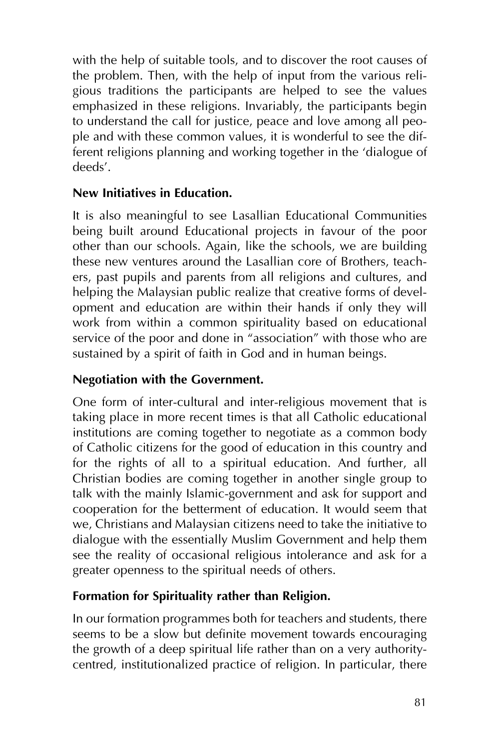with the help of suitable tools, and to discover the root causes of the problem. Then, with the help of input from the various religious traditions the participants are helped to see the values emphasized in these religions. Invariably, the participants begin to understand the call for justice, peace and love among all people and with these common values, it is wonderful to see the different religions planning and working together in the 'dialogue of deeds'.

**New Initiatives in Education.**

It is also meaningful to see Lasallian Educational Communities being built around Educational projects in favour of the poor other than our schools. Again, like the schools, we are building these new ventures around the Lasallian core of Brothers, teachers, past pupils and parents from all religions and cultures, and helping the Malaysian public realize that creative forms of development and education are within their hands if only they will work from within a common spirituality based on educational service of the poor and done in "association" with those who are sustained by a spirit of faith in God and in human beings.

**Negotiation with the Government.**

One form of inter-cultural and inter-religious movement that is taking place in more recent times is that all Catholic educational institutions are coming together to negotiate as a common body of Catholic citizens for the good of education in this country and for the rights of all to a spiritual education. And further, all Christian bodies are coming together in another single group to talk with the mainly Islamic-government and ask for support and cooperation for the betterment of education. It would seem that we, Christians and Malaysian citizens need to take the initiative to dialogue with the essentially Muslim Government and help them see the reality of occasional religious intolerance and ask for a greater openness to the spiritual needs of others.

**Formation for Spirituality rather than Religion.**

In our formation programmes both for teachers and students, there seems to be a slow but definite movement towards encouraging the growth of a deep spiritual life rather than on a very authority-centred, institutionalized practice of religion. In particular, there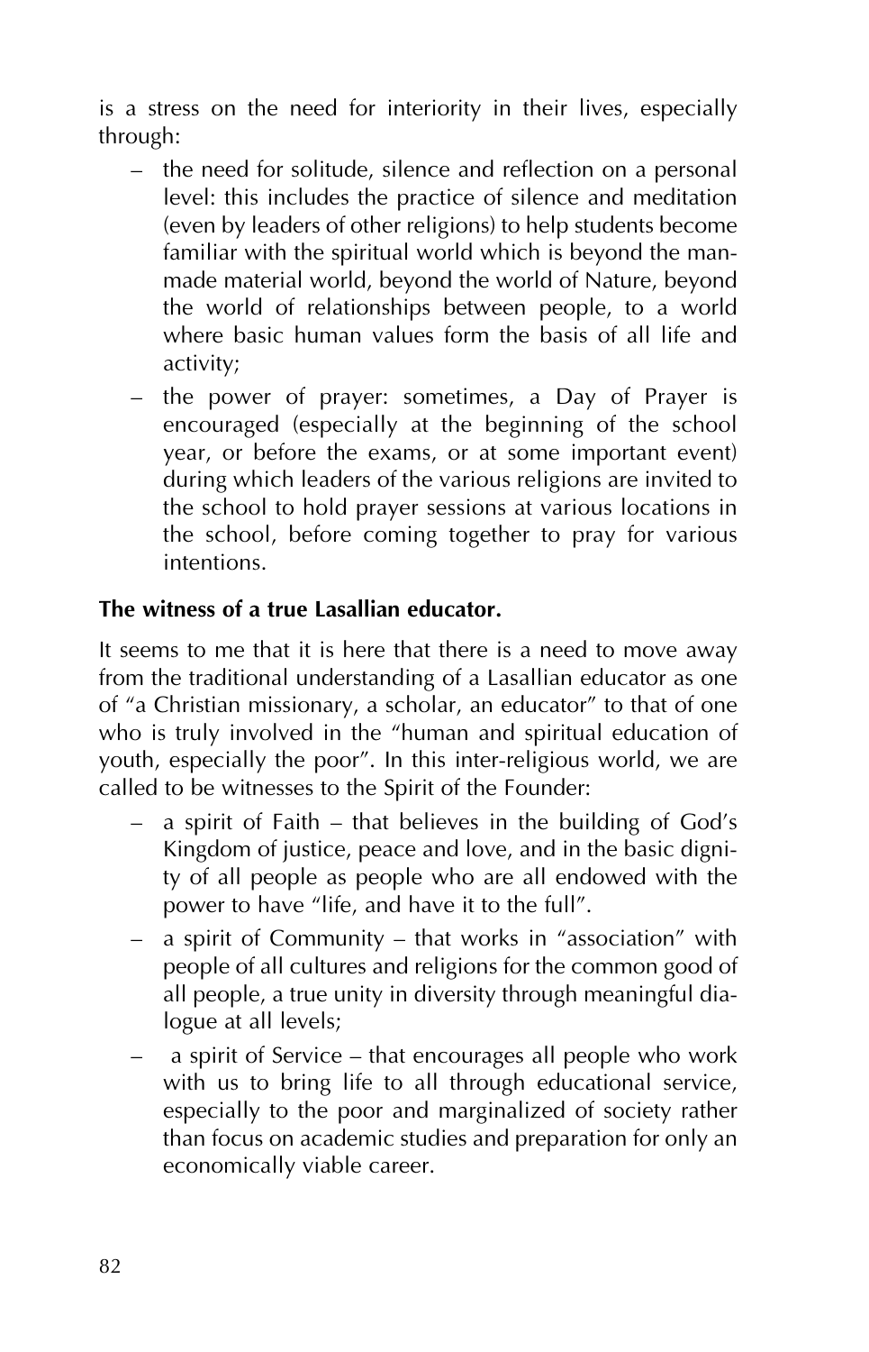is a stress on the need for interiority in their lives, especially through:

- the need for solitude, silence and reflection on a personal level: this includes the practice of silence and meditation (even by leaders of other religions) to help students become familiar with the spiritual world which is beyond the man-made material world, beyond the world of Nature, beyond the world of relationships between people, to a world where basic human values form the basis of all life and activity;
- the power of prayer: sometimes, a Day of Prayer is encouraged (especially at the beginning of the school year, or before the exams, or at some important event) during which leaders of the various religions are invited to the school to hold prayer sessions at various locations in the school, before coming together to pray for various intentions.

**The witness of a true Lasallian educator.**

It seems to me that it is here that there is a need to move away from the traditional understanding of a Lasallian educator as one of "a Christian missionary, a scholar, an educator" to that of one who is truly involved in the "human and spiritual education of youth, especially the poor". In this inter-religious world, we are called to be witnesses to the Spirit of the Founder:

- a spirit of Faith – that believes in the building of God's Kingdom of justice, peace and love, and in the basic dignity of all people as people who are all endowed with the power to have "life, and have it to the full".
- a spirit of Community – that works in "association" with people of all cultures and religions for the common good of all people, a true unity in diversity through meaningful dialogue at all levels;
- a spirit of Service – that encourages all people who work with us to bring life to all through educational service, especially to the poor and marginalized of society rather than focus on academic studies and preparation for only an economically viable career.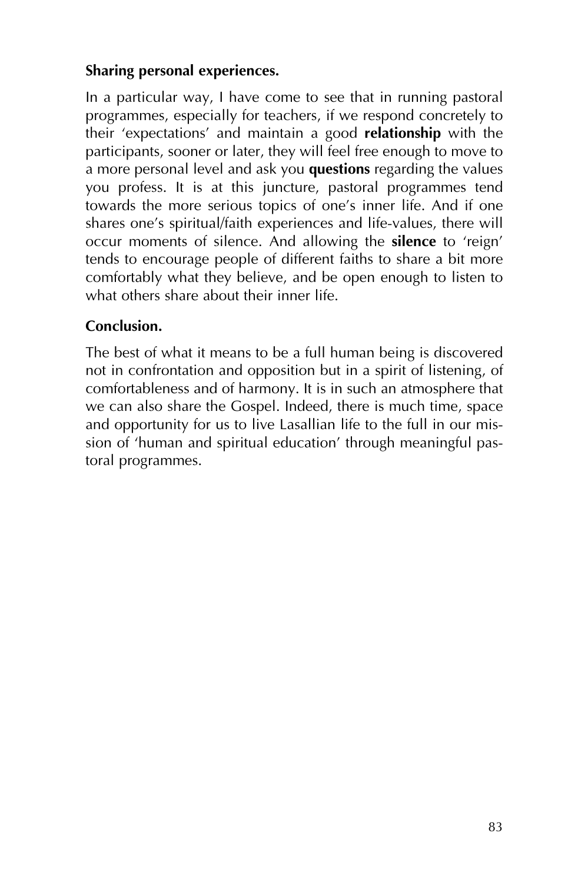**Sharing personal experiences.**

In a particular way, I have come to see that in running pastoral programmes, especially for teachers, if we respond concretely to their 'expectations' and maintain a good **relationship** with the participants, sooner or later, they will feel free enough to move to a more personal level and ask you **questions** regarding the values you profess. It is at this juncture, pastoral programmes tend towards the more serious topics of one's inner life. And if one shares one's spiritual/faith experiences and life-values, there will occur moments of silence. And allowing the **silence** to 'reign' tends to encourage people of different faiths to share a bit more comfortably what they believe, and be open enough to listen to what others share about their inner life.

**Conclusion.**

The best of what it means to be a full human being is discovered not in confrontation and opposition but in a spirit of listening, of comfortableness and of harmony. It is in such an atmosphere that we can also share the Gospel. Indeed, there is much time, space and opportunity for us to live Lasallian life to the full in our mission of 'human and spiritual education' through meaningful pastoral programmes.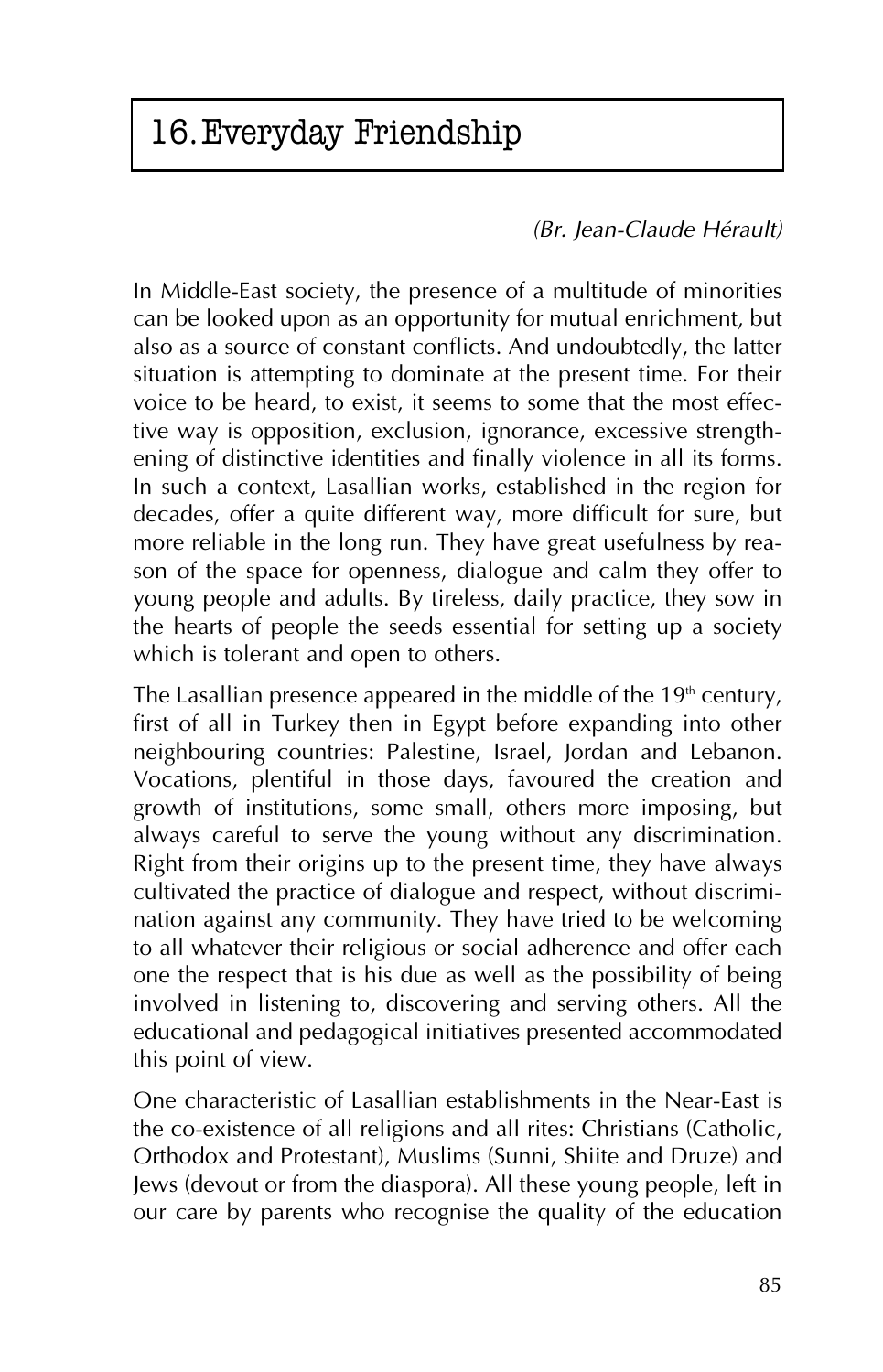# 16. Everyday Friendship

*(Br. Jean-Claude Hérault)*

In Middle-East society, the presence of a multitude of minorities can be looked upon as an opportunity for mutual enrichment, but also as a source of constant conflicts. And undoubtedly, the latter situation is attempting to dominate at the present time. For their voice to be heard, to exist, it seems to some that the most effective way is opposition, exclusion, ignorance, excessive strengthening of distinctive identities and finally violence in all its forms. In such a context, Lasallian works, established in the region for decades, offer a quite different way, more difficult for sure, but more reliable in the long run. They have great usefulness by reason of the space for openness, dialogue and calm they offer to young people and adults. By tireless, daily practice, they sow in the hearts of people the seeds essential for setting up a society which is tolerant and open to others.

The Lasallian presence appeared in the middle of the 19th century, first of all in Turkey then in Egypt before expanding into other neighbouring countries: Palestine, Israel, Jordan and Lebanon. Vocations, plentiful in those days, favoured the creation and growth of institutions, some small, others more imposing, but always careful to serve the young without any discrimination. Right from their origins up to the present time, they have always cultivated the practice of dialogue and respect, without discrimination against any community. They have tried to be welcoming to all whatever their religious or social adherence and offer each one the respect that is his due as well as the possibility of being involved in listening to, discovering and serving others. All the educational and pedagogical initiatives presented accommodated this point of view.

One characteristic of Lasallian establishments in the Near-East is the co-existence of all religions and all rites: Christians (Catholic, Orthodox and Protestant), Muslims (Sunni, Shiite and Druze) and Jews (devout or from the diaspora). All these young people, left in our care by parents who recognise the quality of the education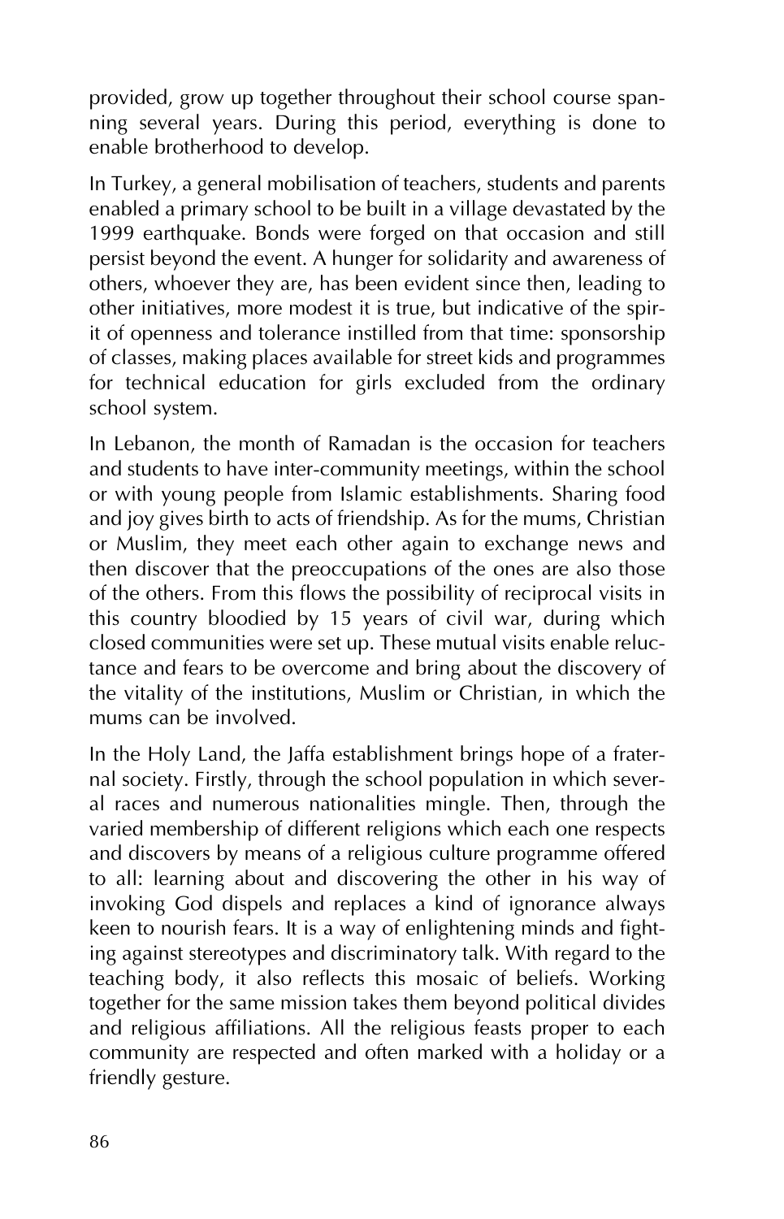provided, grow up together throughout their school course spanning several years. During this period, everything is done to enable brotherhood to develop.

In Turkey, a general mobilisation of teachers, students and parents enabled a primary school to be built in a village devastated by the 1999 earthquake. Bonds were forged on that occasion and still persist beyond the event. A hunger for solidarity and awareness of others, whoever they are, has been evident since then, leading to other initiatives, more modest it is true, but indicative of the spirit of openness and tolerance instilled from that time: sponsorship of classes, making places available for street kids and programmes for technical education for girls excluded from the ordinary school system.

In Lebanon, the month of Ramadan is the occasion for teachers and students to have inter-community meetings, within the school or with young people from Islamic establishments. Sharing food and joy gives birth to acts of friendship. As for the mums, Christian or Muslim, they meet each other again to exchange news and then discover that the preoccupations of the ones are also those of the others. From this flows the possibility of reciprocal visits in this country bloodied by 15 years of civil war, during which closed communities were set up. These mutual visits enable reluctance and fears to be overcome and bring about the discovery of the vitality of the institutions, Muslim or Christian, in which the mums can be involved.

In the Holy Land, the Jaffa establishment brings hope of a fraternal society. Firstly, through the school population in which several races and numerous nationalities mingle. Then, through the varied membership of different religions which each one respects and discovers by means of a religious culture programme offered to all: learning about and discovering the other in his way of invoking God dispels and replaces a kind of ignorance always keen to nourish fears. It is a way of enlightening minds and fighting against stereotypes and discriminatory talk. With regard to the teaching body, it also reflects this mosaic of beliefs. Working together for the same mission takes them beyond political divides and religious affiliations. All the religious feasts proper to each community are respected and often marked with a holiday or a friendly gesture.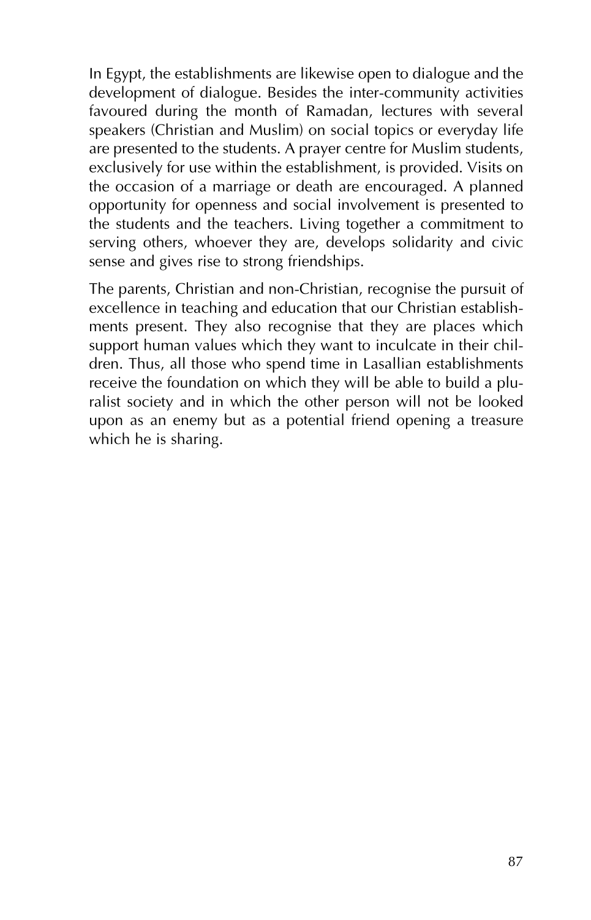In Egypt, the establishments are likewise open to dialogue and the development of dialogue. Besides the inter-community activities favoured during the month of Ramadan, lectures with several speakers (Christian and Muslim) on social topics or everyday life are presented to the students. A prayer centre for Muslim students, exclusively for use within the establishment, is provided. Visits on the occasion of a marriage or death are encouraged. A planned opportunity for openness and social involvement is presented to the students and the teachers. Living together a commitment to serving others, whoever they are, develops solidarity and civic sense and gives rise to strong friendships.

The parents, Christian and non-Christian, recognise the pursuit of excellence in teaching and education that our Christian establishments present. They also recognise that they are places which support human values which they want to inculcate in their children. Thus, all those who spend time in Lasallian establishments receive the foundation on which they will be able to build a pluralist society and in which the other person will not be looked upon as an enemy but as a potential friend opening a treasure which he is sharing.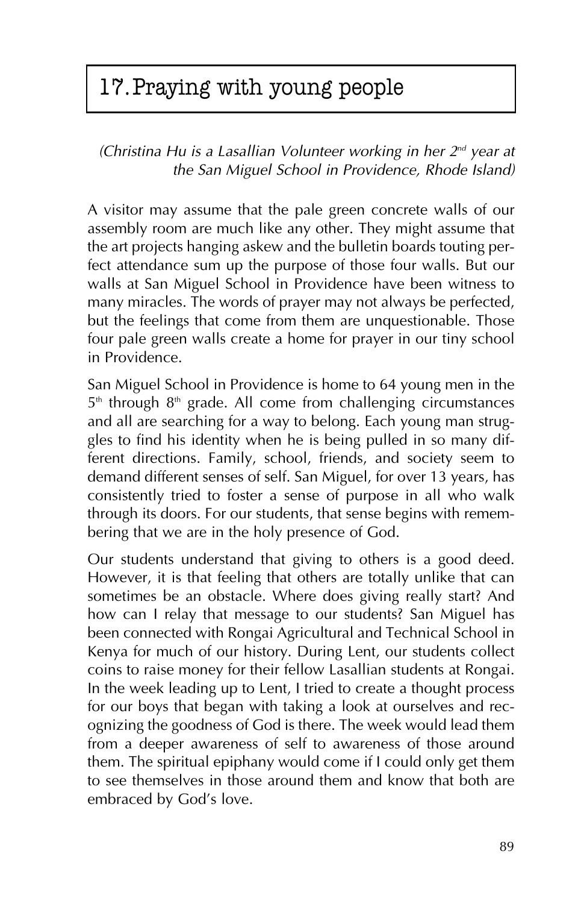# 17. Praying with young people

*(Christina Hu is a Lasallian Volunteer working in her 2nd year at the San Miguel School in Providence, Rhode Island)*

A visitor may assume that the pale green concrete walls of our assembly room are much like any other. They might assume that the art projects hanging askew and the bulletin boards touting perfect attendance sum up the purpose of those four walls. But our walls at San Miguel School in Providence have been witness to many miracles. The words of prayer may not always be perfected, but the feelings that come from them are unquestionable. Those four pale green walls create a home for prayer in our tiny school in Providence.

San Miguel School in Providence is home to 64 young men in the 5th through 8th grade. All come from challenging circumstances and all are searching for a way to belong. Each young man struggles to find his identity when he is being pulled in so many different directions. Family, school, friends, and society seem to demand different senses of self. San Miguel, for over 13 years, has consistently tried to foster a sense of purpose in all who walk through its doors. For our students, that sense begins with remembering that we are in the holy presence of God.

Our students understand that giving to others is a good deed. However, it is that feeling that others are totally unlike that can sometimes be an obstacle. Where does giving really start? And how can I relay that message to our students? San Miguel has been connected with Rongai Agricultural and Technical School in Kenya for much of our history. During Lent, our students collect coins to raise money for their fellow Lasallian students at Rongai. In the week leading up to Lent, I tried to create a thought process for our boys that began with taking a look at ourselves and recognizing the goodness of God is there. The week would lead them from a deeper awareness of self to awareness of those around them. The spiritual epiphany would come if I could only get them to see themselves in those around them and know that both are embraced by God's love.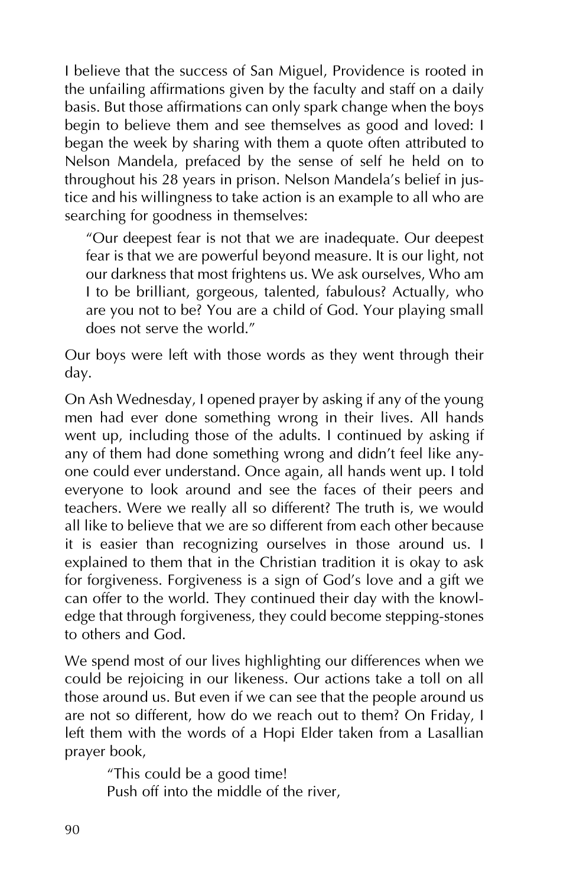I believe that the success of San Miguel, Providence is rooted in the unfailing affirmations given by the faculty and staff on a daily basis. But those affirmations can only spark change when the boys begin to believe them and see themselves as good and loved: I began the week by sharing with them a quote often attributed to Nelson Mandela, prefaced by the sense of self he held on to throughout his 28 years in prison. Nelson Mandela's belief in justice and his willingness to take action is an example to all who are searching for goodness in themselves:

> "Our deepest fear is not that we are inadequate. Our deepest fear is that we are powerful beyond measure. It is our light, not our darkness that most frightens us. We ask ourselves, Who am I to be brilliant, gorgeous, talented, fabulous? Actually, who are you not to be? You are a child of God. Your playing small does not serve the world."

Our boys were left with those words as they went through their day.

On Ash Wednesday, I opened prayer by asking if any of the young men had ever done something wrong in their lives. All hands went up, including those of the adults. I continued by asking if any of them had done something wrong and didn't feel like anyone could ever understand. Once again, all hands went up. I told everyone to look around and see the faces of their peers and teachers. Were we really all so different? The truth is, we would all like to believe that we are so different from each other because it is easier than recognizing ourselves in those around us. I explained to them that in the Christian tradition it is okay to ask for forgiveness. Forgiveness is a sign of God's love and a gift we can offer to the world. They continued their day with the knowledge that through forgiveness, they could become stepping-stones to others and God.

We spend most of our lives highlighting our differences when we could be rejoicing in our likeness. Our actions take a toll on all those around us. But even if we can see that the people around us are not so different, how do we reach out to them? On Friday, I left them with the words of a Hopi Elder taken from a Lasallian prayer book,

> "This could be a good time!
> Push off into the middle of the river,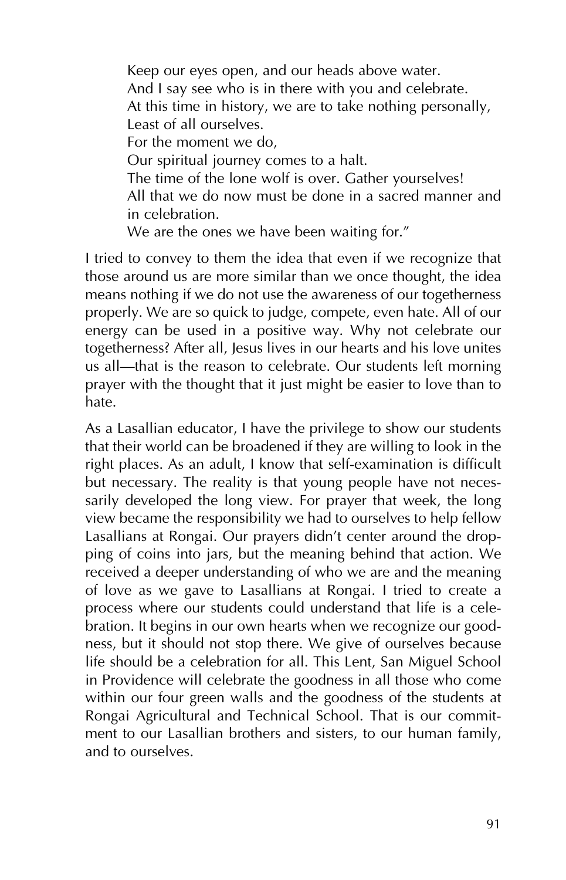> Keep our eyes open, and our heads above water.
> And I say see who is in there with you and celebrate.
> At this time in history, we are to take nothing personally,
> Least of all ourselves.
> For the moment we do,
> Our spiritual journey comes to a halt.
> The time of the lone wolf is over. Gather yourselves!
> All that we do now must be done in a sacred manner and in celebration.
> We are the ones we have been waiting for."

I tried to convey to them the idea that even if we recognize that those around us are more similar than we once thought, the idea means nothing if we do not use the awareness of our togetherness properly. We are so quick to judge, compete, even hate. All of our energy can be used in a positive way. Why not celebrate our togetherness? After all, Jesus lives in our hearts and his love unites us all—that is the reason to celebrate. Our students left morning prayer with the thought that it just might be easier to love than to hate.

As a Lasallian educator, I have the privilege to show our students that their world can be broadened if they are willing to look in the right places. As an adult, I know that self-examination is difficult but necessary. The reality is that young people have not necessarily developed the long view. For prayer that week, the long view became the responsibility we had to ourselves to help fellow Lasallians at Rongai. Our prayers didn't center around the dropping of coins into jars, but the meaning behind that action. We received a deeper understanding of who we are and the meaning of love as we gave to Lasallians at Rongai. I tried to create a process where our students could understand that life is a celebration. It begins in our own hearts when we recognize our goodness, but it should not stop there. We give of ourselves because life should be a celebration for all. This Lent, San Miguel School in Providence will celebrate the goodness in all those who come within our four green walls and the goodness of the students at Rongai Agricultural and Technical School. That is our commitment to our Lasallian brothers and sisters, to our human family, and to ourselves.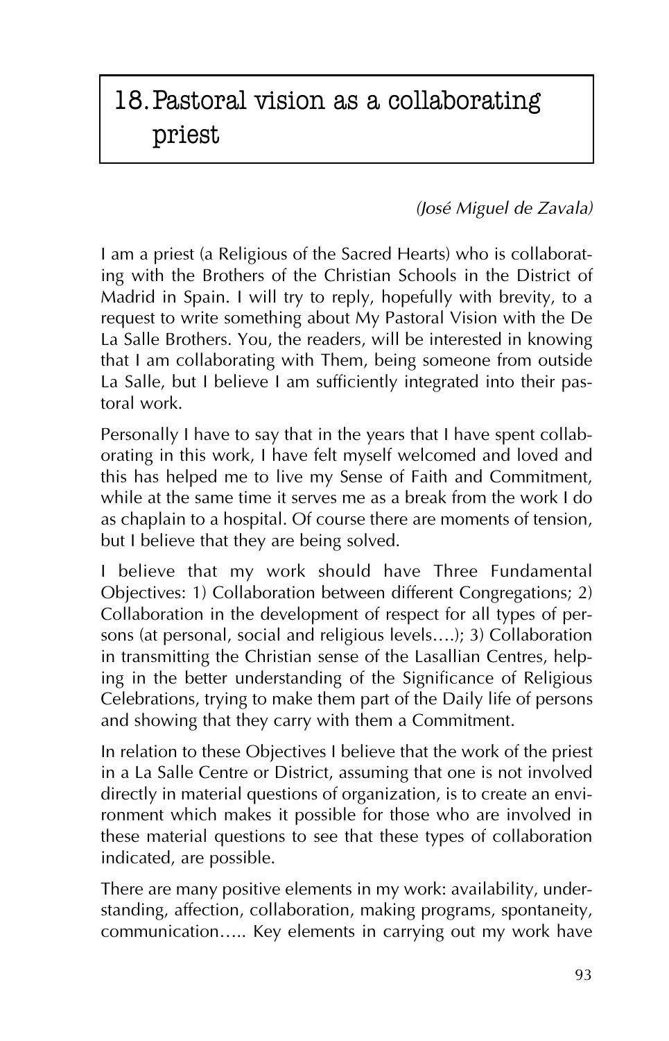# 18. Pastoral vision as a collaborating priest

*(José Miguel de Zavala)*

I am a priest (a Religious of the Sacred Hearts) who is collaborating with the Brothers of the Christian Schools in the District of Madrid in Spain. I will try to reply, hopefully with brevity, to a request to write something about My Pastoral Vision with the De La Salle Brothers. You, the readers, will be interested in knowing that I am collaborating with Them, being someone from outside La Salle, but I believe I am sufficiently integrated into their pastoral work.

Personally I have to say that in the years that I have spent collaborating in this work, I have felt myself welcomed and loved and this has helped me to live my Sense of Faith and Commitment, while at the same time it serves me as a break from the work I do as chaplain to a hospital. Of course there are moments of tension, but I believe that they are being solved.

I believe that my work should have Three Fundamental Objectives: 1) Collaboration between different Congregations; 2) Collaboration in the development of respect for all types of persons (at personal, social and religious levels….); 3) Collaboration in transmitting the Christian sense of the Lasallian Centres, helping in the better understanding of the Significance of Religious Celebrations, trying to make them part of the Daily life of persons and showing that they carry with them a Commitment.

In relation to these Objectives I believe that the work of the priest in a La Salle Centre or District, assuming that one is not involved directly in material questions of organization, is to create an environment which makes it possible for those who are involved in these material questions to see that these types of collaboration indicated, are possible.

There are many positive elements in my work: availability, understanding, affection, collaboration, making programs, spontaneity, communication….. Key elements in carrying out my work have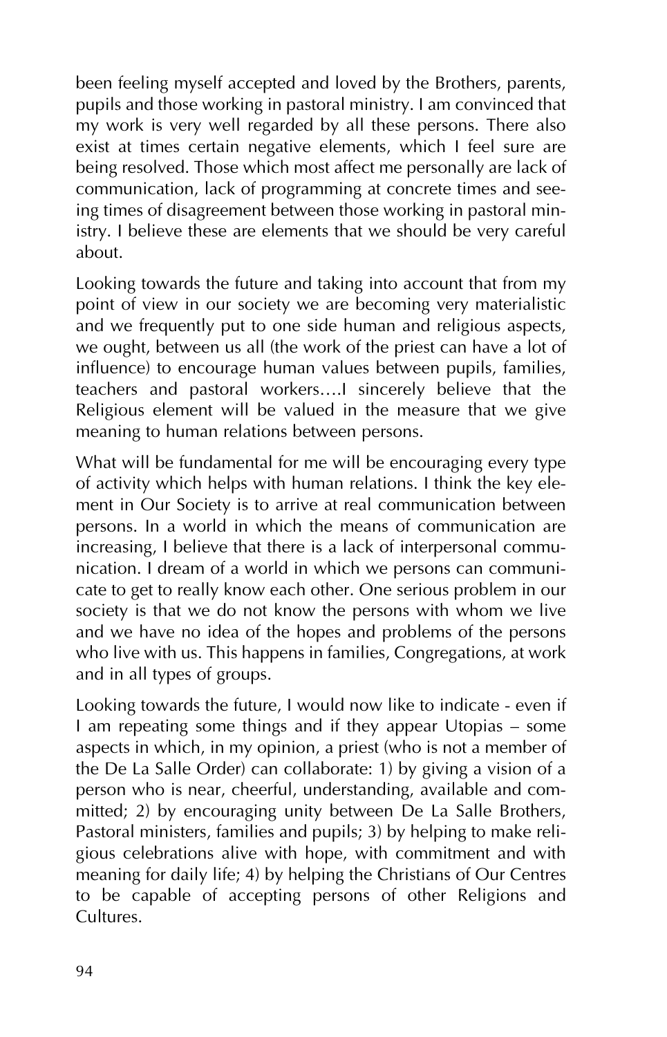been feeling myself accepted and loved by the Brothers, parents, pupils and those working in pastoral ministry. I am convinced that my work is very well regarded by all these persons. There also exist at times certain negative elements, which I feel sure are being resolved. Those which most affect me personally are lack of communication, lack of programming at concrete times and seeing times of disagreement between those working in pastoral ministry. I believe these are elements that we should be very careful about.

Looking towards the future and taking into account that from my point of view in our society we are becoming very materialistic and we frequently put to one side human and religious aspects, we ought, between us all (the work of the priest can have a lot of influence) to encourage human values between pupils, families, teachers and pastoral workers….I sincerely believe that the Religious element will be valued in the measure that we give meaning to human relations between persons.

What will be fundamental for me will be encouraging every type of activity which helps with human relations. I think the key element in Our Society is to arrive at real communication between persons. In a world in which the means of communication are increasing, I believe that there is a lack of interpersonal communication. I dream of a world in which we persons can communicate to get to really know each other. One serious problem in our society is that we do not know the persons with whom we live and we have no idea of the hopes and problems of the persons who live with us. This happens in families, Congregations, at work and in all types of groups.

Looking towards the future, I would now like to indicate - even if I am repeating some things and if they appear Utopias – some aspects in which, in my opinion, a priest (who is not a member of the De La Salle Order) can collaborate: 1) by giving a vision of a person who is near, cheerful, understanding, available and committed; 2) by encouraging unity between De La Salle Brothers, Pastoral ministers, families and pupils; 3) by helping to make religious celebrations alive with hope, with commitment and with meaning for daily life; 4) by helping the Christians of Our Centres to be capable of accepting persons of other Religions and Cultures.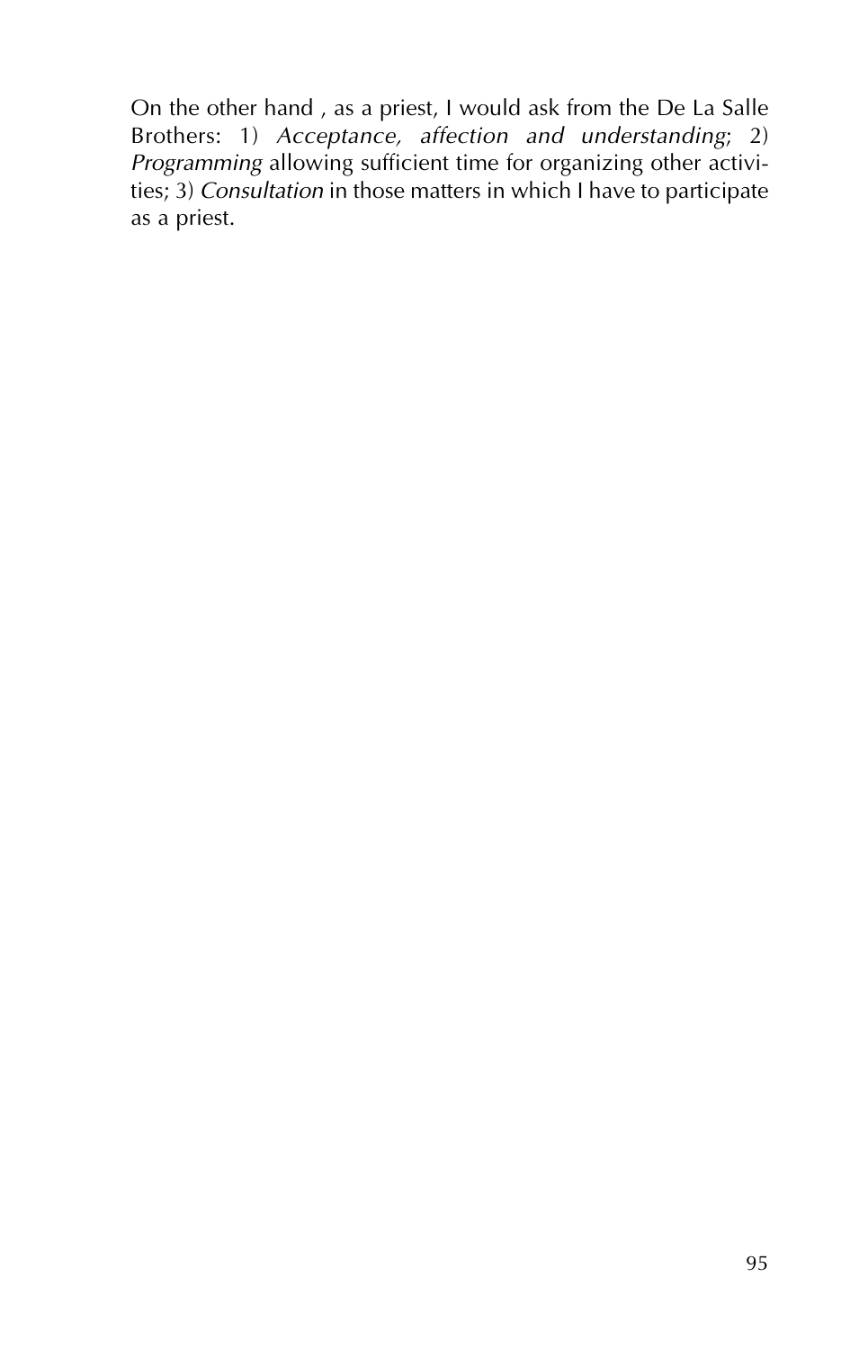On the other hand , as a priest, I would ask from the De La Salle Brothers: 1) *Acceptance, affection and understanding*; 2) *Programming* allowing sufficient time for organizing other activities; 3) *Consultation* in those matters in which I have to participate as a priest.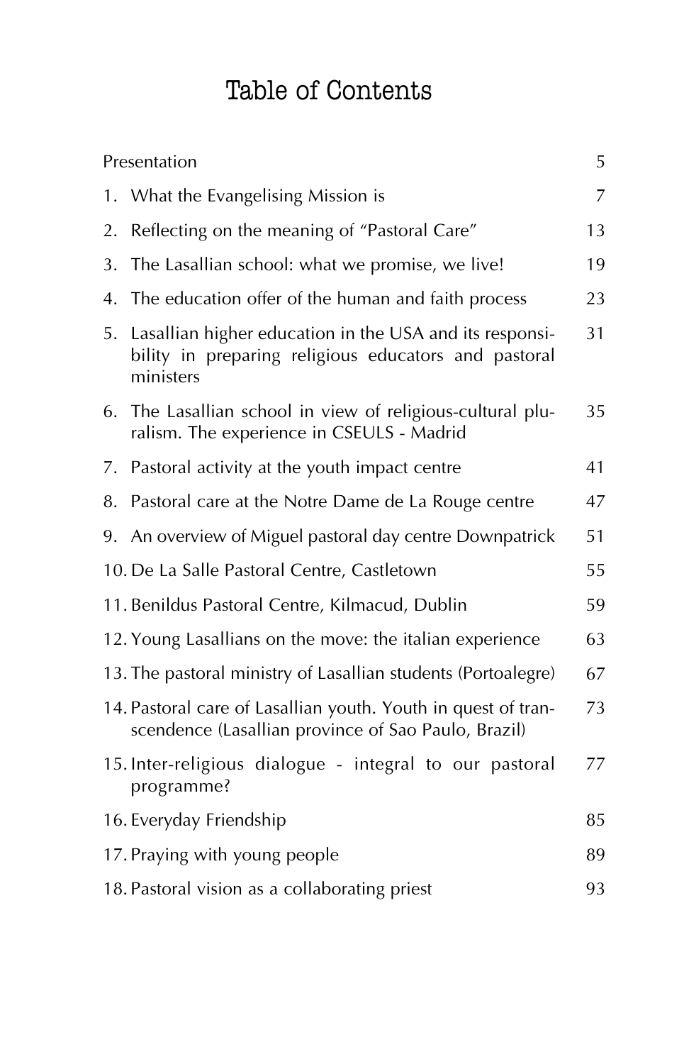# Table of Contents

| | | |
|---|---|---|
| | Presentation | 5 |
| 1. | What the Evangelising Mission is | 7 |
| 2. | Reflecting on the meaning of "Pastoral Care" | 13 |
| 3. | The Lasallian school: what we promise, we live! | 19 |
| 4. | The education offer of the human and faith process | 23 |
| 5. | Lasallian higher education in the USA and its responsibility in preparing religious educators and pastoral ministers | 31 |
| 6. | The Lasallian school in view of religious-cultural pluralism. The experience in CSEULS - Madrid | 35 |
| 7. | Pastoral activity at the youth impact centre | 41 |
| 8. | Pastoral care at the Notre Dame de La Rouge centre | 47 |
| 9. | An overview of Miguel pastoral day centre Downpatrick | 51 |
| 10. | De La Salle Pastoral Centre, Castletown | 55 |
| 11. | Benildus Pastoral Centre, Kilmacud, Dublin | 59 |
| 12. | Young Lasallians on the move: the italian experience | 63 |
| 13. | The pastoral ministry of Lasallian students (Portoalegre) | 67 |
| 14. | Pastoral care of Lasallian youth. Youth in quest of transcendence (Lasallian province of Sao Paulo, Brazil) | 73 |
| 15. | Inter-religious dialogue - integral to our pastoral programme? | 77 |
| 16. | Everyday Friendship | 85 |
| 17. | Praying with young people | 89 |
| 18. | Pastoral vision as a collaborating priest | 93 |